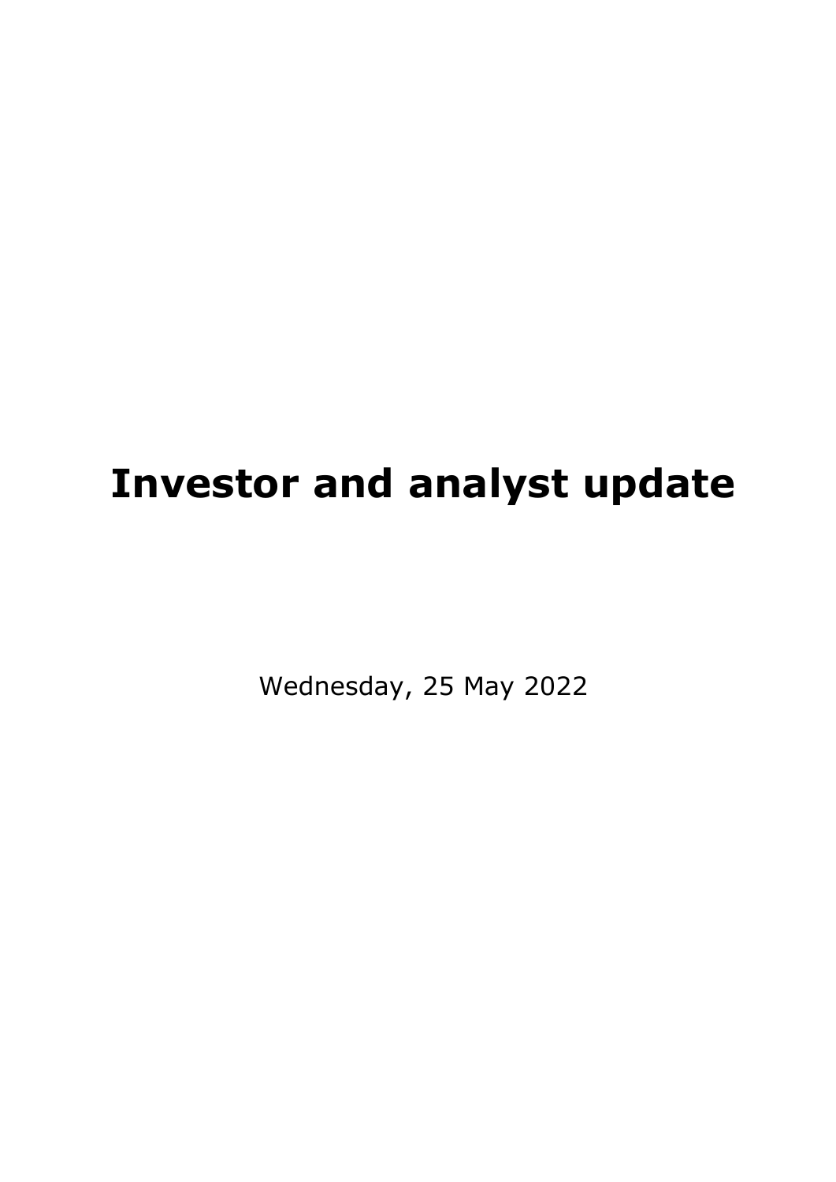# Investor and analyst update

Wednesday, 25 May 2022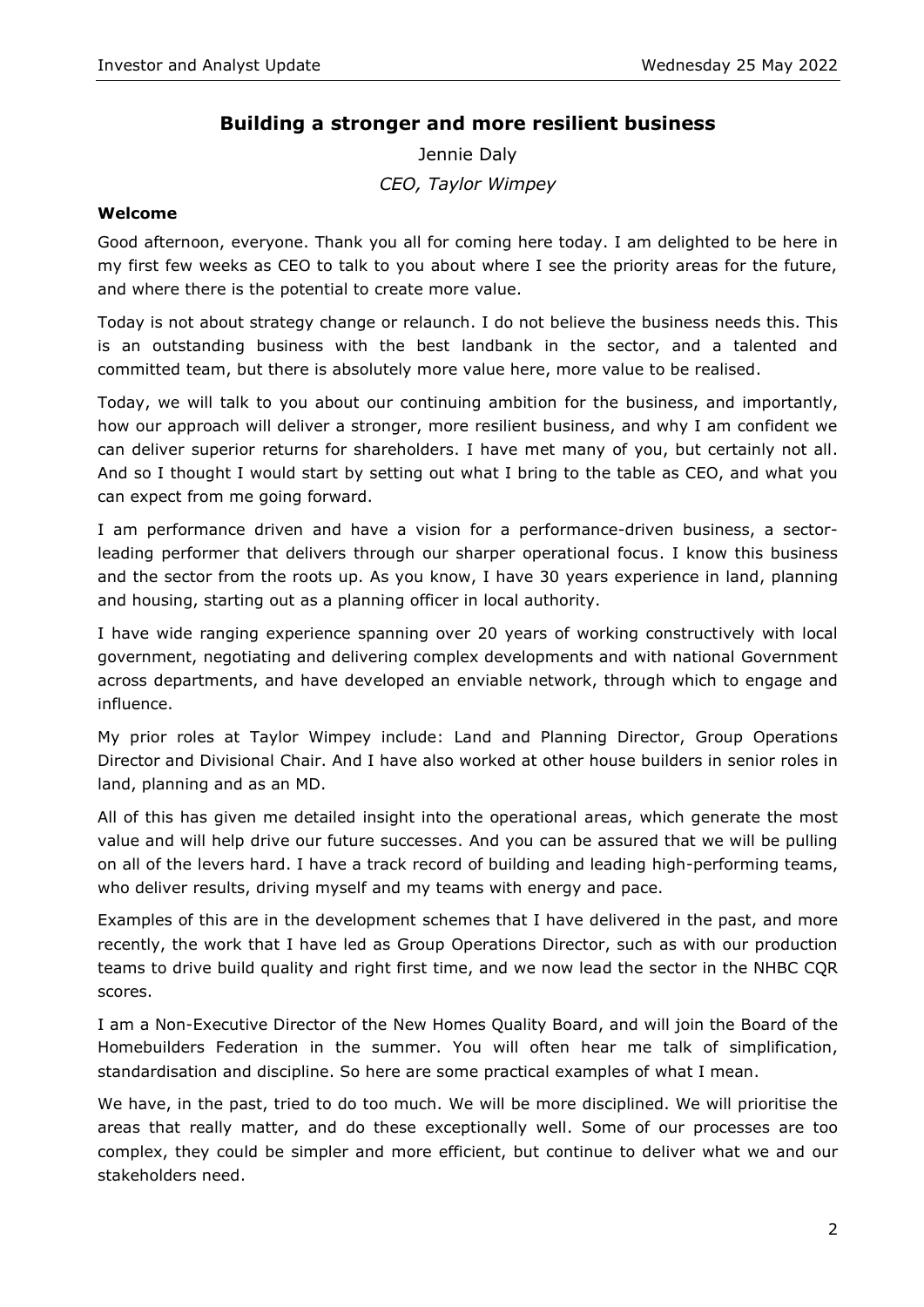## Building a stronger and more resilient business

Jennie Daly

*CEO, Taylor Wimpey*

**Welcome**

Good afternoon, everyone. Thank you all for coming here today. I am delighted to be here in my first few weeks as CEO to talk to you about where I see the priority areas for the future, and where there is the potential to create more value.

Today is not about strategy change or relaunch. I do not believe the business needs this. This is an outstanding business with the best landbank in the sector, and a talented and committed team, but there is absolutely more value here, more value to be realised.

Today, we will talk to you about our continuing ambition for the business, and importantly, how our approach will deliver a stronger, more resilient business, and why I am confident we can deliver superior returns for shareholders. I have met many of you, but certainly not all. And so I thought I would start by setting out what I bring to the table as CEO, and what you can expect from me going forward.

I am performance driven and have a vision for a performance-driven business, a sector-leading performer that delivers through our sharper operational focus. I know this business and the sector from the roots up. As you know, I have 30 years experience in land, planning and housing, starting out as a planning officer in local authority.

I have wide ranging experience spanning over 20 years of working constructively with local government, negotiating and delivering complex developments and with national Government across departments, and have developed an enviable network, through which to engage and influence.

My prior roles at Taylor Wimpey include: Land and Planning Director, Group Operations Director and Divisional Chair. And I have also worked at other house builders in senior roles in land, planning and as an MD.

All of this has given me detailed insight into the operational areas, which generate the most value and will help drive our future successes. And you can be assured that we will be pulling on all of the levers hard. I have a track record of building and leading high-performing teams, who deliver results, driving myself and my teams with energy and pace.

Examples of this are in the development schemes that I have delivered in the past, and more recently, the work that I have led as Group Operations Director, such as with our production teams to drive build quality and right first time, and we now lead the sector in the NHBC CQR scores.

I am a Non-Executive Director of the New Homes Quality Board, and will join the Board of the Homebuilders Federation in the summer. You will often hear me talk of simplification, standardisation and discipline. So here are some practical examples of what I mean.

We have, in the past, tried to do too much. We will be more disciplined. We will prioritise the areas that really matter, and do these exceptionally well. Some of our processes are too complex, they could be simpler and more efficient, but continue to deliver what we and our stakeholders need.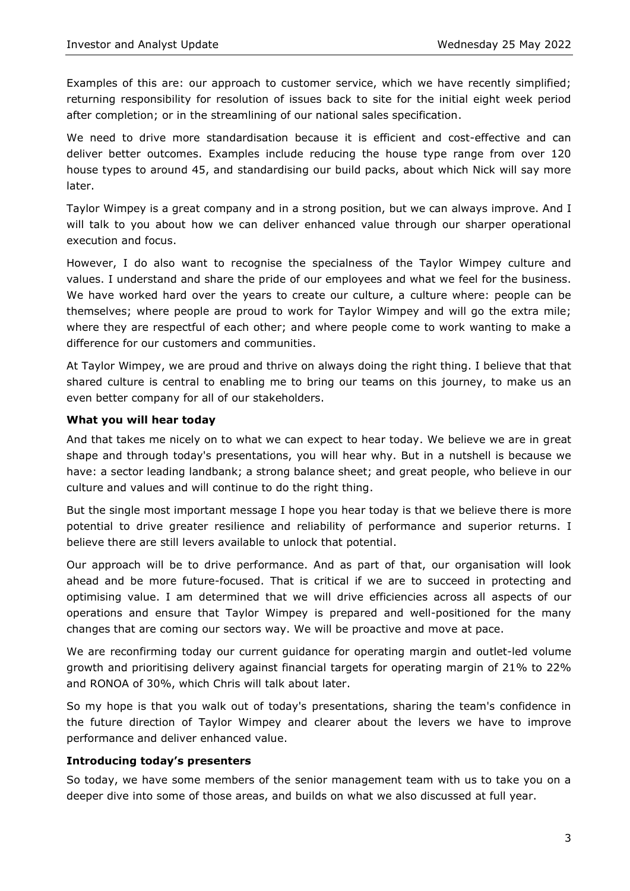Examples of this are: our approach to customer service, which we have recently simplified; returning responsibility for resolution of issues back to site for the initial eight week period after completion; or in the streamlining of our national sales specification.

We need to drive more standardisation because it is efficient and cost-effective and can deliver better outcomes. Examples include reducing the house type range from over 120 house types to around 45, and standardising our build packs, about which Nick will say more later.

Taylor Wimpey is a great company and in a strong position, but we can always improve. And I will talk to you about how we can deliver enhanced value through our sharper operational execution and focus.

However, I do also want to recognise the specialness of the Taylor Wimpey culture and values. I understand and share the pride of our employees and what we feel for the business. We have worked hard over the years to create our culture, a culture where: people can be themselves; where people are proud to work for Taylor Wimpey and will go the extra mile; where they are respectful of each other; and where people come to work wanting to make a difference for our customers and communities.

At Taylor Wimpey, we are proud and thrive on always doing the right thing. I believe that that shared culture is central to enabling me to bring our teams on this journey, to make us an even better company for all of our stakeholders.

**What you will hear today**

And that takes me nicely on to what we can expect to hear today. We believe we are in great shape and through today's presentations, you will hear why. But in a nutshell is because we have: a sector leading landbank; a strong balance sheet; and great people, who believe in our culture and values and will continue to do the right thing.

But the single most important message I hope you hear today is that we believe there is more potential to drive greater resilience and reliability of performance and superior returns. I believe there are still levers available to unlock that potential.

Our approach will be to drive performance. And as part of that, our organisation will look ahead and be more future-focused. That is critical if we are to succeed in protecting and optimising value. I am determined that we will drive efficiencies across all aspects of our operations and ensure that Taylor Wimpey is prepared and well-positioned for the many changes that are coming our sectors way. We will be proactive and move at pace.

We are reconfirming today our current guidance for operating margin and outlet-led volume growth and prioritising delivery against financial targets for operating margin of 21% to 22% and RONOA of 30%, which Chris will talk about later.

So my hope is that you walk out of today's presentations, sharing the team's confidence in the future direction of Taylor Wimpey and clearer about the levers we have to improve performance and deliver enhanced value.

**Introducing today's presenters**

So today, we have some members of the senior management team with us to take you on a deeper dive into some of those areas, and builds on what we also discussed at full year.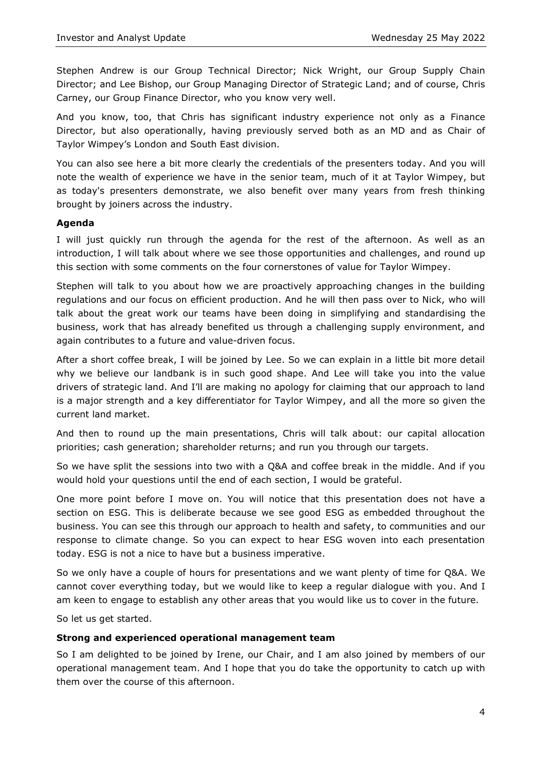Stephen Andrew is our Group Technical Director; Nick Wright, our Group Supply Chain Director; and Lee Bishop, our Group Managing Director of Strategic Land; and of course, Chris Carney, our Group Finance Director, who you know very well.

And you know, too, that Chris has significant industry experience not only as a Finance Director, but also operationally, having previously served both as an MD and as Chair of Taylor Wimpey's London and South East division.

You can also see here a bit more clearly the credentials of the presenters today. And you will note the wealth of experience we have in the senior team, much of it at Taylor Wimpey, but as today's presenters demonstrate, we also benefit over many years from fresh thinking brought by joiners across the industry.

**Agenda**

I will just quickly run through the agenda for the rest of the afternoon. As well as an introduction, I will talk about where we see those opportunities and challenges, and round up this section with some comments on the four cornerstones of value for Taylor Wimpey.

Stephen will talk to you about how we are proactively approaching changes in the building regulations and our focus on efficient production. And he will then pass over to Nick, who will talk about the great work our teams have been doing in simplifying and standardising the business, work that has already benefited us through a challenging supply environment, and again contributes to a future and value-driven focus.

After a short coffee break, I will be joined by Lee. So we can explain in a little bit more detail why we believe our landbank is in such good shape. And Lee will take you into the value drivers of strategic land. And I'll are making no apology for claiming that our approach to land is a major strength and a key differentiator for Taylor Wimpey, and all the more so given the current land market.

And then to round up the main presentations, Chris will talk about: our capital allocation priorities; cash generation; shareholder returns; and run you through our targets.

So we have split the sessions into two with a Q&A and coffee break in the middle. And if you would hold your questions until the end of each section, I would be grateful.

One more point before I move on. You will notice that this presentation does not have a section on ESG. This is deliberate because we see good ESG as embedded throughout the business. You can see this through our approach to health and safety, to communities and our response to climate change. So you can expect to hear ESG woven into each presentation today. ESG is not a nice to have but a business imperative.

So we only have a couple of hours for presentations and we want plenty of time for Q&A. We cannot cover everything today, but we would like to keep a regular dialogue with you. And I am keen to engage to establish any other areas that you would like us to cover in the future.

So let us get started.

**Strong and experienced operational management team**

So I am delighted to be joined by Irene, our Chair, and I am also joined by members of our operational management team. And I hope that you do take the opportunity to catch up with them over the course of this afternoon.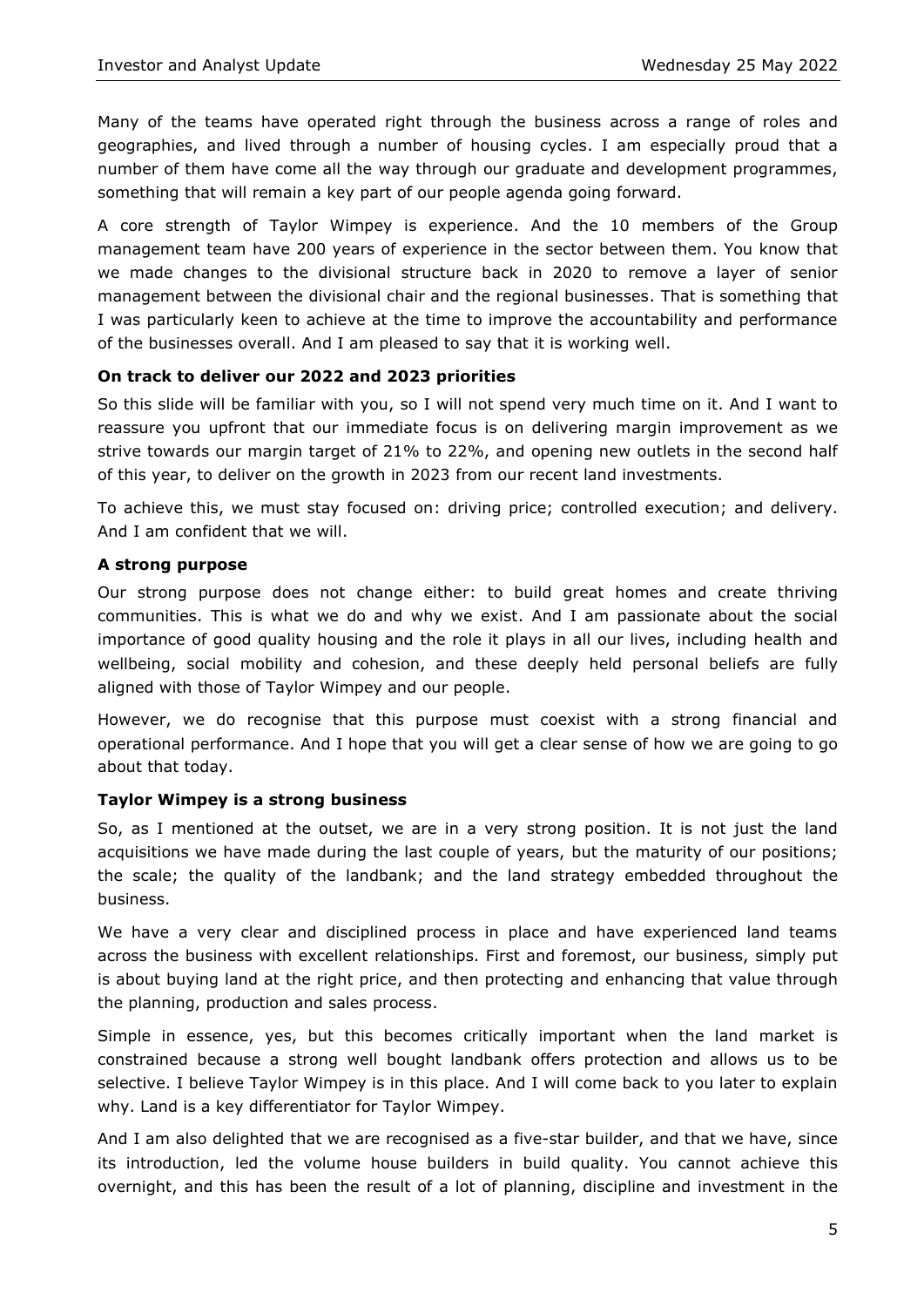Many of the teams have operated right through the business across a range of roles and geographies, and lived through a number of housing cycles. I am especially proud that a number of them have come all the way through our graduate and development programmes, something that will remain a key part of our people agenda going forward.

A core strength of Taylor Wimpey is experience. And the 10 members of the Group management team have 200 years of experience in the sector between them. You know that we made changes to the divisional structure back in 2020 to remove a layer of senior management between the divisional chair and the regional businesses. That is something that I was particularly keen to achieve at the time to improve the accountability and performance of the businesses overall. And I am pleased to say that it is working well.

**On track to deliver our 2022 and 2023 priorities**

So this slide will be familiar with you, so I will not spend very much time on it. And I want to reassure you upfront that our immediate focus is on delivering margin improvement as we strive towards our margin target of 21% to 22%, and opening new outlets in the second half of this year, to deliver on the growth in 2023 from our recent land investments.

To achieve this, we must stay focused on: driving price; controlled execution; and delivery. And I am confident that we will.

**A strong purpose**

Our strong purpose does not change either: to build great homes and create thriving communities. This is what we do and why we exist. And I am passionate about the social importance of good quality housing and the role it plays in all our lives, including health and wellbeing, social mobility and cohesion, and these deeply held personal beliefs are fully aligned with those of Taylor Wimpey and our people.

However, we do recognise that this purpose must coexist with a strong financial and operational performance. And I hope that you will get a clear sense of how we are going to go about that today.

**Taylor Wimpey is a strong business**

So, as I mentioned at the outset, we are in a very strong position. It is not just the land acquisitions we have made during the last couple of years, but the maturity of our positions; the scale; the quality of the landbank; and the land strategy embedded throughout the business.

We have a very clear and disciplined process in place and have experienced land teams across the business with excellent relationships. First and foremost, our business, simply put is about buying land at the right price, and then protecting and enhancing that value through the planning, production and sales process.

Simple in essence, yes, but this becomes critically important when the land market is constrained because a strong well bought landbank offers protection and allows us to be selective. I believe Taylor Wimpey is in this place. And I will come back to you later to explain why. Land is a key differentiator for Taylor Wimpey.

And I am also delighted that we are recognised as a five-star builder, and that we have, since its introduction, led the volume house builders in build quality. You cannot achieve this overnight, and this has been the result of a lot of planning, discipline and investment in the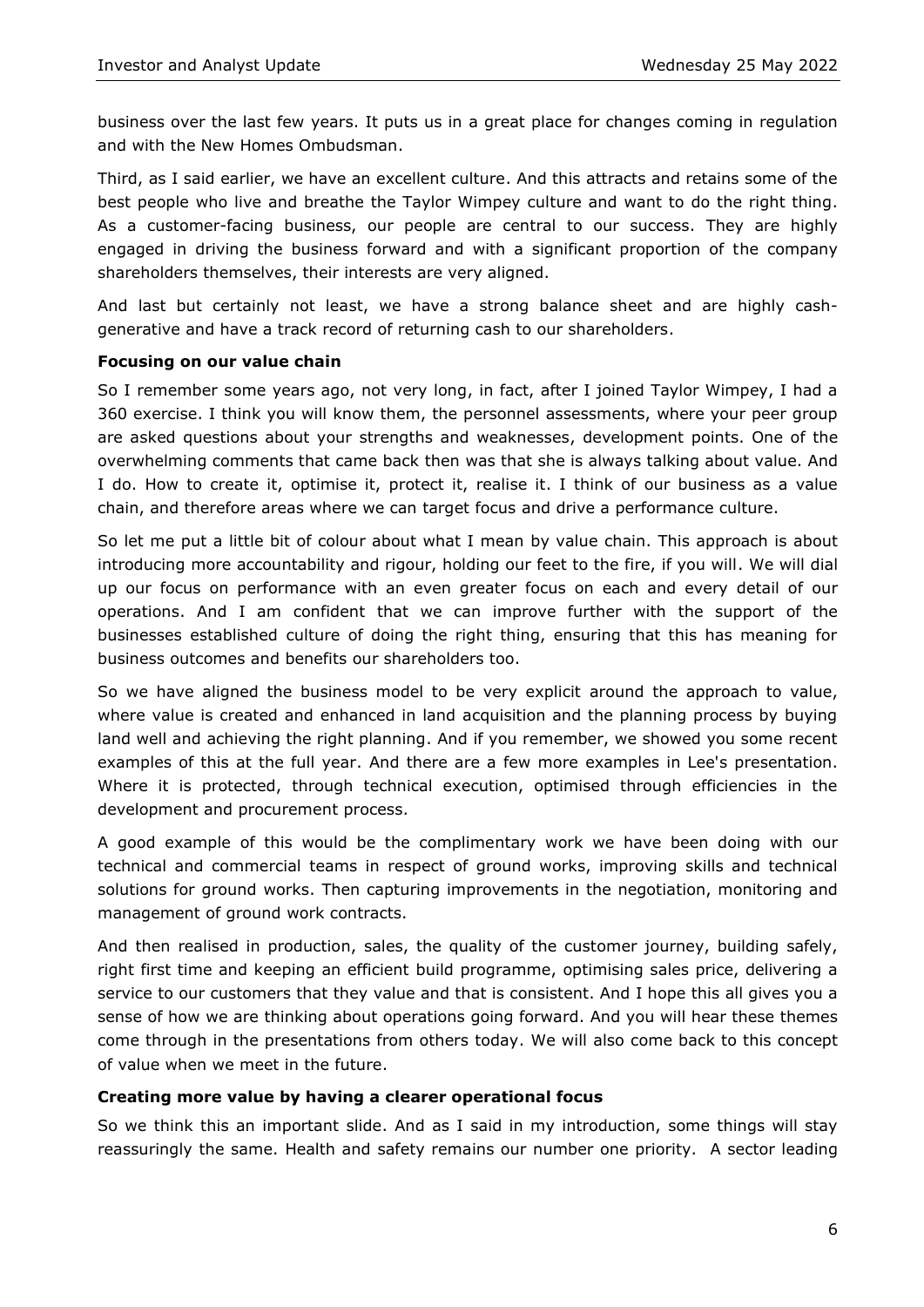business over the last few years. It puts us in a great place for changes coming in regulation and with the New Homes Ombudsman.

Third, as I said earlier, we have an excellent culture. And this attracts and retains some of the best people who live and breathe the Taylor Wimpey culture and want to do the right thing. As a customer-facing business, our people are central to our success. They are highly engaged in driving the business forward and with a significant proportion of the company shareholders themselves, their interests are very aligned.

And last but certainly not least, we have a strong balance sheet and are highly cash-generative and have a track record of returning cash to our shareholders.

**Focusing on our value chain**

So I remember some years ago, not very long, in fact, after I joined Taylor Wimpey, I had a 360 exercise. I think you will know them, the personnel assessments, where your peer group are asked questions about your strengths and weaknesses, development points. One of the overwhelming comments that came back then was that she is always talking about value. And I do. How to create it, optimise it, protect it, realise it. I think of our business as a value chain, and therefore areas where we can target focus and drive a performance culture.

So let me put a little bit of colour about what I mean by value chain. This approach is about introducing more accountability and rigour, holding our feet to the fire, if you will. We will dial up our focus on performance with an even greater focus on each and every detail of our operations. And I am confident that we can improve further with the support of the businesses established culture of doing the right thing, ensuring that this has meaning for business outcomes and benefits our shareholders too.

So we have aligned the business model to be very explicit around the approach to value, where value is created and enhanced in land acquisition and the planning process by buying land well and achieving the right planning. And if you remember, we showed you some recent examples of this at the full year. And there are a few more examples in Lee's presentation. Where it is protected, through technical execution, optimised through efficiencies in the development and procurement process.

A good example of this would be the complimentary work we have been doing with our technical and commercial teams in respect of ground works, improving skills and technical solutions for ground works. Then capturing improvements in the negotiation, monitoring and management of ground work contracts.

And then realised in production, sales, the quality of the customer journey, building safely, right first time and keeping an efficient build programme, optimising sales price, delivering a service to our customers that they value and that is consistent. And I hope this all gives you a sense of how we are thinking about operations going forward. And you will hear these themes come through in the presentations from others today. We will also come back to this concept of value when we meet in the future.

**Creating more value by having a clearer operational focus**

So we think this an important slide. And as I said in my introduction, some things will stay reassuringly the same. Health and safety remains our number one priority. A sector leading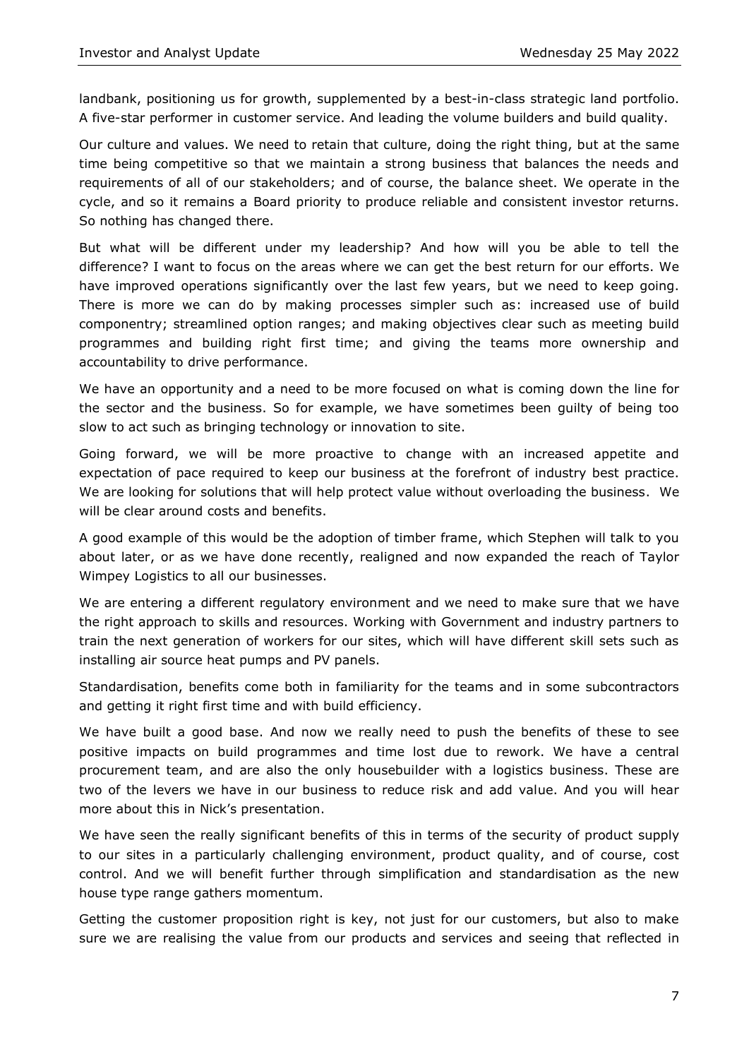landbank, positioning us for growth, supplemented by a best-in-class strategic land portfolio. A five-star performer in customer service. And leading the volume builders and build quality.

Our culture and values. We need to retain that culture, doing the right thing, but at the same time being competitive so that we maintain a strong business that balances the needs and requirements of all of our stakeholders; and of course, the balance sheet. We operate in the cycle, and so it remains a Board priority to produce reliable and consistent investor returns. So nothing has changed there.

But what will be different under my leadership? And how will you be able to tell the difference? I want to focus on the areas where we can get the best return for our efforts. We have improved operations significantly over the last few years, but we need to keep going. There is more we can do by making processes simpler such as: increased use of build componentry; streamlined option ranges; and making objectives clear such as meeting build programmes and building right first time; and giving the teams more ownership and accountability to drive performance.

We have an opportunity and a need to be more focused on what is coming down the line for the sector and the business. So for example, we have sometimes been guilty of being too slow to act such as bringing technology or innovation to site.

Going forward, we will be more proactive to change with an increased appetite and expectation of pace required to keep our business at the forefront of industry best practice. We are looking for solutions that will help protect value without overloading the business. We will be clear around costs and benefits.

A good example of this would be the adoption of timber frame, which Stephen will talk to you about later, or as we have done recently, realigned and now expanded the reach of Taylor Wimpey Logistics to all our businesses.

We are entering a different regulatory environment and we need to make sure that we have the right approach to skills and resources. Working with Government and industry partners to train the next generation of workers for our sites, which will have different skill sets such as installing air source heat pumps and PV panels.

Standardisation, benefits come both in familiarity for the teams and in some subcontractors and getting it right first time and with build efficiency.

We have built a good base. And now we really need to push the benefits of these to see positive impacts on build programmes and time lost due to rework. We have a central procurement team, and are also the only housebuilder with a logistics business. These are two of the levers we have in our business to reduce risk and add value. And you will hear more about this in Nick's presentation.

We have seen the really significant benefits of this in terms of the security of product supply to our sites in a particularly challenging environment, product quality, and of course, cost control. And we will benefit further through simplification and standardisation as the new house type range gathers momentum.

Getting the customer proposition right is key, not just for our customers, but also to make sure we are realising the value from our products and services and seeing that reflected in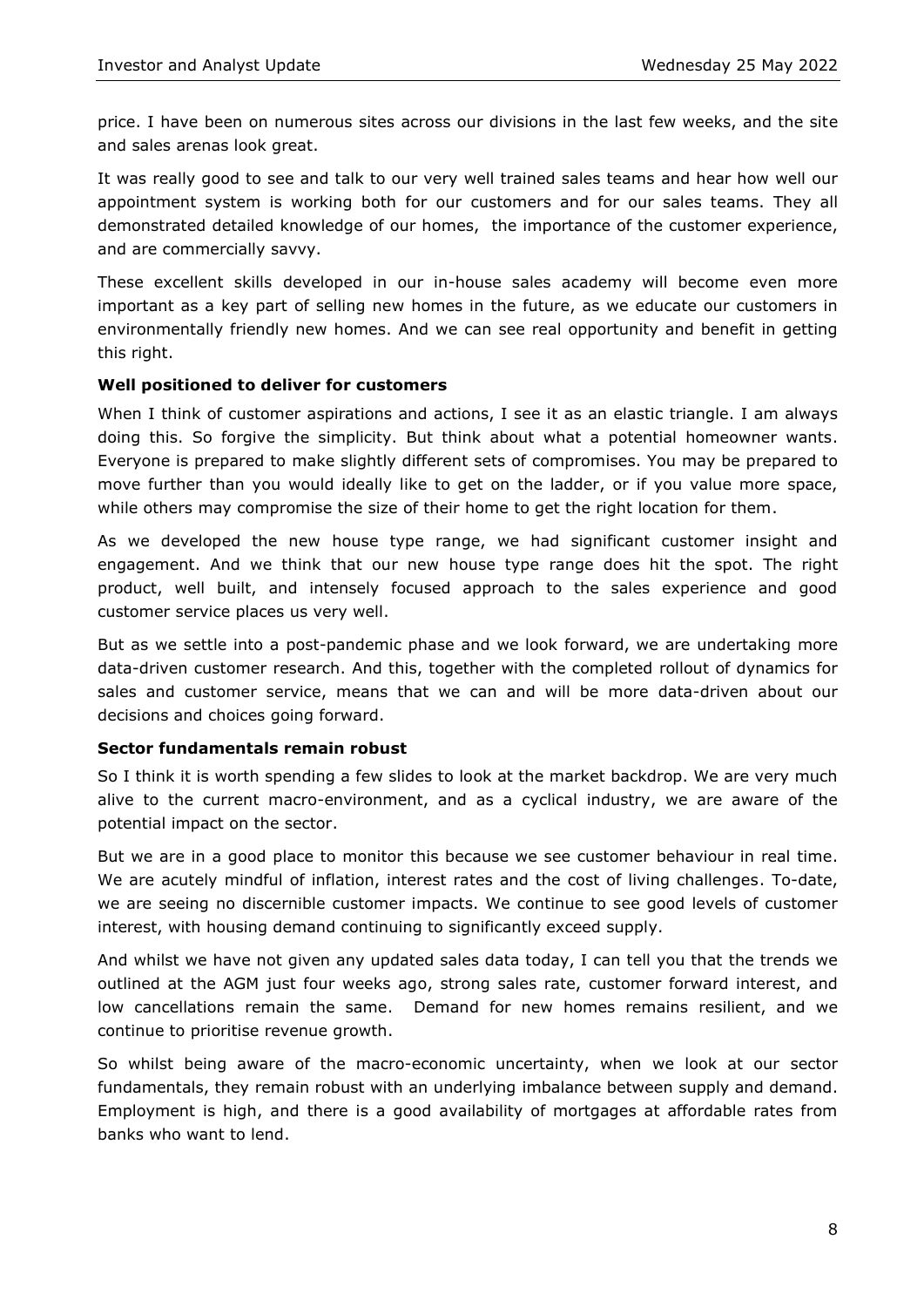price. I have been on numerous sites across our divisions in the last few weeks, and the site and sales arenas look great.

It was really good to see and talk to our very well trained sales teams and hear how well our appointment system is working both for our customers and for our sales teams. They all demonstrated detailed knowledge of our homes, the importance of the customer experience, and are commercially savvy.

These excellent skills developed in our in-house sales academy will become even more important as a key part of selling new homes in the future, as we educate our customers in environmentally friendly new homes. And we can see real opportunity and benefit in getting this right.

**Well positioned to deliver for customers**

When I think of customer aspirations and actions, I see it as an elastic triangle. I am always doing this. So forgive the simplicity. But think about what a potential homeowner wants. Everyone is prepared to make slightly different sets of compromises. You may be prepared to move further than you would ideally like to get on the ladder, or if you value more space, while others may compromise the size of their home to get the right location for them.

As we developed the new house type range, we had significant customer insight and engagement. And we think that our new house type range does hit the spot. The right product, well built, and intensely focused approach to the sales experience and good customer service places us very well.

But as we settle into a post-pandemic phase and we look forward, we are undertaking more data-driven customer research. And this, together with the completed rollout of dynamics for sales and customer service, means that we can and will be more data-driven about our decisions and choices going forward.

**Sector fundamentals remain robust**

So I think it is worth spending a few slides to look at the market backdrop. We are very much alive to the current macro-environment, and as a cyclical industry, we are aware of the potential impact on the sector.

But we are in a good place to monitor this because we see customer behaviour in real time. We are acutely mindful of inflation, interest rates and the cost of living challenges. To-date, we are seeing no discernible customer impacts. We continue to see good levels of customer interest, with housing demand continuing to significantly exceed supply.

And whilst we have not given any updated sales data today, I can tell you that the trends we outlined at the AGM just four weeks ago, strong sales rate, customer forward interest, and low cancellations remain the same. Demand for new homes remains resilient, and we continue to prioritise revenue growth.

So whilst being aware of the macro-economic uncertainty, when we look at our sector fundamentals, they remain robust with an underlying imbalance between supply and demand. Employment is high, and there is a good availability of mortgages at affordable rates from banks who want to lend.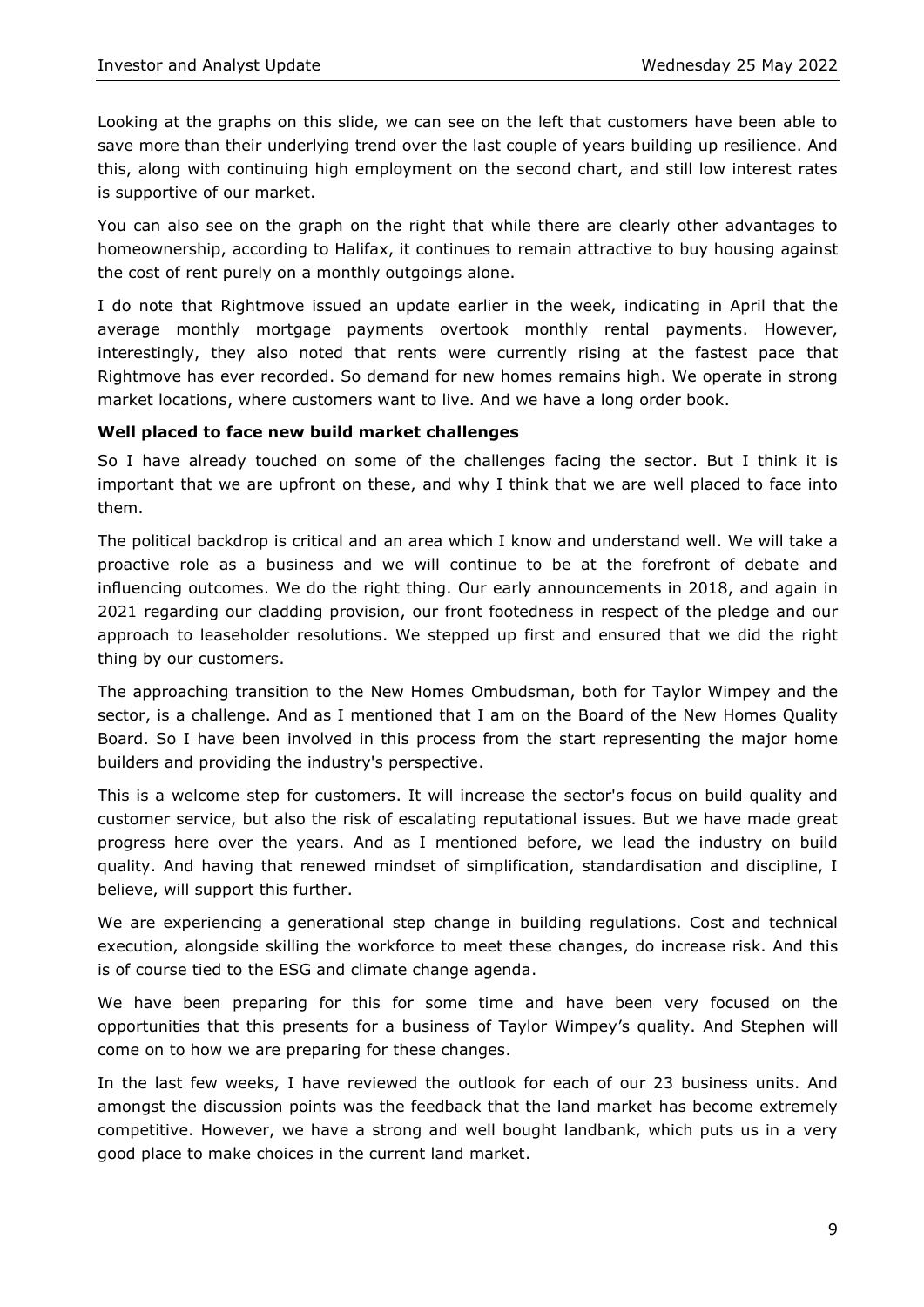Looking at the graphs on this slide, we can see on the left that customers have been able to save more than their underlying trend over the last couple of years building up resilience. And this, along with continuing high employment on the second chart, and still low interest rates is supportive of our market.

You can also see on the graph on the right that while there are clearly other advantages to homeownership, according to Halifax, it continues to remain attractive to buy housing against the cost of rent purely on a monthly outgoings alone.

I do note that Rightmove issued an update earlier in the week, indicating in April that the average monthly mortgage payments overtook monthly rental payments. However, interestingly, they also noted that rents were currently rising at the fastest pace that Rightmove has ever recorded. So demand for new homes remains high. We operate in strong market locations, where customers want to live. And we have a long order book.

**Well placed to face new build market challenges**

So I have already touched on some of the challenges facing the sector. But I think it is important that we are upfront on these, and why I think that we are well placed to face into them.

The political backdrop is critical and an area which I know and understand well. We will take a proactive role as a business and we will continue to be at the forefront of debate and influencing outcomes. We do the right thing. Our early announcements in 2018, and again in 2021 regarding our cladding provision, our front footedness in respect of the pledge and our approach to leaseholder resolutions. We stepped up first and ensured that we did the right thing by our customers.

The approaching transition to the New Homes Ombudsman, both for Taylor Wimpey and the sector, is a challenge. And as I mentioned that I am on the Board of the New Homes Quality Board. So I have been involved in this process from the start representing the major home builders and providing the industry's perspective.

This is a welcome step for customers. It will increase the sector's focus on build quality and customer service, but also the risk of escalating reputational issues. But we have made great progress here over the years. And as I mentioned before, we lead the industry on build quality. And having that renewed mindset of simplification, standardisation and discipline, I believe, will support this further.

We are experiencing a generational step change in building regulations. Cost and technical execution, alongside skilling the workforce to meet these changes, do increase risk. And this is of course tied to the ESG and climate change agenda.

We have been preparing for this for some time and have been very focused on the opportunities that this presents for a business of Taylor Wimpey's quality. And Stephen will come on to how we are preparing for these changes.

In the last few weeks, I have reviewed the outlook for each of our 23 business units. And amongst the discussion points was the feedback that the land market has become extremely competitive. However, we have a strong and well bought landbank, which puts us in a very good place to make choices in the current land market.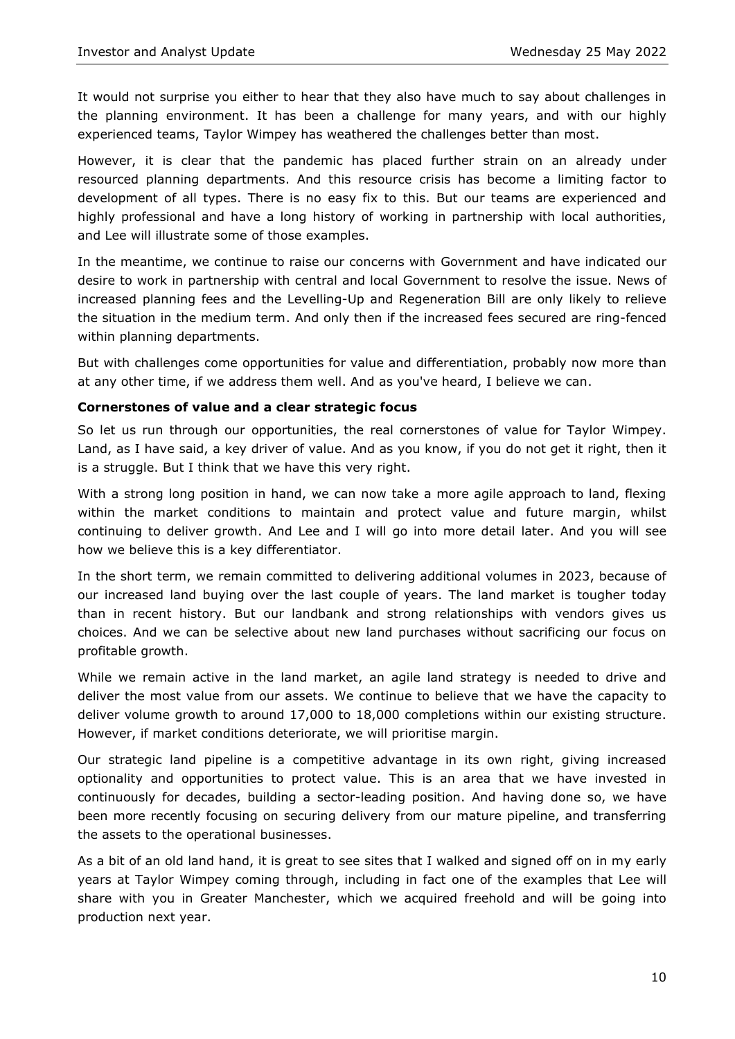It would not surprise you either to hear that they also have much to say about challenges in the planning environment. It has been a challenge for many years, and with our highly experienced teams, Taylor Wimpey has weathered the challenges better than most.

However, it is clear that the pandemic has placed further strain on an already under resourced planning departments. And this resource crisis has become a limiting factor to development of all types. There is no easy fix to this. But our teams are experienced and highly professional and have a long history of working in partnership with local authorities, and Lee will illustrate some of those examples.

In the meantime, we continue to raise our concerns with Government and have indicated our desire to work in partnership with central and local Government to resolve the issue. News of increased planning fees and the Levelling-Up and Regeneration Bill are only likely to relieve the situation in the medium term. And only then if the increased fees secured are ring-fenced within planning departments.

But with challenges come opportunities for value and differentiation, probably now more than at any other time, if we address them well. And as you've heard, I believe we can.

**Cornerstones of value and a clear strategic focus**

So let us run through our opportunities, the real cornerstones of value for Taylor Wimpey. Land, as I have said, a key driver of value. And as you know, if you do not get it right, then it is a struggle. But I think that we have this very right.

With a strong long position in hand, we can now take a more agile approach to land, flexing within the market conditions to maintain and protect value and future margin, whilst continuing to deliver growth. And Lee and I will go into more detail later. And you will see how we believe this is a key differentiator.

In the short term, we remain committed to delivering additional volumes in 2023, because of our increased land buying over the last couple of years. The land market is tougher today than in recent history. But our landbank and strong relationships with vendors gives us choices. And we can be selective about new land purchases without sacrificing our focus on profitable growth.

While we remain active in the land market, an agile land strategy is needed to drive and deliver the most value from our assets. We continue to believe that we have the capacity to deliver volume growth to around 17,000 to 18,000 completions within our existing structure. However, if market conditions deteriorate, we will prioritise margin.

Our strategic land pipeline is a competitive advantage in its own right, giving increased optionality and opportunities to protect value. This is an area that we have invested in continuously for decades, building a sector-leading position. And having done so, we have been more recently focusing on securing delivery from our mature pipeline, and transferring the assets to the operational businesses.

As a bit of an old land hand, it is great to see sites that I walked and signed off on in my early years at Taylor Wimpey coming through, including in fact one of the examples that Lee will share with you in Greater Manchester, which we acquired freehold and will be going into production next year.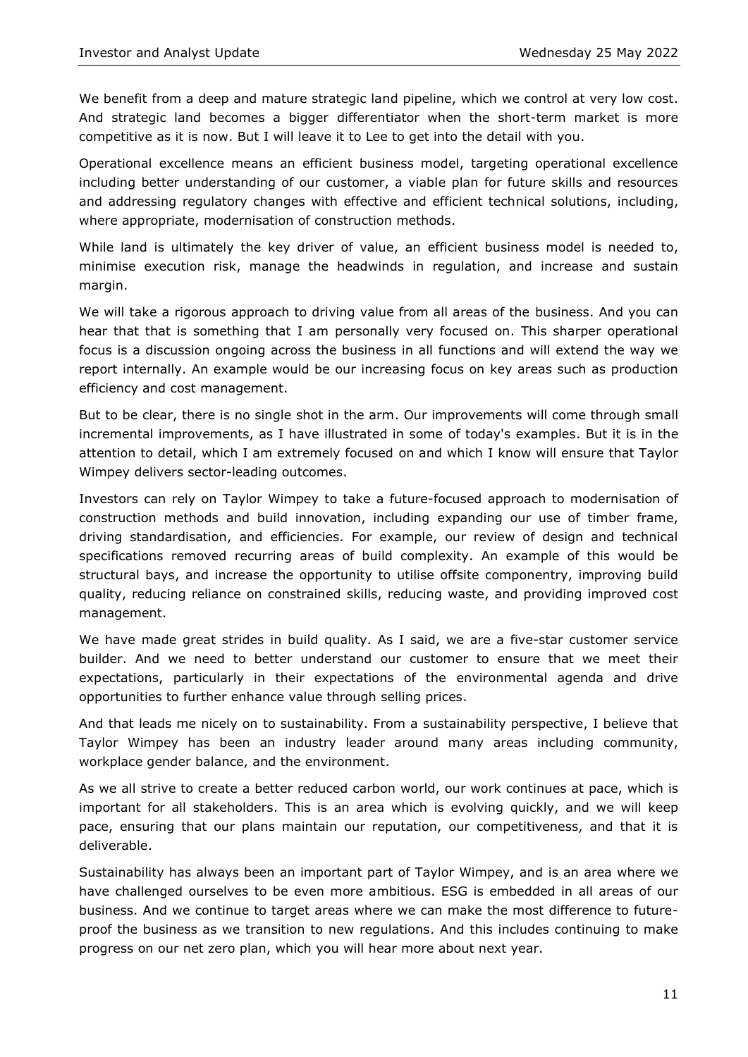We benefit from a deep and mature strategic land pipeline, which we control at very low cost. And strategic land becomes a bigger differentiator when the short-term market is more competitive as it is now. But I will leave it to Lee to get into the detail with you.

Operational excellence means an efficient business model, targeting operational excellence including better understanding of our customer, a viable plan for future skills and resources and addressing regulatory changes with effective and efficient technical solutions, including, where appropriate, modernisation of construction methods.

While land is ultimately the key driver of value, an efficient business model is needed to, minimise execution risk, manage the headwinds in regulation, and increase and sustain margin.

We will take a rigorous approach to driving value from all areas of the business. And you can hear that that is something that I am personally very focused on. This sharper operational focus is a discussion ongoing across the business in all functions and will extend the way we report internally. An example would be our increasing focus on key areas such as production efficiency and cost management.

But to be clear, there is no single shot in the arm. Our improvements will come through small incremental improvements, as I have illustrated in some of today's examples. But it is in the attention to detail, which I am extremely focused on and which I know will ensure that Taylor Wimpey delivers sector-leading outcomes.

Investors can rely on Taylor Wimpey to take a future-focused approach to modernisation of construction methods and build innovation, including expanding our use of timber frame, driving standardisation, and efficiencies. For example, our review of design and technical specifications removed recurring areas of build complexity. An example of this would be structural bays, and increase the opportunity to utilise offsite componentry, improving build quality, reducing reliance on constrained skills, reducing waste, and providing improved cost management.

We have made great strides in build quality. As I said, we are a five-star customer service builder. And we need to better understand our customer to ensure that we meet their expectations, particularly in their expectations of the environmental agenda and drive opportunities to further enhance value through selling prices.

And that leads me nicely on to sustainability. From a sustainability perspective, I believe that Taylor Wimpey has been an industry leader around many areas including community, workplace gender balance, and the environment.

As we all strive to create a better reduced carbon world, our work continues at pace, which is important for all stakeholders. This is an area which is evolving quickly, and we will keep pace, ensuring that our plans maintain our reputation, our competitiveness, and that it is deliverable.

Sustainability has always been an important part of Taylor Wimpey, and is an area where we have challenged ourselves to be even more ambitious. ESG is embedded in all areas of our business. And we continue to target areas where we can make the most difference to future-proof the business as we transition to new regulations. And this includes continuing to make progress on our net zero plan, which you will hear more about next year.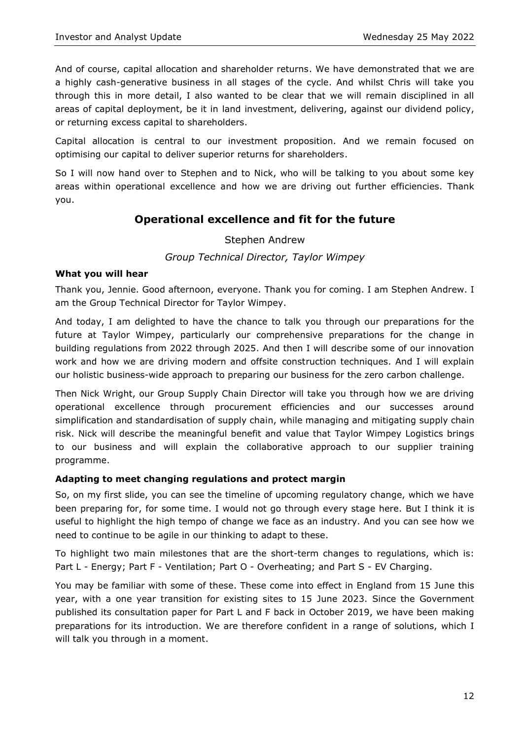And of course, capital allocation and shareholder returns. We have demonstrated that we are a highly cash-generative business in all stages of the cycle. And whilst Chris will take you through this in more detail, I also wanted to be clear that we will remain disciplined in all areas of capital deployment, be it in land investment, delivering, against our dividend policy, or returning excess capital to shareholders.

Capital allocation is central to our investment proposition. And we remain focused on optimising our capital to deliver superior returns for shareholders.

So I will now hand over to Stephen and to Nick, who will be talking to you about some key areas within operational excellence and how we are driving out further efficiencies. Thank you.

## Operational excellence and fit for the future

Stephen Andrew

*Group Technical Director, Taylor Wimpey*

### What you will hear

Thank you, Jennie. Good afternoon, everyone. Thank you for coming. I am Stephen Andrew. I am the Group Technical Director for Taylor Wimpey.

And today, I am delighted to have the chance to talk you through our preparations for the future at Taylor Wimpey, particularly our comprehensive preparations for the change in building regulations from 2022 through 2025. And then I will describe some of our innovation work and how we are driving modern and offsite construction techniques. And I will explain our holistic business-wide approach to preparing our business for the zero carbon challenge.

Then Nick Wright, our Group Supply Chain Director will take you through how we are driving operational excellence through procurement efficiencies and our successes around simplification and standardisation of supply chain, while managing and mitigating supply chain risk. Nick will describe the meaningful benefit and value that Taylor Wimpey Logistics brings to our business and will explain the collaborative approach to our supplier training programme.

### Adapting to meet changing regulations and protect margin

So, on my first slide, you can see the timeline of upcoming regulatory change, which we have been preparing for, for some time. I would not go through every stage here. But I think it is useful to highlight the high tempo of change we face as an industry. And you can see how we need to continue to be agile in our thinking to adapt to these.

To highlight two main milestones that are the short-term changes to regulations, which is: Part L - Energy; Part F - Ventilation; Part O - Overheating; and Part S - EV Charging.

You may be familiar with some of these. These come into effect in England from 15 June this year, with a one year transition for existing sites to 15 June 2023. Since the Government published its consultation paper for Part L and F back in October 2019, we have been making preparations for its introduction. We are therefore confident in a range of solutions, which I will talk you through in a moment.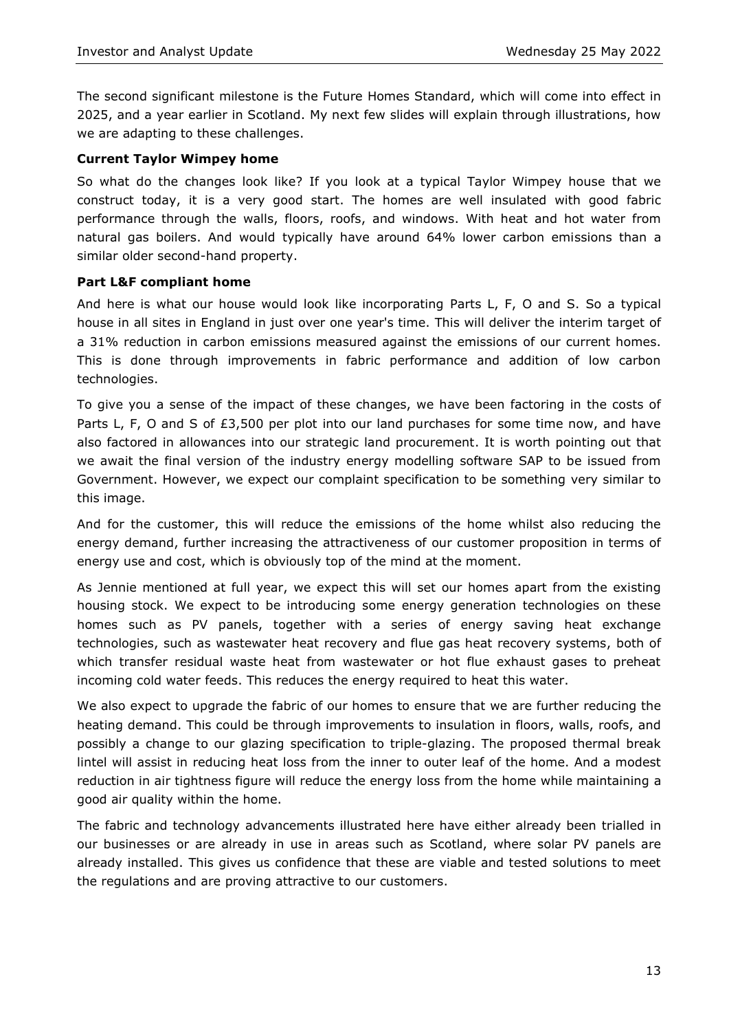The second significant milestone is the Future Homes Standard, which will come into effect in 2025, and a year earlier in Scotland. My next few slides will explain through illustrations, how we are adapting to these challenges.

**Current Taylor Wimpey home**

So what do the changes look like? If you look at a typical Taylor Wimpey house that we construct today, it is a very good start. The homes are well insulated with good fabric performance through the walls, floors, roofs, and windows. With heat and hot water from natural gas boilers. And would typically have around 64% lower carbon emissions than a similar older second-hand property.

**Part L&F compliant home**

And here is what our house would look like incorporating Parts L, F, O and S. So a typical house in all sites in England in just over one year's time. This will deliver the interim target of a 31% reduction in carbon emissions measured against the emissions of our current homes. This is done through improvements in fabric performance and addition of low carbon technologies.

To give you a sense of the impact of these changes, we have been factoring in the costs of Parts L, F, O and S of £3,500 per plot into our land purchases for some time now, and have also factored in allowances into our strategic land procurement. It is worth pointing out that we await the final version of the industry energy modelling software SAP to be issued from Government. However, we expect our complaint specification to be something very similar to this image.

And for the customer, this will reduce the emissions of the home whilst also reducing the energy demand, further increasing the attractiveness of our customer proposition in terms of energy use and cost, which is obviously top of the mind at the moment.

As Jennie mentioned at full year, we expect this will set our homes apart from the existing housing stock. We expect to be introducing some energy generation technologies on these homes such as PV panels, together with a series of energy saving heat exchange technologies, such as wastewater heat recovery and flue gas heat recovery systems, both of which transfer residual waste heat from wastewater or hot flue exhaust gases to preheat incoming cold water feeds. This reduces the energy required to heat this water.

We also expect to upgrade the fabric of our homes to ensure that we are further reducing the heating demand. This could be through improvements to insulation in floors, walls, roofs, and possibly a change to our glazing specification to triple-glazing. The proposed thermal break lintel will assist in reducing heat loss from the inner to outer leaf of the home. And a modest reduction in air tightness figure will reduce the energy loss from the home while maintaining a good air quality within the home.

The fabric and technology advancements illustrated here have either already been trialled in our businesses or are already in use in areas such as Scotland, where solar PV panels are already installed. This gives us confidence that these are viable and tested solutions to meet the regulations and are proving attractive to our customers.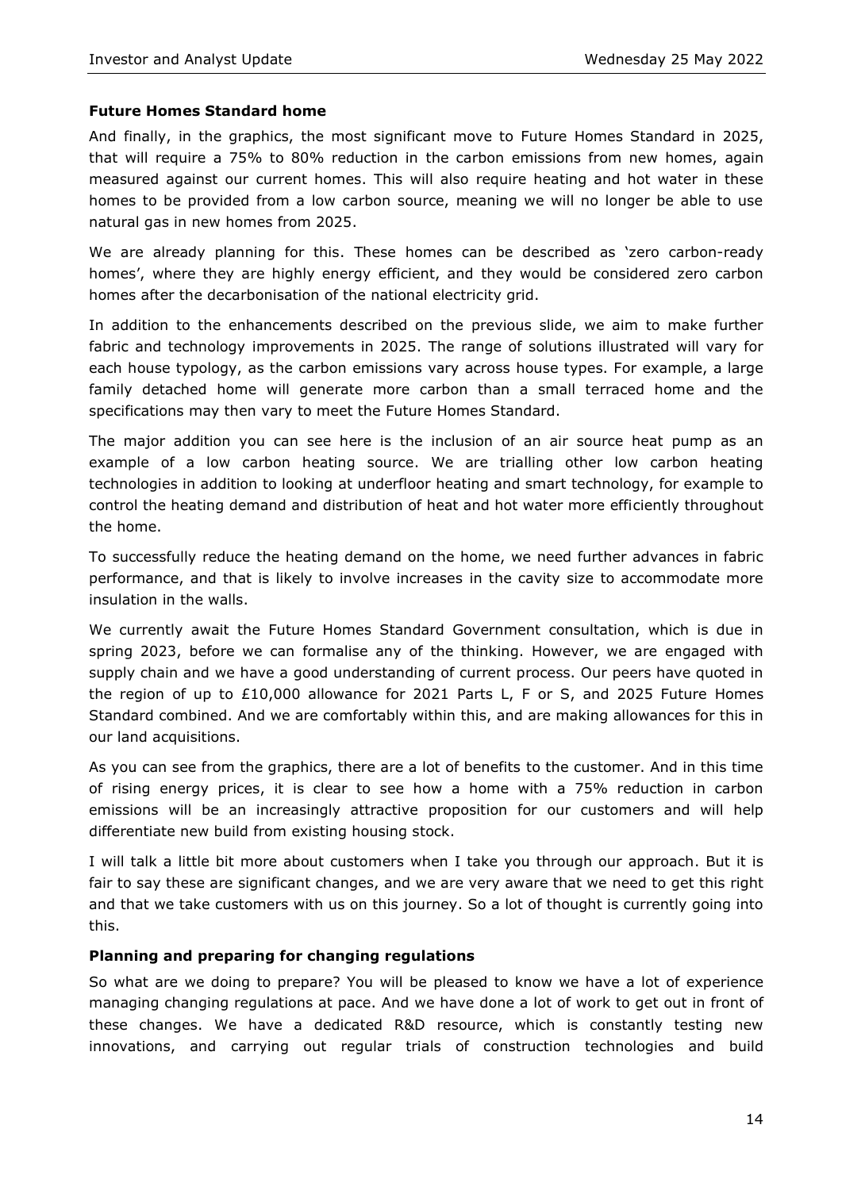### Future Homes Standard home

And finally, in the graphics, the most significant move to Future Homes Standard in 2025, that will require a 75% to 80% reduction in the carbon emissions from new homes, again measured against our current homes. This will also require heating and hot water in these homes to be provided from a low carbon source, meaning we will no longer be able to use natural gas in new homes from 2025.

We are already planning for this. These homes can be described as 'zero carbon-ready homes', where they are highly energy efficient, and they would be considered zero carbon homes after the decarbonisation of the national electricity grid.

In addition to the enhancements described on the previous slide, we aim to make further fabric and technology improvements in 2025. The range of solutions illustrated will vary for each house typology, as the carbon emissions vary across house types. For example, a large family detached home will generate more carbon than a small terraced home and the specifications may then vary to meet the Future Homes Standard.

The major addition you can see here is the inclusion of an air source heat pump as an example of a low carbon heating source. We are trialling other low carbon heating technologies in addition to looking at underfloor heating and smart technology, for example to control the heating demand and distribution of heat and hot water more efficiently throughout the home.

To successfully reduce the heating demand on the home, we need further advances in fabric performance, and that is likely to involve increases in the cavity size to accommodate more insulation in the walls.

We currently await the Future Homes Standard Government consultation, which is due in spring 2023, before we can formalise any of the thinking. However, we are engaged with supply chain and we have a good understanding of current process. Our peers have quoted in the region of up to £10,000 allowance for 2021 Parts L, F or S, and 2025 Future Homes Standard combined. And we are comfortably within this, and are making allowances for this in our land acquisitions.

As you can see from the graphics, there are a lot of benefits to the customer. And in this time of rising energy prices, it is clear to see how a home with a 75% reduction in carbon emissions will be an increasingly attractive proposition for our customers and will help differentiate new build from existing housing stock.

I will talk a little bit more about customers when I take you through our approach. But it is fair to say these are significant changes, and we are very aware that we need to get this right and that we take customers with us on this journey. So a lot of thought is currently going into this.

### Planning and preparing for changing regulations

So what are we doing to prepare? You will be pleased to know we have a lot of experience managing changing regulations at pace. And we have done a lot of work to get out in front of these changes. We have a dedicated R&D resource, which is constantly testing new innovations, and carrying out regular trials of construction technologies and build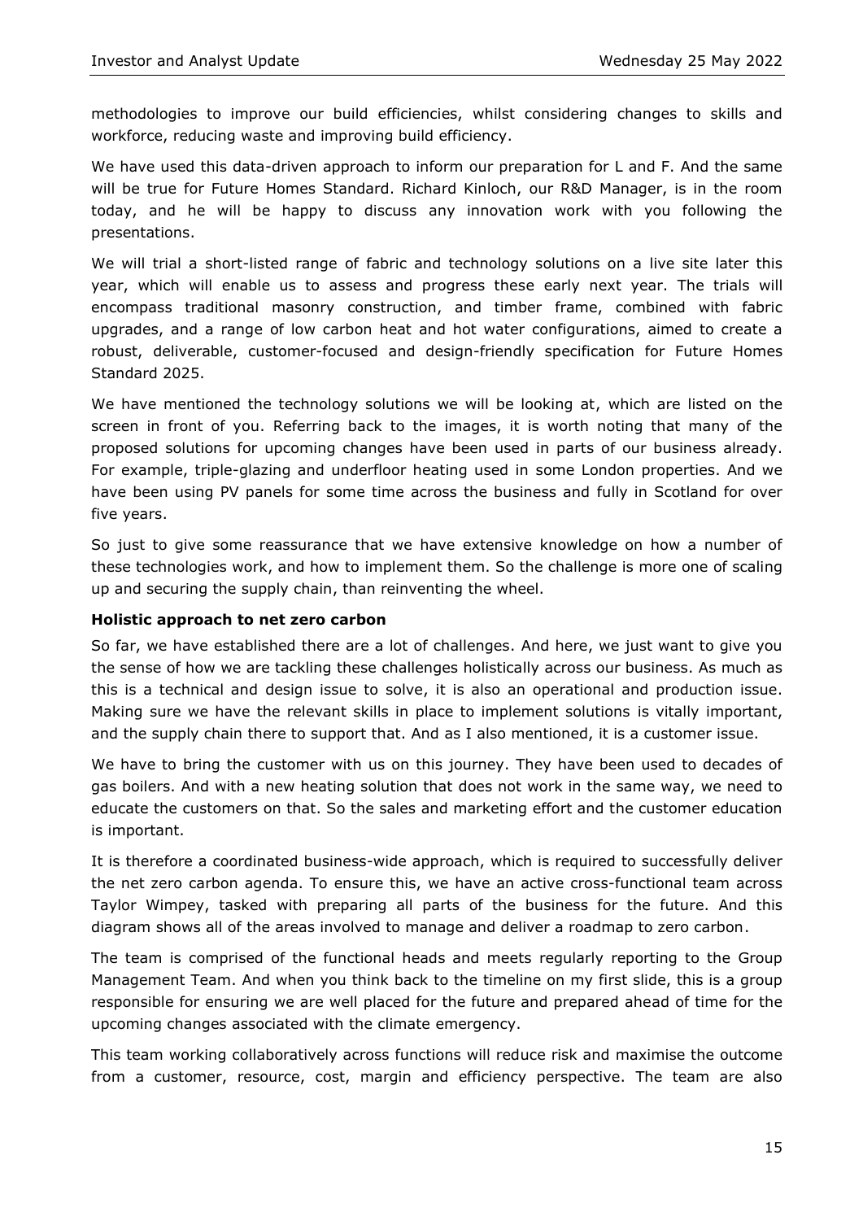methodologies to improve our build efficiencies, whilst considering changes to skills and workforce, reducing waste and improving build efficiency.

We have used this data-driven approach to inform our preparation for L and F. And the same will be true for Future Homes Standard. Richard Kinloch, our R&D Manager, is in the room today, and he will be happy to discuss any innovation work with you following the presentations.

We will trial a short-listed range of fabric and technology solutions on a live site later this year, which will enable us to assess and progress these early next year. The trials will encompass traditional masonry construction, and timber frame, combined with fabric upgrades, and a range of low carbon heat and hot water configurations, aimed to create a robust, deliverable, customer-focused and design-friendly specification for Future Homes Standard 2025.

We have mentioned the technology solutions we will be looking at, which are listed on the screen in front of you. Referring back to the images, it is worth noting that many of the proposed solutions for upcoming changes have been used in parts of our business already. For example, triple-glazing and underfloor heating used in some London properties. And we have been using PV panels for some time across the business and fully in Scotland for over five years.

So just to give some reassurance that we have extensive knowledge on how a number of these technologies work, and how to implement them. So the challenge is more one of scaling up and securing the supply chain, than reinventing the wheel.

**Holistic approach to net zero carbon**

So far, we have established there are a lot of challenges. And here, we just want to give you the sense of how we are tackling these challenges holistically across our business. As much as this is a technical and design issue to solve, it is also an operational and production issue. Making sure we have the relevant skills in place to implement solutions is vitally important, and the supply chain there to support that. And as I also mentioned, it is a customer issue.

We have to bring the customer with us on this journey. They have been used to decades of gas boilers. And with a new heating solution that does not work in the same way, we need to educate the customers on that. So the sales and marketing effort and the customer education is important.

It is therefore a coordinated business-wide approach, which is required to successfully deliver the net zero carbon agenda. To ensure this, we have an active cross-functional team across Taylor Wimpey, tasked with preparing all parts of the business for the future. And this diagram shows all of the areas involved to manage and deliver a roadmap to zero carbon.

The team is comprised of the functional heads and meets regularly reporting to the Group Management Team. And when you think back to the timeline on my first slide, this is a group responsible for ensuring we are well placed for the future and prepared ahead of time for the upcoming changes associated with the climate emergency.

This team working collaboratively across functions will reduce risk and maximise the outcome from a customer, resource, cost, margin and efficiency perspective. The team are also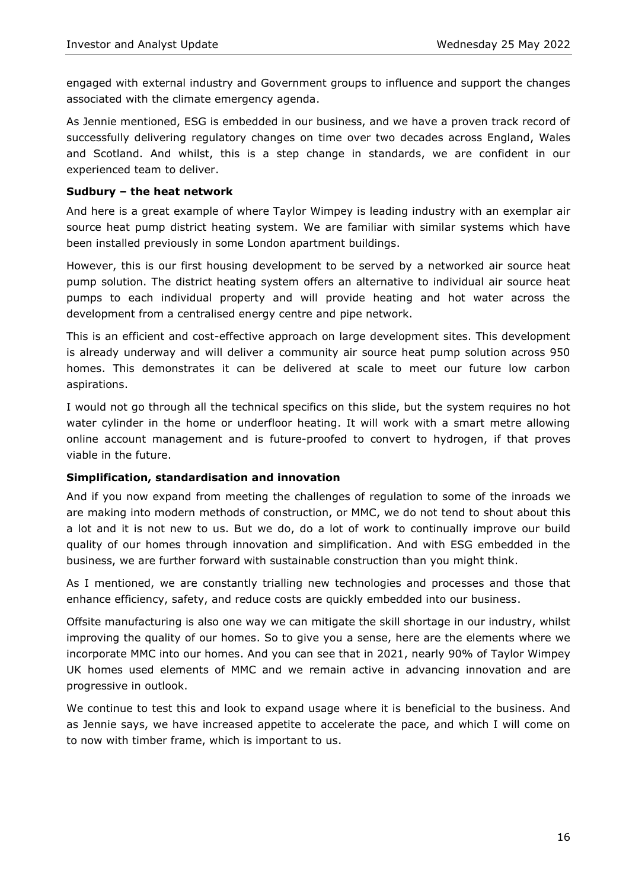engaged with external industry and Government groups to influence and support the changes associated with the climate emergency agenda.

As Jennie mentioned, ESG is embedded in our business, and we have a proven track record of successfully delivering regulatory changes on time over two decades across England, Wales and Scotland. And whilst, this is a step change in standards, we are confident in our experienced team to deliver.

**Sudbury – the heat network**

And here is a great example of where Taylor Wimpey is leading industry with an exemplar air source heat pump district heating system. We are familiar with similar systems which have been installed previously in some London apartment buildings.

However, this is our first housing development to be served by a networked air source heat pump solution. The district heating system offers an alternative to individual air source heat pumps to each individual property and will provide heating and hot water across the development from a centralised energy centre and pipe network.

This is an efficient and cost-effective approach on large development sites. This development is already underway and will deliver a community air source heat pump solution across 950 homes. This demonstrates it can be delivered at scale to meet our future low carbon aspirations.

I would not go through all the technical specifics on this slide, but the system requires no hot water cylinder in the home or underfloor heating. It will work with a smart metre allowing online account management and is future-proofed to convert to hydrogen, if that proves viable in the future.

**Simplification, standardisation and innovation**

And if you now expand from meeting the challenges of regulation to some of the inroads we are making into modern methods of construction, or MMC, we do not tend to shout about this a lot and it is not new to us. But we do, do a lot of work to continually improve our build quality of our homes through innovation and simplification. And with ESG embedded in the business, we are further forward with sustainable construction than you might think.

As I mentioned, we are constantly trialling new technologies and processes and those that enhance efficiency, safety, and reduce costs are quickly embedded into our business.

Offsite manufacturing is also one way we can mitigate the skill shortage in our industry, whilst improving the quality of our homes. So to give you a sense, here are the elements where we incorporate MMC into our homes. And you can see that in 2021, nearly 90% of Taylor Wimpey UK homes used elements of MMC and we remain active in advancing innovation and are progressive in outlook.

We continue to test this and look to expand usage where it is beneficial to the business. And as Jennie says, we have increased appetite to accelerate the pace, and which I will come on to now with timber frame, which is important to us.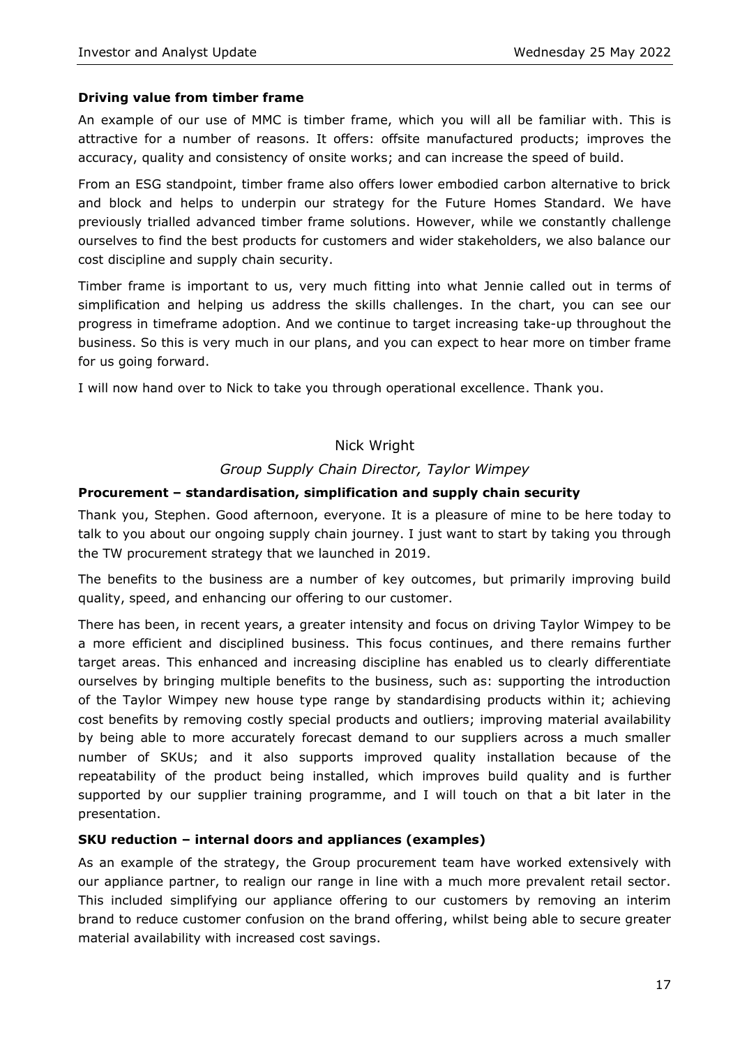**Driving value from timber frame**

An example of our use of MMC is timber frame, which you will all be familiar with. This is attractive for a number of reasons. It offers: offsite manufactured products; improves the accuracy, quality and consistency of onsite works; and can increase the speed of build.

From an ESG standpoint, timber frame also offers lower embodied carbon alternative to brick and block and helps to underpin our strategy for the Future Homes Standard. We have previously trialled advanced timber frame solutions. However, while we constantly challenge ourselves to find the best products for customers and wider stakeholders, we also balance our cost discipline and supply chain security.

Timber frame is important to us, very much fitting into what Jennie called out in terms of simplification and helping us address the skills challenges. In the chart, you can see our progress in timeframe adoption. And we continue to target increasing take-up throughout the business. So this is very much in our plans, and you can expect to hear more on timber frame for us going forward.

I will now hand over to Nick to take you through operational excellence. Thank you.

Nick Wright

*Group Supply Chain Director, Taylor Wimpey*

**Procurement – standardisation, simplification and supply chain security**

Thank you, Stephen. Good afternoon, everyone. It is a pleasure of mine to be here today to talk to you about our ongoing supply chain journey. I just want to start by taking you through the TW procurement strategy that we launched in 2019.

The benefits to the business are a number of key outcomes, but primarily improving build quality, speed, and enhancing our offering to our customer.

There has been, in recent years, a greater intensity and focus on driving Taylor Wimpey to be a more efficient and disciplined business. This focus continues, and there remains further target areas. This enhanced and increasing discipline has enabled us to clearly differentiate ourselves by bringing multiple benefits to the business, such as: supporting the introduction of the Taylor Wimpey new house type range by standardising products within it; achieving cost benefits by removing costly special products and outliers; improving material availability by being able to more accurately forecast demand to our suppliers across a much smaller number of SKUs; and it also supports improved quality installation because of the repeatability of the product being installed, which improves build quality and is further supported by our supplier training programme, and I will touch on that a bit later in the presentation.

**SKU reduction – internal doors and appliances (examples)**

As an example of the strategy, the Group procurement team have worked extensively with our appliance partner, to realign our range in line with a much more prevalent retail sector. This included simplifying our appliance offering to our customers by removing an interim brand to reduce customer confusion on the brand offering, whilst being able to secure greater material availability with increased cost savings.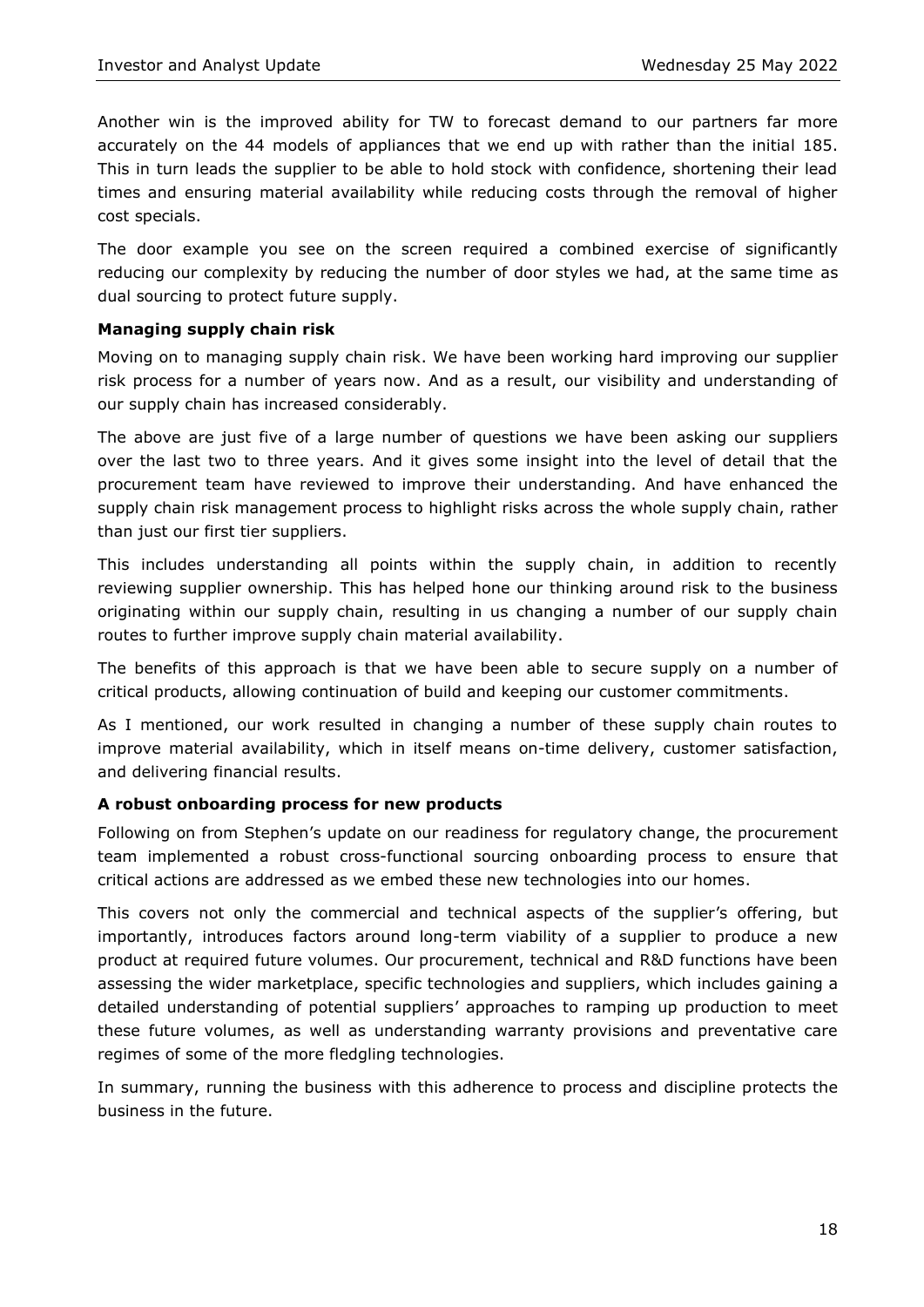Another win is the improved ability for TW to forecast demand to our partners far more accurately on the 44 models of appliances that we end up with rather than the initial 185. This in turn leads the supplier to be able to hold stock with confidence, shortening their lead times and ensuring material availability while reducing costs through the removal of higher cost specials.

The door example you see on the screen required a combined exercise of significantly reducing our complexity by reducing the number of door styles we had, at the same time as dual sourcing to protect future supply.

**Managing supply chain risk**

Moving on to managing supply chain risk. We have been working hard improving our supplier risk process for a number of years now. And as a result, our visibility and understanding of our supply chain has increased considerably.

The above are just five of a large number of questions we have been asking our suppliers over the last two to three years. And it gives some insight into the level of detail that the procurement team have reviewed to improve their understanding. And have enhanced the supply chain risk management process to highlight risks across the whole supply chain, rather than just our first tier suppliers.

This includes understanding all points within the supply chain, in addition to recently reviewing supplier ownership. This has helped hone our thinking around risk to the business originating within our supply chain, resulting in us changing a number of our supply chain routes to further improve supply chain material availability.

The benefits of this approach is that we have been able to secure supply on a number of critical products, allowing continuation of build and keeping our customer commitments.

As I mentioned, our work resulted in changing a number of these supply chain routes to improve material availability, which in itself means on-time delivery, customer satisfaction, and delivering financial results.

**A robust onboarding process for new products**

Following on from Stephen's update on our readiness for regulatory change, the procurement team implemented a robust cross-functional sourcing onboarding process to ensure that critical actions are addressed as we embed these new technologies into our homes.

This covers not only the commercial and technical aspects of the supplier's offering, but importantly, introduces factors around long-term viability of a supplier to produce a new product at required future volumes. Our procurement, technical and R&D functions have been assessing the wider marketplace, specific technologies and suppliers, which includes gaining a detailed understanding of potential suppliers' approaches to ramping up production to meet these future volumes, as well as understanding warranty provisions and preventative care regimes of some of the more fledgling technologies.

In summary, running the business with this adherence to process and discipline protects the business in the future.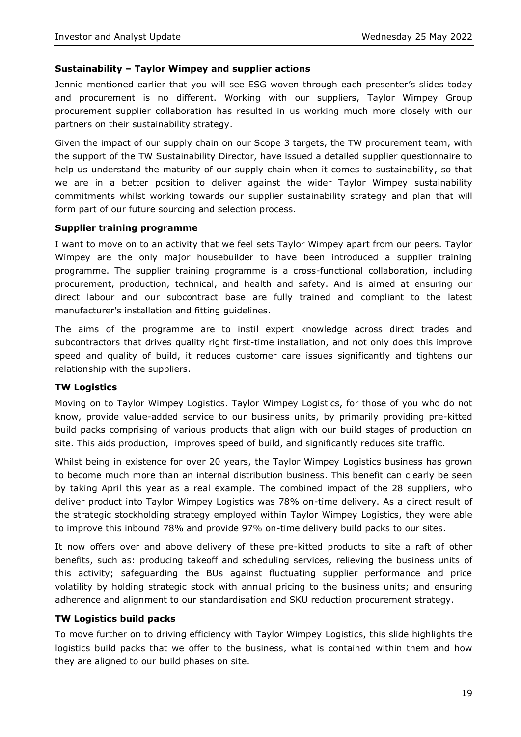### Sustainability – Taylor Wimpey and supplier actions

Jennie mentioned earlier that you will see ESG woven through each presenter's slides today and procurement is no different. Working with our suppliers, Taylor Wimpey Group procurement supplier collaboration has resulted in us working much more closely with our partners on their sustainability strategy.

Given the impact of our supply chain on our Scope 3 targets, the TW procurement team, with the support of the TW Sustainability Director, have issued a detailed supplier questionnaire to help us understand the maturity of our supply chain when it comes to sustainability, so that we are in a better position to deliver against the wider Taylor Wimpey sustainability commitments whilst working towards our supplier sustainability strategy and plan that will form part of our future sourcing and selection process.

### Supplier training programme

I want to move on to an activity that we feel sets Taylor Wimpey apart from our peers. Taylor Wimpey are the only major housebuilder to have been introduced a supplier training programme. The supplier training programme is a cross-functional collaboration, including procurement, production, technical, and health and safety. And is aimed at ensuring our direct labour and our subcontract base are fully trained and compliant to the latest manufacturer's installation and fitting guidelines.

The aims of the programme are to instil expert knowledge across direct trades and subcontractors that drives quality right first-time installation, and not only does this improve speed and quality of build, it reduces customer care issues significantly and tightens our relationship with the suppliers.

### TW Logistics

Moving on to Taylor Wimpey Logistics. Taylor Wimpey Logistics, for those of you who do not know, provide value-added service to our business units, by primarily providing pre-kitted build packs comprising of various products that align with our build stages of production on site. This aids production, improves speed of build, and significantly reduces site traffic.

Whilst being in existence for over 20 years, the Taylor Wimpey Logistics business has grown to become much more than an internal distribution business. This benefit can clearly be seen by taking April this year as a real example. The combined impact of the 28 suppliers, who deliver product into Taylor Wimpey Logistics was 78% on-time delivery. As a direct result of the strategic stockholding strategy employed within Taylor Wimpey Logistics, they were able to improve this inbound 78% and provide 97% on-time delivery build packs to our sites.

It now offers over and above delivery of these pre-kitted products to site a raft of other benefits, such as: producing takeoff and scheduling services, relieving the business units of this activity; safeguarding the BUs against fluctuating supplier performance and price volatility by holding strategic stock with annual pricing to the business units; and ensuring adherence and alignment to our standardisation and SKU reduction procurement strategy.

### TW Logistics build packs

To move further on to driving efficiency with Taylor Wimpey Logistics, this slide highlights the logistics build packs that we offer to the business, what is contained within them and how they are aligned to our build phases on site.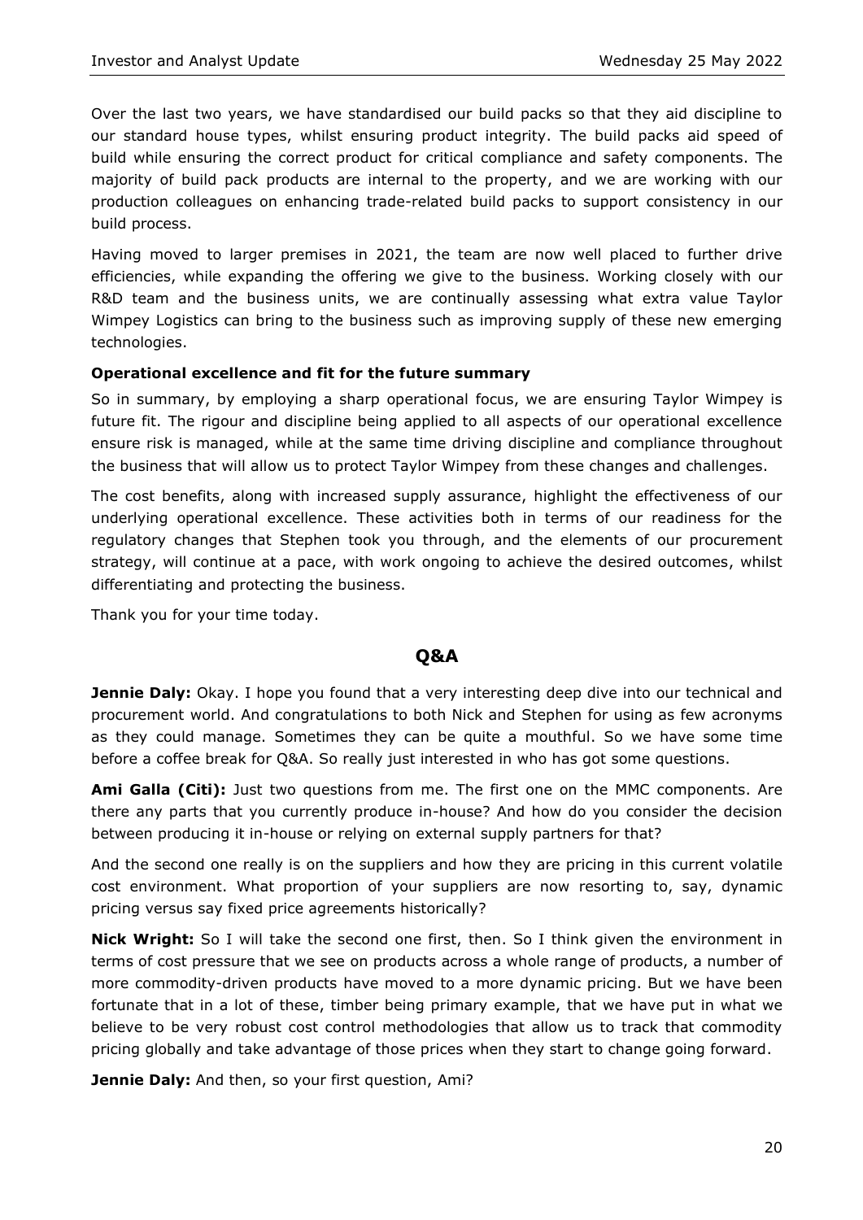Over the last two years, we have standardised our build packs so that they aid discipline to our standard house types, whilst ensuring product integrity. The build packs aid speed of build while ensuring the correct product for critical compliance and safety components. The majority of build pack products are internal to the property, and we are working with our production colleagues on enhancing trade-related build packs to support consistency in our build process.

Having moved to larger premises in 2021, the team are now well placed to further drive efficiencies, while expanding the offering we give to the business. Working closely with our R&D team and the business units, we are continually assessing what extra value Taylor Wimpey Logistics can bring to the business such as improving supply of these new emerging technologies.

**Operational excellence and fit for the future summary**

So in summary, by employing a sharp operational focus, we are ensuring Taylor Wimpey is future fit. The rigour and discipline being applied to all aspects of our operational excellence ensure risk is managed, while at the same time driving discipline and compliance throughout the business that will allow us to protect Taylor Wimpey from these changes and challenges.

The cost benefits, along with increased supply assurance, highlight the effectiveness of our underlying operational excellence. These activities both in terms of our readiness for the regulatory changes that Stephen took you through, and the elements of our procurement strategy, will continue at a pace, with work ongoing to achieve the desired outcomes, whilst differentiating and protecting the business.

Thank you for your time today.

## Q&A

**Jennie Daly:** Okay. I hope you found that a very interesting deep dive into our technical and procurement world. And congratulations to both Nick and Stephen for using as few acronyms as they could manage. Sometimes they can be quite a mouthful. So we have some time before a coffee break for Q&A. So really just interested in who has got some questions.

**Ami Galla (Citi):** Just two questions from me. The first one on the MMC components. Are there any parts that you currently produce in-house? And how do you consider the decision between producing it in-house or relying on external supply partners for that?

And the second one really is on the suppliers and how they are pricing in this current volatile cost environment. What proportion of your suppliers are now resorting to, say, dynamic pricing versus say fixed price agreements historically?

**Nick Wright:** So I will take the second one first, then. So I think given the environment in terms of cost pressure that we see on products across a whole range of products, a number of more commodity-driven products have moved to a more dynamic pricing. But we have been fortunate that in a lot of these, timber being primary example, that we have put in what we believe to be very robust cost control methodologies that allow us to track that commodity pricing globally and take advantage of those prices when they start to change going forward.

**Jennie Daly:** And then, so your first question, Ami?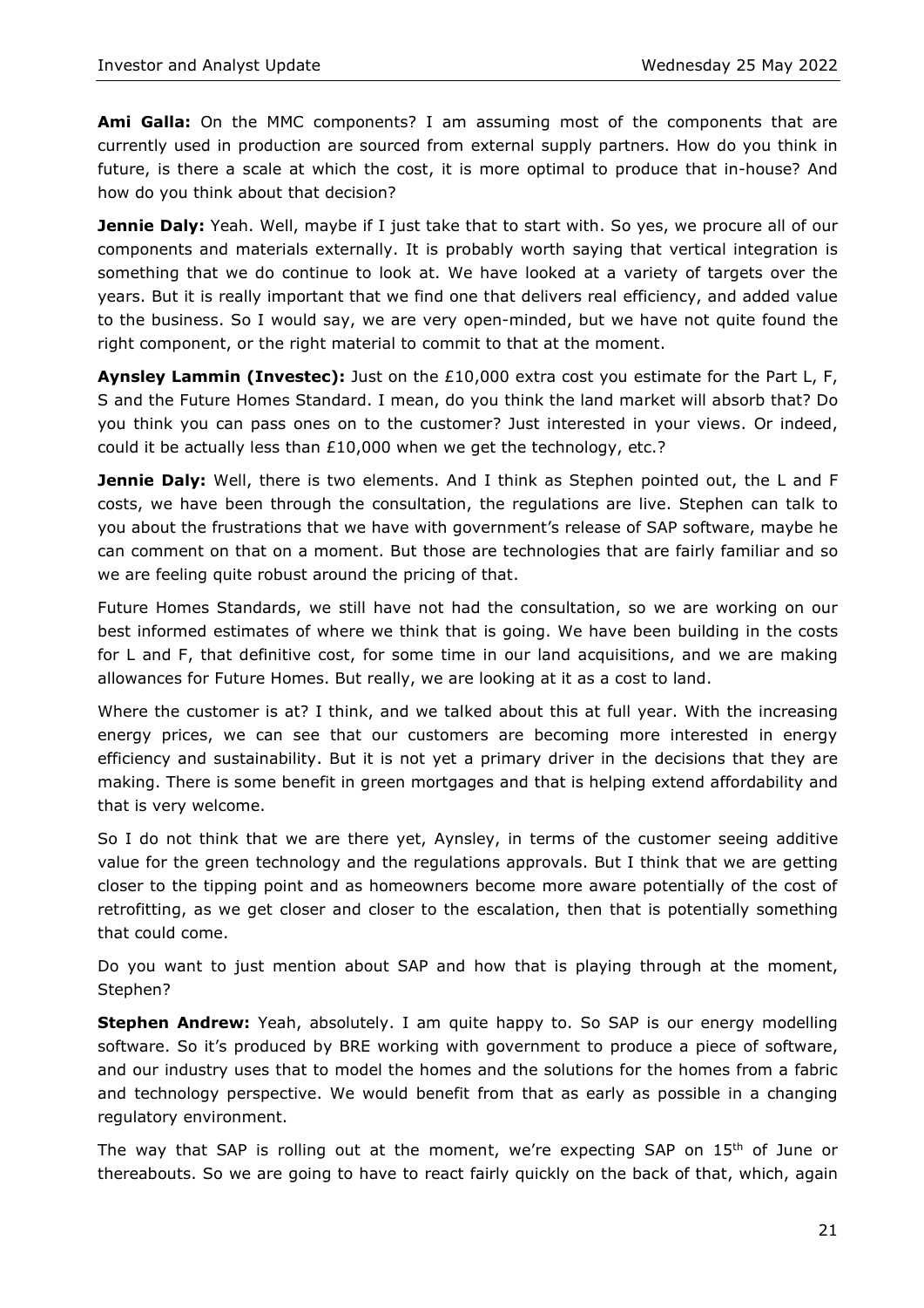**Ami Galla:** On the MMC components? I am assuming most of the components that are currently used in production are sourced from external supply partners. How do you think in future, is there a scale at which the cost, it is more optimal to produce that in-house? And how do you think about that decision?

**Jennie Daly:** Yeah. Well, maybe if I just take that to start with. So yes, we procure all of our components and materials externally. It is probably worth saying that vertical integration is something that we do continue to look at. We have looked at a variety of targets over the years. But it is really important that we find one that delivers real efficiency, and added value to the business. So I would say, we are very open-minded, but we have not quite found the right component, or the right material to commit to that at the moment.

**Aynsley Lammin (Investec):** Just on the £10,000 extra cost you estimate for the Part L, F, S and the Future Homes Standard. I mean, do you think the land market will absorb that? Do you think you can pass ones on to the customer? Just interested in your views. Or indeed, could it be actually less than £10,000 when we get the technology, etc.?

**Jennie Daly:** Well, there is two elements. And I think as Stephen pointed out, the L and F costs, we have been through the consultation, the regulations are live. Stephen can talk to you about the frustrations that we have with government's release of SAP software, maybe he can comment on that on a moment. But those are technologies that are fairly familiar and so we are feeling quite robust around the pricing of that.

Future Homes Standards, we still have not had the consultation, so we are working on our best informed estimates of where we think that is going. We have been building in the costs for L and F, that definitive cost, for some time in our land acquisitions, and we are making allowances for Future Homes. But really, we are looking at it as a cost to land.

Where the customer is at? I think, and we talked about this at full year. With the increasing energy prices, we can see that our customers are becoming more interested in energy efficiency and sustainability. But it is not yet a primary driver in the decisions that they are making. There is some benefit in green mortgages and that is helping extend affordability and that is very welcome.

So I do not think that we are there yet, Aynsley, in terms of the customer seeing additive value for the green technology and the regulations approvals. But I think that we are getting closer to the tipping point and as homeowners become more aware potentially of the cost of retrofitting, as we get closer and closer to the escalation, then that is potentially something that could come.

Do you want to just mention about SAP and how that is playing through at the moment, Stephen?

**Stephen Andrew:** Yeah, absolutely. I am quite happy to. So SAP is our energy modelling software. So it's produced by BRE working with government to produce a piece of software, and our industry uses that to model the homes and the solutions for the homes from a fabric and technology perspective. We would benefit from that as early as possible in a changing regulatory environment.

The way that SAP is rolling out at the moment, we're expecting SAP on 15th of June or thereabouts. So we are going to have to react fairly quickly on the back of that, which, again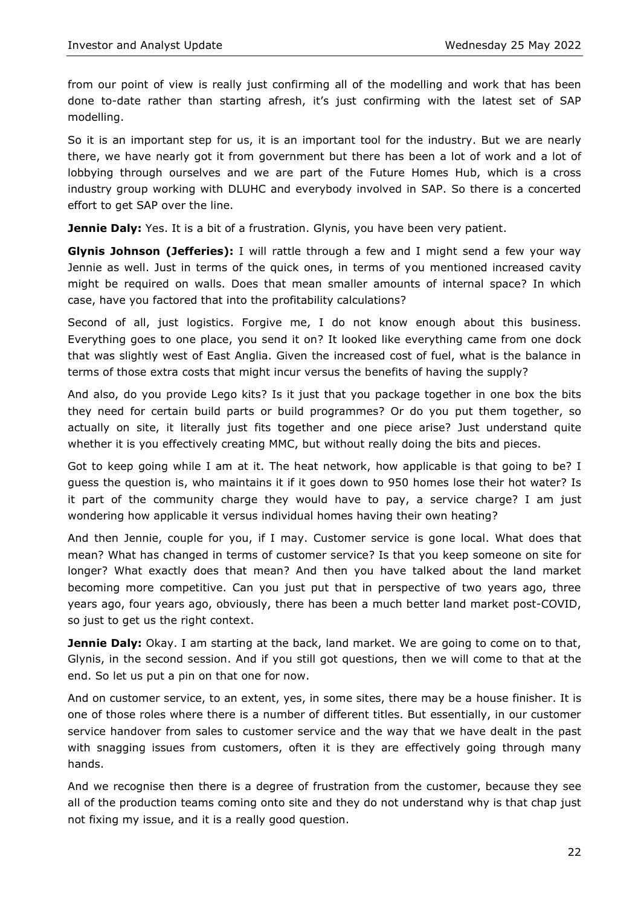from our point of view is really just confirming all of the modelling and work that has been done to-date rather than starting afresh, it's just confirming with the latest set of SAP modelling.

So it is an important step for us, it is an important tool for the industry. But we are nearly there, we have nearly got it from government but there has been a lot of work and a lot of lobbying through ourselves and we are part of the Future Homes Hub, which is a cross industry group working with DLUHC and everybody involved in SAP. So there is a concerted effort to get SAP over the line.

**Jennie Daly:** Yes. It is a bit of a frustration. Glynis, you have been very patient.

**Glynis Johnson (Jefferies):** I will rattle through a few and I might send a few your way Jennie as well. Just in terms of the quick ones, in terms of you mentioned increased cavity might be required on walls. Does that mean smaller amounts of internal space? In which case, have you factored that into the profitability calculations?

Second of all, just logistics. Forgive me, I do not know enough about this business. Everything goes to one place, you send it on? It looked like everything came from one dock that was slightly west of East Anglia. Given the increased cost of fuel, what is the balance in terms of those extra costs that might incur versus the benefits of having the supply?

And also, do you provide Lego kits? Is it just that you package together in one box the bits they need for certain build parts or build programmes? Or do you put them together, so actually on site, it literally just fits together and one piece arise? Just understand quite whether it is you effectively creating MMC, but without really doing the bits and pieces.

Got to keep going while I am at it. The heat network, how applicable is that going to be? I guess the question is, who maintains it if it goes down to 950 homes lose their hot water? Is it part of the community charge they would have to pay, a service charge? I am just wondering how applicable it versus individual homes having their own heating?

And then Jennie, couple for you, if I may. Customer service is gone local. What does that mean? What has changed in terms of customer service? Is that you keep someone on site for longer? What exactly does that mean? And then you have talked about the land market becoming more competitive. Can you just put that in perspective of two years ago, three years ago, four years ago, obviously, there has been a much better land market post-COVID, so just to get us the right context.

**Jennie Daly:** Okay. I am starting at the back, land market. We are going to come on to that, Glynis, in the second session. And if you still got questions, then we will come to that at the end. So let us put a pin on that one for now.

And on customer service, to an extent, yes, in some sites, there may be a house finisher. It is one of those roles where there is a number of different titles. But essentially, in our customer service handover from sales to customer service and the way that we have dealt in the past with snagging issues from customers, often it is they are effectively going through many hands.

And we recognise then there is a degree of frustration from the customer, because they see all of the production teams coming onto site and they do not understand why is that chap just not fixing my issue, and it is a really good question.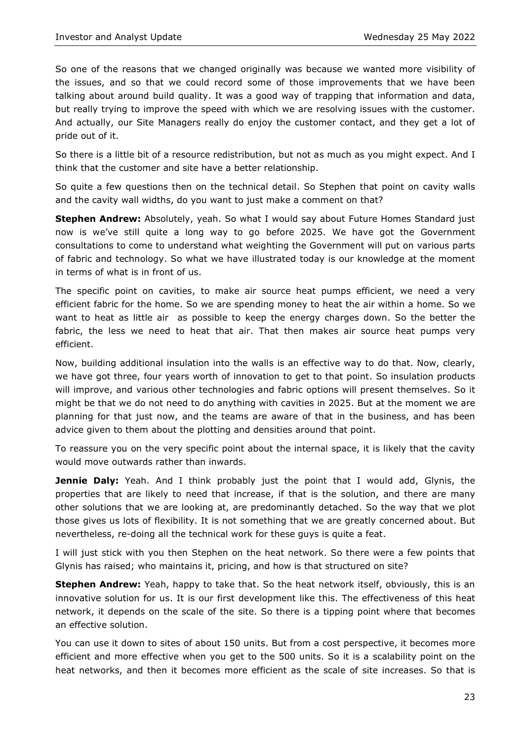So one of the reasons that we changed originally was because we wanted more visibility of the issues, and so that we could record some of those improvements that we have been talking about around build quality. It was a good way of trapping that information and data, but really trying to improve the speed with which we are resolving issues with the customer. And actually, our Site Managers really do enjoy the customer contact, and they get a lot of pride out of it.

So there is a little bit of a resource redistribution, but not as much as you might expect. And I think that the customer and site have a better relationship.

So quite a few questions then on the technical detail. So Stephen that point on cavity walls and the cavity wall widths, do you want to just make a comment on that?

**Stephen Andrew:** Absolutely, yeah. So what I would say about Future Homes Standard just now is we've still quite a long way to go before 2025. We have got the Government consultations to come to understand what weighting the Government will put on various parts of fabric and technology. So what we have illustrated today is our knowledge at the moment in terms of what is in front of us.

The specific point on cavities, to make air source heat pumps efficient, we need a very efficient fabric for the home. So we are spending money to heat the air within a home. So we want to heat as little air as possible to keep the energy charges down. So the better the fabric, the less we need to heat that air. That then makes air source heat pumps very efficient.

Now, building additional insulation into the walls is an effective way to do that. Now, clearly, we have got three, four years worth of innovation to get to that point. So insulation products will improve, and various other technologies and fabric options will present themselves. So it might be that we do not need to do anything with cavities in 2025. But at the moment we are planning for that just now, and the teams are aware of that in the business, and has been advice given to them about the plotting and densities around that point.

To reassure you on the very specific point about the internal space, it is likely that the cavity would move outwards rather than inwards.

**Jennie Daly:** Yeah. And I think probably just the point that I would add, Glynis, the properties that are likely to need that increase, if that is the solution, and there are many other solutions that we are looking at, are predominantly detached. So the way that we plot those gives us lots of flexibility. It is not something that we are greatly concerned about. But nevertheless, re-doing all the technical work for these guys is quite a feat.

I will just stick with you then Stephen on the heat network. So there were a few points that Glynis has raised; who maintains it, pricing, and how is that structured on site?

**Stephen Andrew:** Yeah, happy to take that. So the heat network itself, obviously, this is an innovative solution for us. It is our first development like this. The effectiveness of this heat network, it depends on the scale of the site. So there is a tipping point where that becomes an effective solution.

You can use it down to sites of about 150 units. But from a cost perspective, it becomes more efficient and more effective when you get to the 500 units. So it is a scalability point on the heat networks, and then it becomes more efficient as the scale of site increases. So that is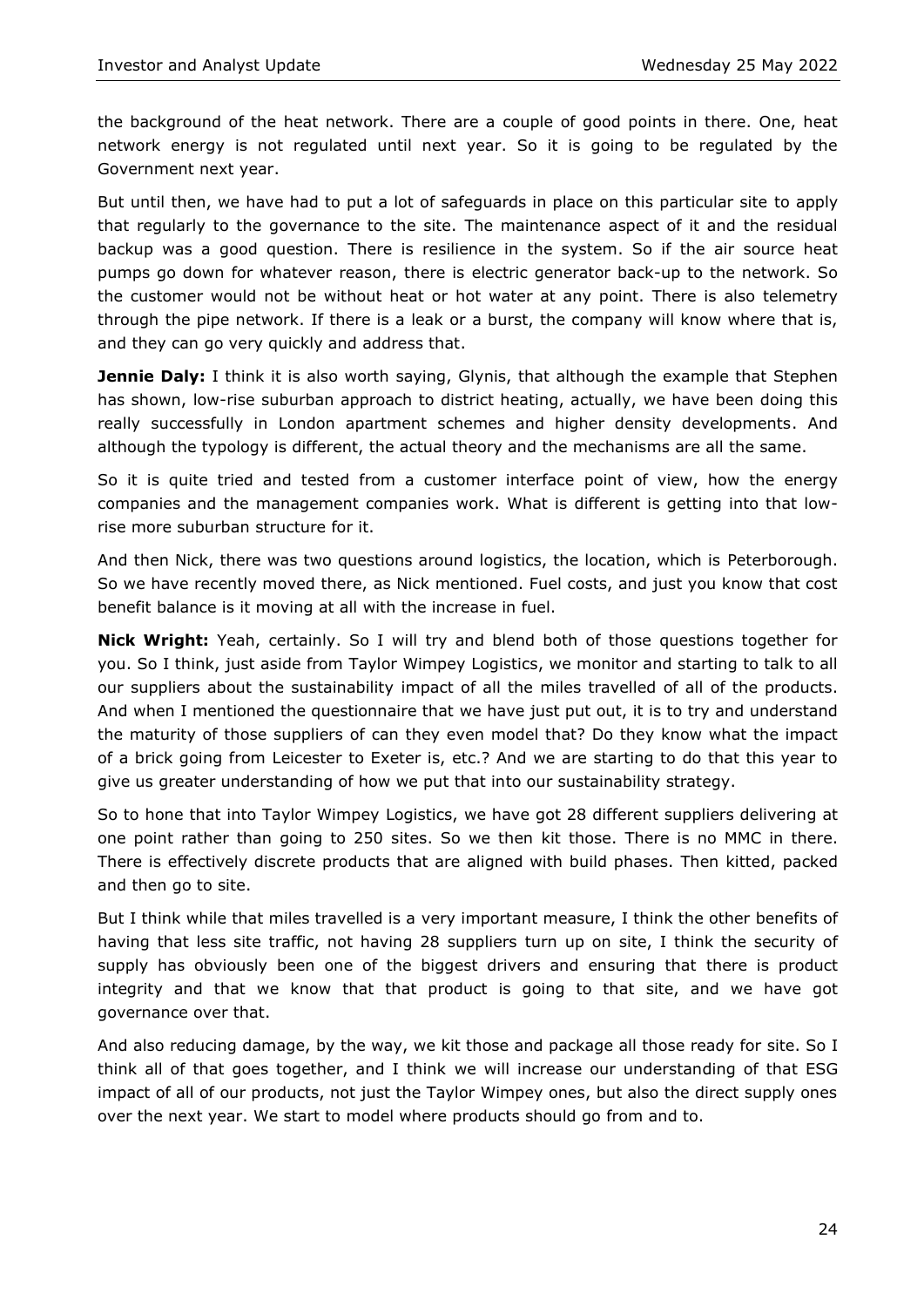the background of the heat network. There are a couple of good points in there. One, heat network energy is not regulated until next year. So it is going to be regulated by the Government next year.

But until then, we have had to put a lot of safeguards in place on this particular site to apply that regularly to the governance to the site. The maintenance aspect of it and the residual backup was a good question. There is resilience in the system. So if the air source heat pumps go down for whatever reason, there is electric generator back-up to the network. So the customer would not be without heat or hot water at any point. There is also telemetry through the pipe network. If there is a leak or a burst, the company will know where that is, and they can go very quickly and address that.

**Jennie Daly:** I think it is also worth saying, Glynis, that although the example that Stephen has shown, low-rise suburban approach to district heating, actually, we have been doing this really successfully in London apartment schemes and higher density developments. And although the typology is different, the actual theory and the mechanisms are all the same.

So it is quite tried and tested from a customer interface point of view, how the energy companies and the management companies work. What is different is getting into that low-rise more suburban structure for it.

And then Nick, there was two questions around logistics, the location, which is Peterborough. So we have recently moved there, as Nick mentioned. Fuel costs, and just you know that cost benefit balance is it moving at all with the increase in fuel.

**Nick Wright:** Yeah, certainly. So I will try and blend both of those questions together for you. So I think, just aside from Taylor Wimpey Logistics, we monitor and starting to talk to all our suppliers about the sustainability impact of all the miles travelled of all of the products. And when I mentioned the questionnaire that we have just put out, it is to try and understand the maturity of those suppliers of can they even model that? Do they know what the impact of a brick going from Leicester to Exeter is, etc.? And we are starting to do that this year to give us greater understanding of how we put that into our sustainability strategy.

So to hone that into Taylor Wimpey Logistics, we have got 28 different suppliers delivering at one point rather than going to 250 sites. So we then kit those. There is no MMC in there. There is effectively discrete products that are aligned with build phases. Then kitted, packed and then go to site.

But I think while that miles travelled is a very important measure, I think the other benefits of having that less site traffic, not having 28 suppliers turn up on site, I think the security of supply has obviously been one of the biggest drivers and ensuring that there is product integrity and that we know that that product is going to that site, and we have got governance over that.

And also reducing damage, by the way, we kit those and package all those ready for site. So I think all of that goes together, and I think we will increase our understanding of that ESG impact of all of our products, not just the Taylor Wimpey ones, but also the direct supply ones over the next year. We start to model where products should go from and to.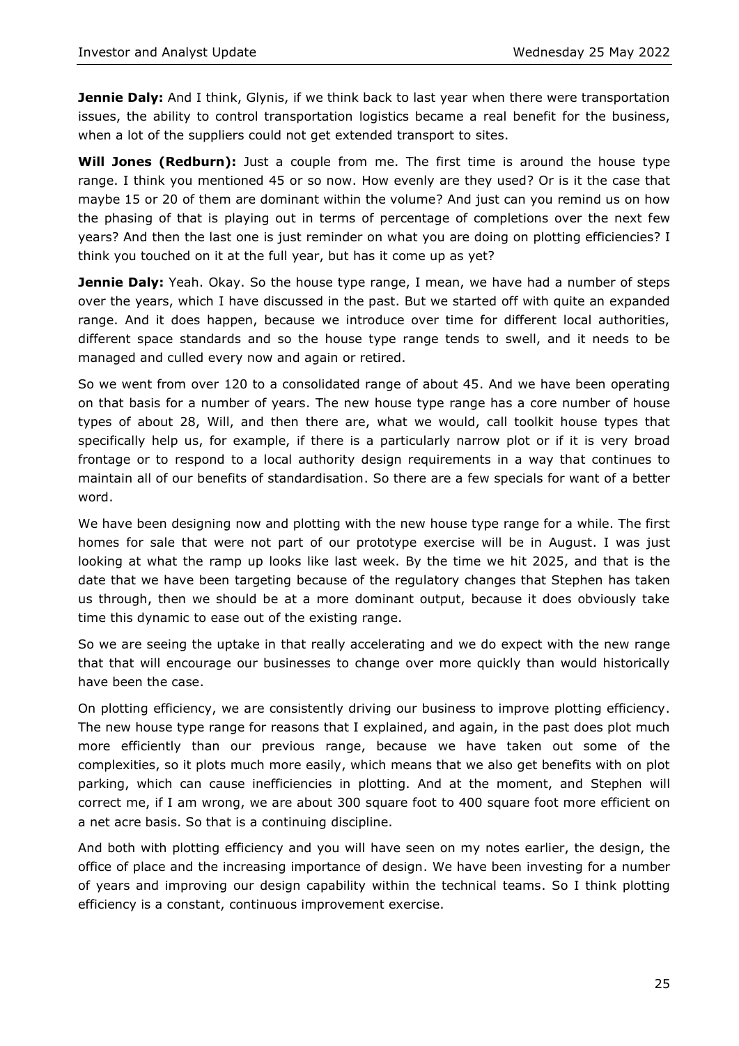**Jennie Daly:** And I think, Glynis, if we think back to last year when there were transportation issues, the ability to control transportation logistics became a real benefit for the business, when a lot of the suppliers could not get extended transport to sites.

**Will Jones (Redburn):** Just a couple from me. The first time is around the house type range. I think you mentioned 45 or so now. How evenly are they used? Or is it the case that maybe 15 or 20 of them are dominant within the volume? And just can you remind us on how the phasing of that is playing out in terms of percentage of completions over the next few years? And then the last one is just reminder on what you are doing on plotting efficiencies? I think you touched on it at the full year, but has it come up as yet?

**Jennie Daly:** Yeah. Okay. So the house type range, I mean, we have had a number of steps over the years, which I have discussed in the past. But we started off with quite an expanded range. And it does happen, because we introduce over time for different local authorities, different space standards and so the house type range tends to swell, and it needs to be managed and culled every now and again or retired.

So we went from over 120 to a consolidated range of about 45. And we have been operating on that basis for a number of years. The new house type range has a core number of house types of about 28, Will, and then there are, what we would, call toolkit house types that specifically help us, for example, if there is a particularly narrow plot or if it is very broad frontage or to respond to a local authority design requirements in a way that continues to maintain all of our benefits of standardisation. So there are a few specials for want of a better word.

We have been designing now and plotting with the new house type range for a while. The first homes for sale that were not part of our prototype exercise will be in August. I was just looking at what the ramp up looks like last week. By the time we hit 2025, and that is the date that we have been targeting because of the regulatory changes that Stephen has taken us through, then we should be at a more dominant output, because it does obviously take time this dynamic to ease out of the existing range.

So we are seeing the uptake in that really accelerating and we do expect with the new range that that will encourage our businesses to change over more quickly than would historically have been the case.

On plotting efficiency, we are consistently driving our business to improve plotting efficiency. The new house type range for reasons that I explained, and again, in the past does plot much more efficiently than our previous range, because we have taken out some of the complexities, so it plots much more easily, which means that we also get benefits with on plot parking, which can cause inefficiencies in plotting. And at the moment, and Stephen will correct me, if I am wrong, we are about 300 square foot to 400 square foot more efficient on a net acre basis. So that is a continuing discipline.

And both with plotting efficiency and you will have seen on my notes earlier, the design, the office of place and the increasing importance of design. We have been investing for a number of years and improving our design capability within the technical teams. So I think plotting efficiency is a constant, continuous improvement exercise.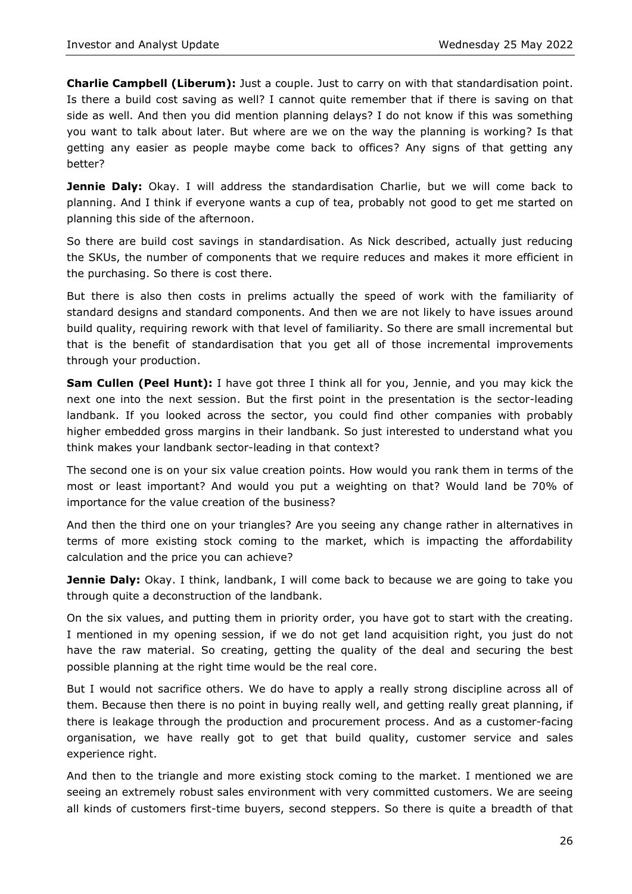**Charlie Campbell (Liberum):** Just a couple. Just to carry on with that standardisation point. Is there a build cost saving as well? I cannot quite remember that if there is saving on that side as well. And then you did mention planning delays? I do not know if this was something you want to talk about later. But where are we on the way the planning is working? Is that getting any easier as people maybe come back to offices? Any signs of that getting any better?

**Jennie Daly:** Okay. I will address the standardisation Charlie, but we will come back to planning. And I think if everyone wants a cup of tea, probably not good to get me started on planning this side of the afternoon.

So there are build cost savings in standardisation. As Nick described, actually just reducing the SKUs, the number of components that we require reduces and makes it more efficient in the purchasing. So there is cost there.

But there is also then costs in prelims actually the speed of work with the familiarity of standard designs and standard components. And then we are not likely to have issues around build quality, requiring rework with that level of familiarity. So there are small incremental but that is the benefit of standardisation that you get all of those incremental improvements through your production.

**Sam Cullen (Peel Hunt):** I have got three I think all for you, Jennie, and you may kick the next one into the next session. But the first point in the presentation is the sector-leading landbank. If you looked across the sector, you could find other companies with probably higher embedded gross margins in their landbank. So just interested to understand what you think makes your landbank sector-leading in that context?

The second one is on your six value creation points. How would you rank them in terms of the most or least important? And would you put a weighting on that? Would land be 70% of importance for the value creation of the business?

And then the third one on your triangles? Are you seeing any change rather in alternatives in terms of more existing stock coming to the market, which is impacting the affordability calculation and the price you can achieve?

**Jennie Daly:** Okay. I think, landbank, I will come back to because we are going to take you through quite a deconstruction of the landbank.

On the six values, and putting them in priority order, you have got to start with the creating. I mentioned in my opening session, if we do not get land acquisition right, you just do not have the raw material. So creating, getting the quality of the deal and securing the best possible planning at the right time would be the real core.

But I would not sacrifice others. We do have to apply a really strong discipline across all of them. Because then there is no point in buying really well, and getting really great planning, if there is leakage through the production and procurement process. And as a customer-facing organisation, we have really got to get that build quality, customer service and sales experience right.

And then to the triangle and more existing stock coming to the market. I mentioned we are seeing an extremely robust sales environment with very committed customers. We are seeing all kinds of customers first-time buyers, second steppers. So there is quite a breadth of that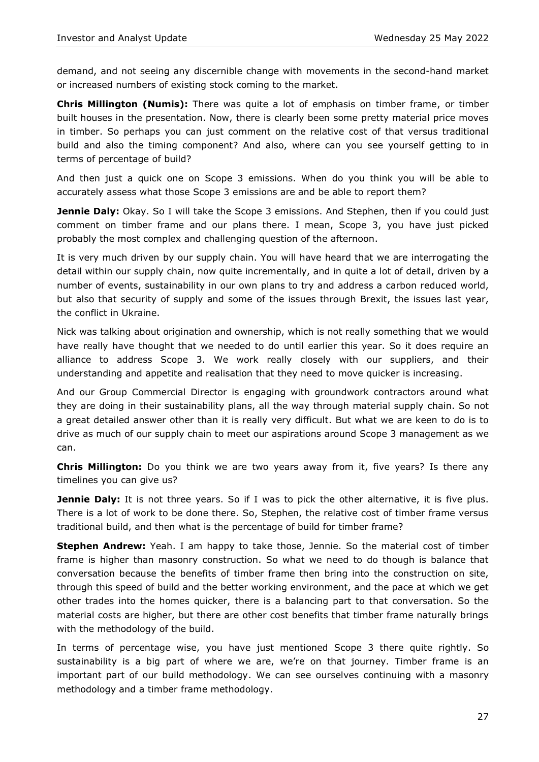demand, and not seeing any discernible change with movements in the second-hand market or increased numbers of existing stock coming to the market.

**Chris Millington (Numis):** There was quite a lot of emphasis on timber frame, or timber built houses in the presentation. Now, there is clearly been some pretty material price moves in timber. So perhaps you can just comment on the relative cost of that versus traditional build and also the timing component? And also, where can you see yourself getting to in terms of percentage of build?

And then just a quick one on Scope 3 emissions. When do you think you will be able to accurately assess what those Scope 3 emissions are and be able to report them?

**Jennie Daly:** Okay. So I will take the Scope 3 emissions. And Stephen, then if you could just comment on timber frame and our plans there. I mean, Scope 3, you have just picked probably the most complex and challenging question of the afternoon.

It is very much driven by our supply chain. You will have heard that we are interrogating the detail within our supply chain, now quite incrementally, and in quite a lot of detail, driven by a number of events, sustainability in our own plans to try and address a carbon reduced world, but also that security of supply and some of the issues through Brexit, the issues last year, the conflict in Ukraine.

Nick was talking about origination and ownership, which is not really something that we would have really have thought that we needed to do until earlier this year. So it does require an alliance to address Scope 3. We work really closely with our suppliers, and their understanding and appetite and realisation that they need to move quicker is increasing.

And our Group Commercial Director is engaging with groundwork contractors around what they are doing in their sustainability plans, all the way through material supply chain. So not a great detailed answer other than it is really very difficult. But what we are keen to do is to drive as much of our supply chain to meet our aspirations around Scope 3 management as we can.

**Chris Millington:** Do you think we are two years away from it, five years? Is there any timelines you can give us?

**Jennie Daly:** It is not three years. So if I was to pick the other alternative, it is five plus. There is a lot of work to be done there. So, Stephen, the relative cost of timber frame versus traditional build, and then what is the percentage of build for timber frame?

**Stephen Andrew:** Yeah. I am happy to take those, Jennie. So the material cost of timber frame is higher than masonry construction. So what we need to do though is balance that conversation because the benefits of timber frame then bring into the construction on site, through this speed of build and the better working environment, and the pace at which we get other trades into the homes quicker, there is a balancing part to that conversation. So the material costs are higher, but there are other cost benefits that timber frame naturally brings with the methodology of the build.

In terms of percentage wise, you have just mentioned Scope 3 there quite rightly. So sustainability is a big part of where we are, we're on that journey. Timber frame is an important part of our build methodology. We can see ourselves continuing with a masonry methodology and a timber frame methodology.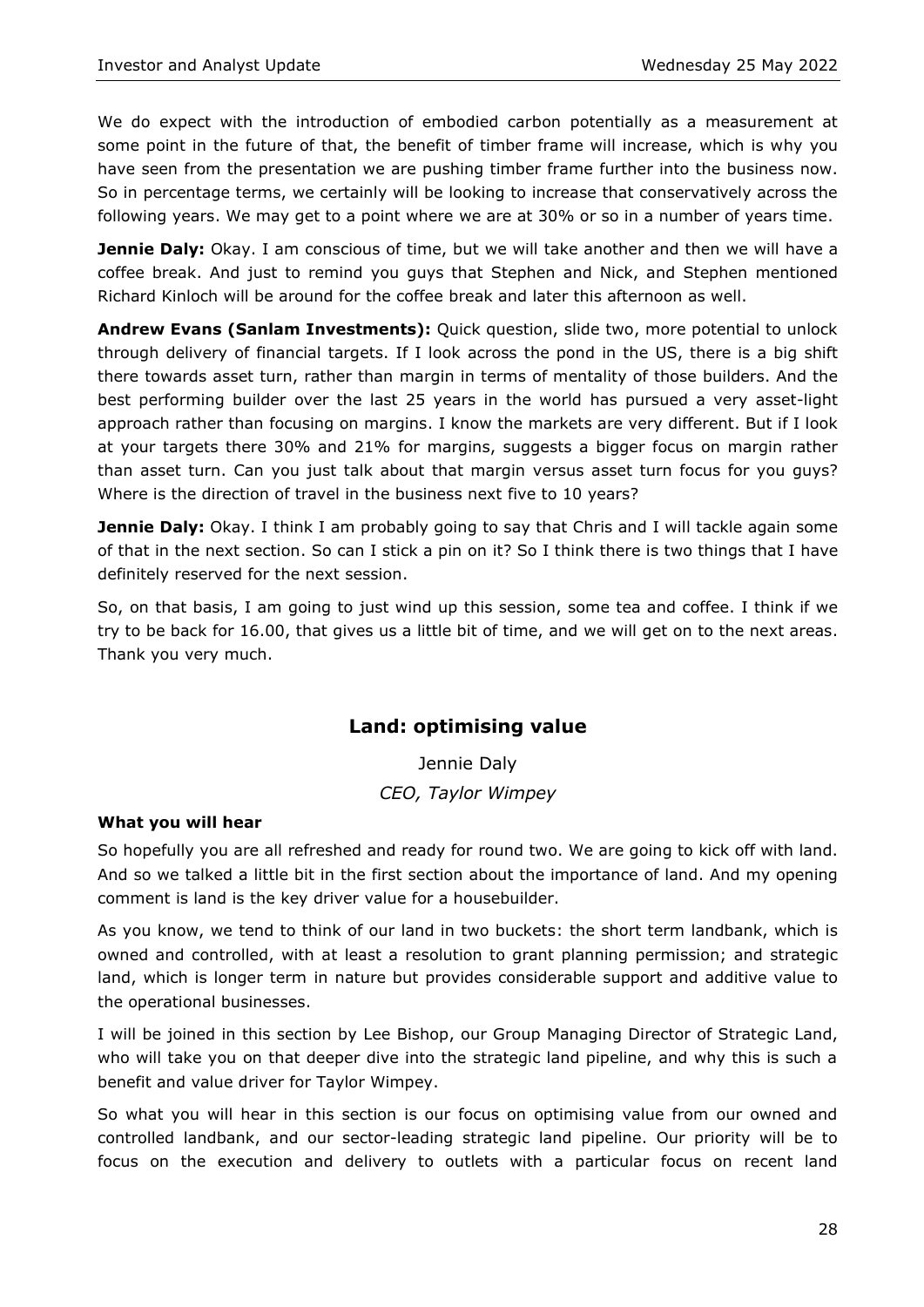We do expect with the introduction of embodied carbon potentially as a measurement at some point in the future of that, the benefit of timber frame will increase, which is why you have seen from the presentation we are pushing timber frame further into the business now. So in percentage terms, we certainly will be looking to increase that conservatively across the following years. We may get to a point where we are at 30% or so in a number of years time.

**Jennie Daly:** Okay. I am conscious of time, but we will take another and then we will have a coffee break. And just to remind you guys that Stephen and Nick, and Stephen mentioned Richard Kinloch will be around for the coffee break and later this afternoon as well.

**Andrew Evans (Sanlam Investments):** Quick question, slide two, more potential to unlock through delivery of financial targets. If I look across the pond in the US, there is a big shift there towards asset turn, rather than margin in terms of mentality of those builders. And the best performing builder over the last 25 years in the world has pursued a very asset-light approach rather than focusing on margins. I know the markets are very different. But if I look at your targets there 30% and 21% for margins, suggests a bigger focus on margin rather than asset turn. Can you just talk about that margin versus asset turn focus for you guys? Where is the direction of travel in the business next five to 10 years?

**Jennie Daly:** Okay. I think I am probably going to say that Chris and I will tackle again some of that in the next section. So can I stick a pin on it? So I think there is two things that I have definitely reserved for the next session.

So, on that basis, I am going to just wind up this session, some tea and coffee. I think if we try to be back for 16.00, that gives us a little bit of time, and we will get on to the next areas. Thank you very much.

## Land: optimising value

Jennie Daly

*CEO, Taylor Wimpey*

### What you will hear

So hopefully you are all refreshed and ready for round two. We are going to kick off with land. And so we talked a little bit in the first section about the importance of land. And my opening comment is land is the key driver value for a housebuilder.

As you know, we tend to think of our land in two buckets: the short term landbank, which is owned and controlled, with at least a resolution to grant planning permission; and strategic land, which is longer term in nature but provides considerable support and additive value to the operational businesses.

I will be joined in this section by Lee Bishop, our Group Managing Director of Strategic Land, who will take you on that deeper dive into the strategic land pipeline, and why this is such a benefit and value driver for Taylor Wimpey.

So what you will hear in this section is our focus on optimising value from our owned and controlled landbank, and our sector-leading strategic land pipeline. Our priority will be to focus on the execution and delivery to outlets with a particular focus on recent land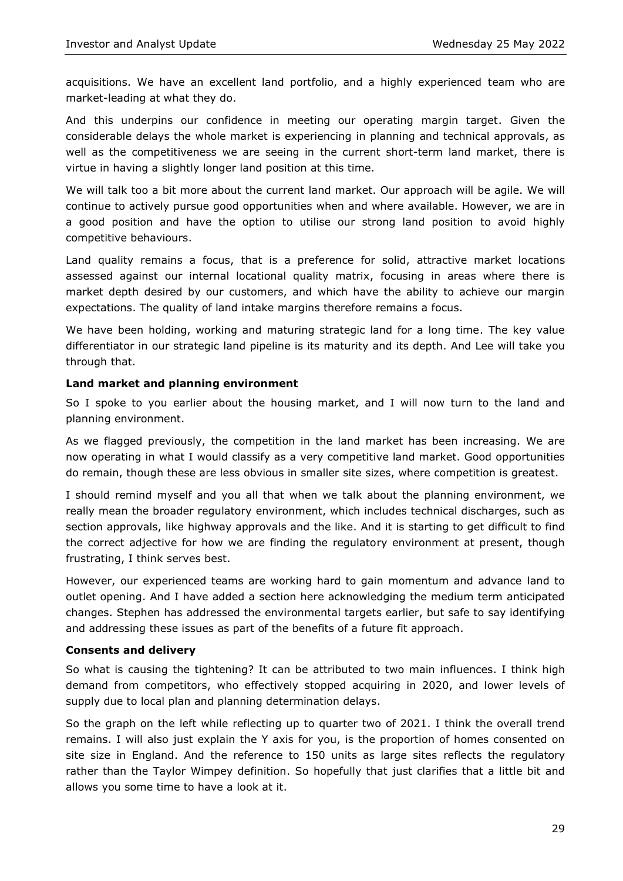acquisitions. We have an excellent land portfolio, and a highly experienced team who are market-leading at what they do.

And this underpins our confidence in meeting our operating margin target. Given the considerable delays the whole market is experiencing in planning and technical approvals, as well as the competitiveness we are seeing in the current short-term land market, there is virtue in having a slightly longer land position at this time.

We will talk too a bit more about the current land market. Our approach will be agile. We will continue to actively pursue good opportunities when and where available. However, we are in a good position and have the option to utilise our strong land position to avoid highly competitive behaviours.

Land quality remains a focus, that is a preference for solid, attractive market locations assessed against our internal locational quality matrix, focusing in areas where there is market depth desired by our customers, and which have the ability to achieve our margin expectations. The quality of land intake margins therefore remains a focus.

We have been holding, working and maturing strategic land for a long time. The key value differentiator in our strategic land pipeline is its maturity and its depth. And Lee will take you through that.

**Land market and planning environment**

So I spoke to you earlier about the housing market, and I will now turn to the land and planning environment.

As we flagged previously, the competition in the land market has been increasing. We are now operating in what I would classify as a very competitive land market. Good opportunities do remain, though these are less obvious in smaller site sizes, where competition is greatest.

I should remind myself and you all that when we talk about the planning environment, we really mean the broader regulatory environment, which includes technical discharges, such as section approvals, like highway approvals and the like. And it is starting to get difficult to find the correct adjective for how we are finding the regulatory environment at present, though frustrating, I think serves best.

However, our experienced teams are working hard to gain momentum and advance land to outlet opening. And I have added a section here acknowledging the medium term anticipated changes. Stephen has addressed the environmental targets earlier, but safe to say identifying and addressing these issues as part of the benefits of a future fit approach.

**Consents and delivery**

So what is causing the tightening? It can be attributed to two main influences. I think high demand from competitors, who effectively stopped acquiring in 2020, and lower levels of supply due to local plan and planning determination delays.

So the graph on the left while reflecting up to quarter two of 2021. I think the overall trend remains. I will also just explain the Y axis for you, is the proportion of homes consented on site size in England. And the reference to 150 units as large sites reflects the regulatory rather than the Taylor Wimpey definition. So hopefully that just clarifies that a little bit and allows you some time to have a look at it.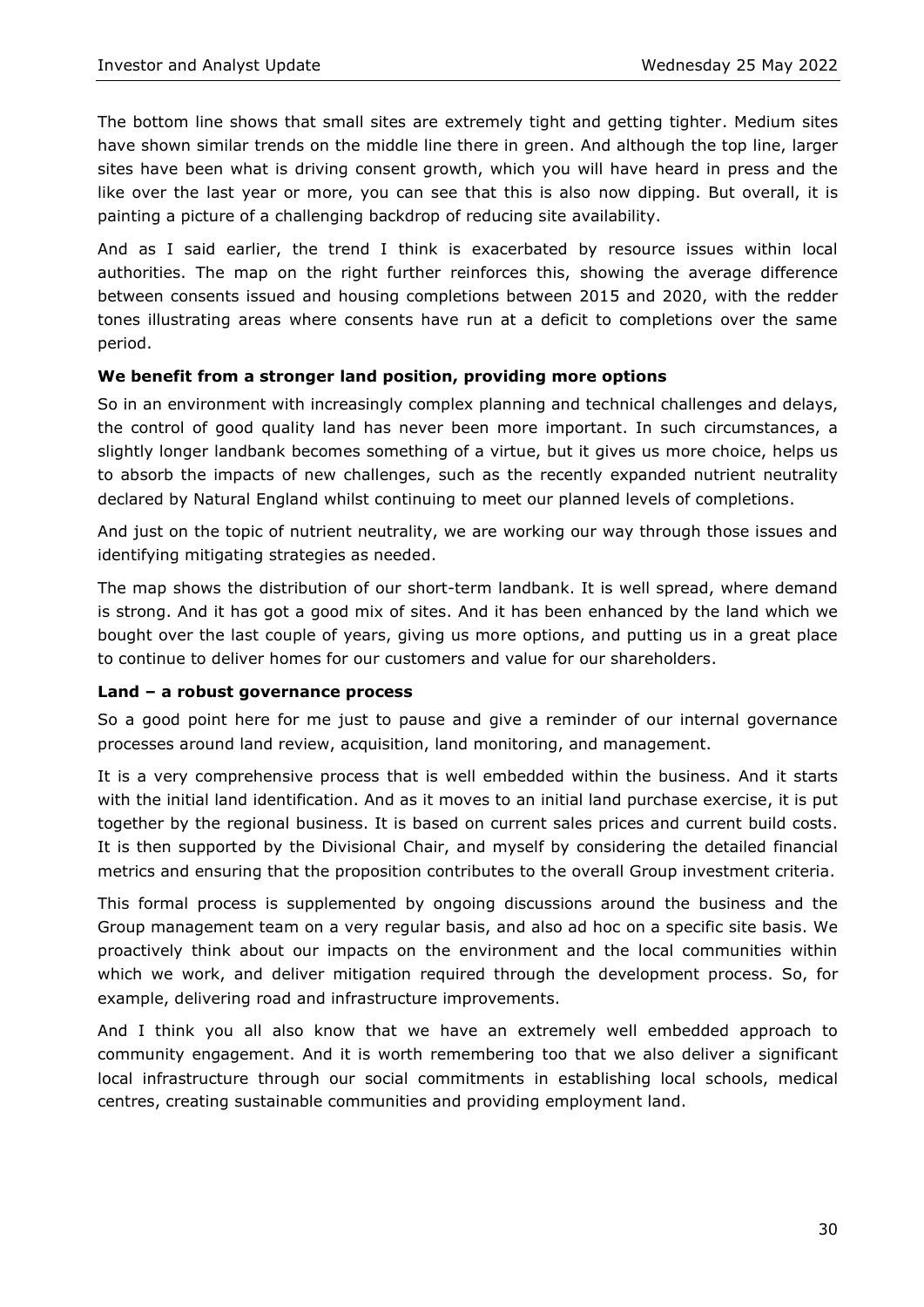The bottom line shows that small sites are extremely tight and getting tighter. Medium sites have shown similar trends on the middle line there in green. And although the top line, larger sites have been what is driving consent growth, which you will have heard in press and the like over the last year or more, you can see that this is also now dipping. But overall, it is painting a picture of a challenging backdrop of reducing site availability.

And as I said earlier, the trend I think is exacerbated by resource issues within local authorities. The map on the right further reinforces this, showing the average difference between consents issued and housing completions between 2015 and 2020, with the redder tones illustrating areas where consents have run at a deficit to completions over the same period.

**We benefit from a stronger land position, providing more options**

So in an environment with increasingly complex planning and technical challenges and delays, the control of good quality land has never been more important. In such circumstances, a slightly longer landbank becomes something of a virtue, but it gives us more choice, helps us to absorb the impacts of new challenges, such as the recently expanded nutrient neutrality declared by Natural England whilst continuing to meet our planned levels of completions.

And just on the topic of nutrient neutrality, we are working our way through those issues and identifying mitigating strategies as needed.

The map shows the distribution of our short-term landbank. It is well spread, where demand is strong. And it has got a good mix of sites. And it has been enhanced by the land which we bought over the last couple of years, giving us more options, and putting us in a great place to continue to deliver homes for our customers and value for our shareholders.

**Land – a robust governance process**

So a good point here for me just to pause and give a reminder of our internal governance processes around land review, acquisition, land monitoring, and management.

It is a very comprehensive process that is well embedded within the business. And it starts with the initial land identification. And as it moves to an initial land purchase exercise, it is put together by the regional business. It is based on current sales prices and current build costs. It is then supported by the Divisional Chair, and myself by considering the detailed financial metrics and ensuring that the proposition contributes to the overall Group investment criteria.

This formal process is supplemented by ongoing discussions around the business and the Group management team on a very regular basis, and also ad hoc on a specific site basis. We proactively think about our impacts on the environment and the local communities within which we work, and deliver mitigation required through the development process. So, for example, delivering road and infrastructure improvements.

And I think you all also know that we have an extremely well embedded approach to community engagement. And it is worth remembering too that we also deliver a significant local infrastructure through our social commitments in establishing local schools, medical centres, creating sustainable communities and providing employment land.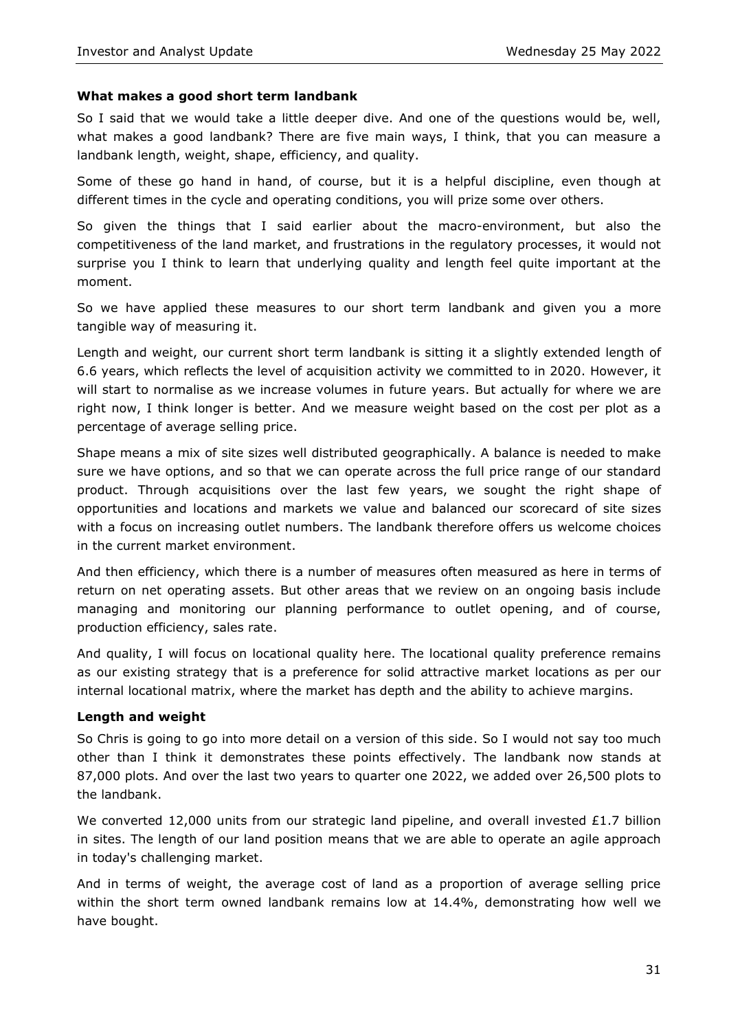**What makes a good short term landbank**

So I said that we would take a little deeper dive. And one of the questions would be, well, what makes a good landbank? There are five main ways, I think, that you can measure a landbank length, weight, shape, efficiency, and quality.

Some of these go hand in hand, of course, but it is a helpful discipline, even though at different times in the cycle and operating conditions, you will prize some over others.

So given the things that I said earlier about the macro-environment, but also the competitiveness of the land market, and frustrations in the regulatory processes, it would not surprise you I think to learn that underlying quality and length feel quite important at the moment.

So we have applied these measures to our short term landbank and given you a more tangible way of measuring it.

Length and weight, our current short term landbank is sitting it a slightly extended length of 6.6 years, which reflects the level of acquisition activity we committed to in 2020. However, it will start to normalise as we increase volumes in future years. But actually for where we are right now, I think longer is better. And we measure weight based on the cost per plot as a percentage of average selling price.

Shape means a mix of site sizes well distributed geographically. A balance is needed to make sure we have options, and so that we can operate across the full price range of our standard product. Through acquisitions over the last few years, we sought the right shape of opportunities and locations and markets we value and balanced our scorecard of site sizes with a focus on increasing outlet numbers. The landbank therefore offers us welcome choices in the current market environment.

And then efficiency, which there is a number of measures often measured as here in terms of return on net operating assets. But other areas that we review on an ongoing basis include managing and monitoring our planning performance to outlet opening, and of course, production efficiency, sales rate.

And quality, I will focus on locational quality here. The locational quality preference remains as our existing strategy that is a preference for solid attractive market locations as per our internal locational matrix, where the market has depth and the ability to achieve margins.

**Length and weight**

So Chris is going to go into more detail on a version of this side. So I would not say too much other than I think it demonstrates these points effectively. The landbank now stands at 87,000 plots. And over the last two years to quarter one 2022, we added over 26,500 plots to the landbank.

We converted 12,000 units from our strategic land pipeline, and overall invested £1.7 billion in sites. The length of our land position means that we are able to operate an agile approach in today's challenging market.

And in terms of weight, the average cost of land as a proportion of average selling price within the short term owned landbank remains low at 14.4%, demonstrating how well we have bought.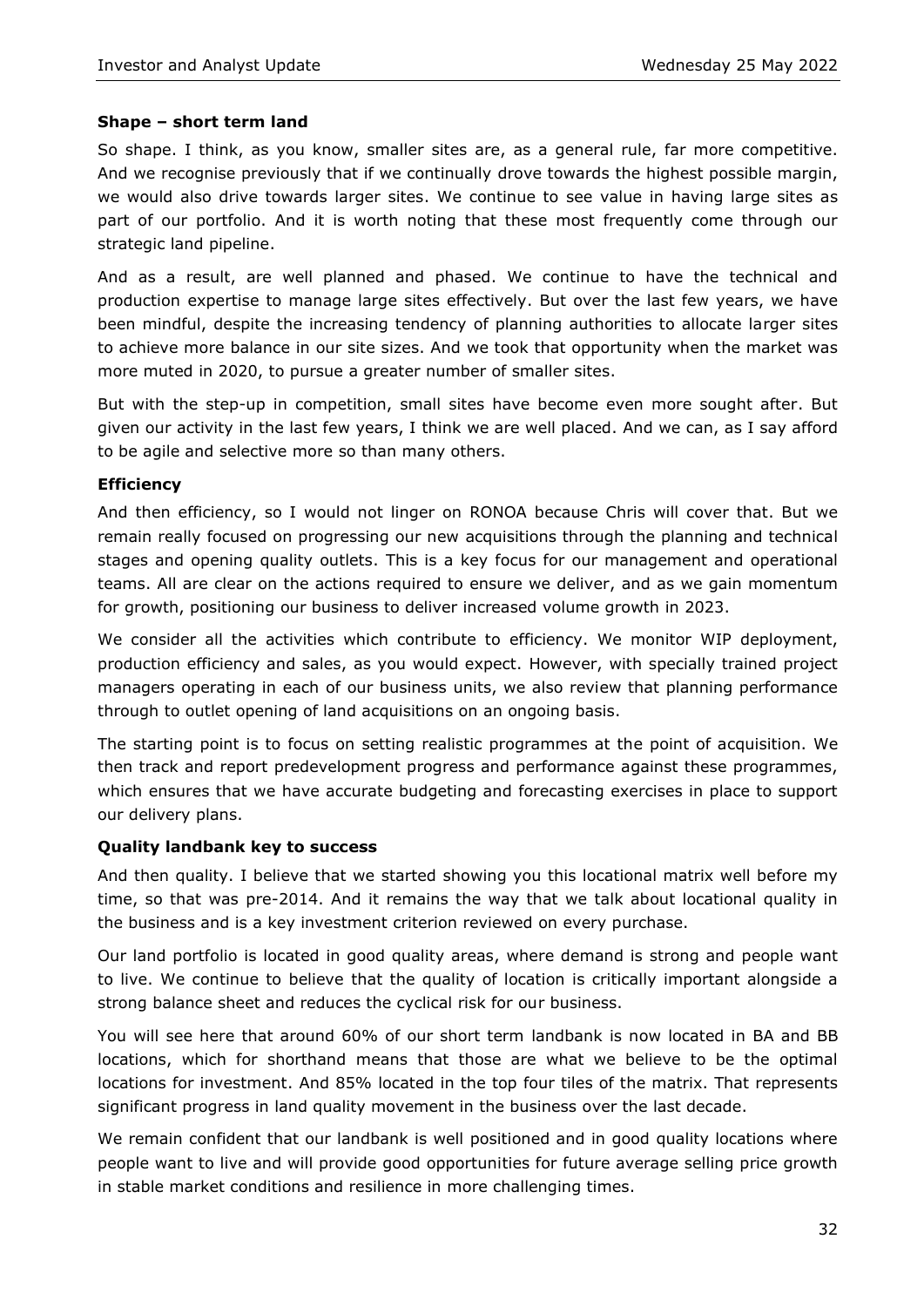**Shape – short term land**

So shape. I think, as you know, smaller sites are, as a general rule, far more competitive. And we recognise previously that if we continually drove towards the highest possible margin, we would also drive towards larger sites. We continue to see value in having large sites as part of our portfolio. And it is worth noting that these most frequently come through our strategic land pipeline.

And as a result, are well planned and phased. We continue to have the technical and production expertise to manage large sites effectively. But over the last few years, we have been mindful, despite the increasing tendency of planning authorities to allocate larger sites to achieve more balance in our site sizes. And we took that opportunity when the market was more muted in 2020, to pursue a greater number of smaller sites.

But with the step-up in competition, small sites have become even more sought after. But given our activity in the last few years, I think we are well placed. And we can, as I say afford to be agile and selective more so than many others.

**Efficiency**

And then efficiency, so I would not linger on RONOA because Chris will cover that. But we remain really focused on progressing our new acquisitions through the planning and technical stages and opening quality outlets. This is a key focus for our management and operational teams. All are clear on the actions required to ensure we deliver, and as we gain momentum for growth, positioning our business to deliver increased volume growth in 2023.

We consider all the activities which contribute to efficiency. We monitor WIP deployment, production efficiency and sales, as you would expect. However, with specially trained project managers operating in each of our business units, we also review that planning performance through to outlet opening of land acquisitions on an ongoing basis.

The starting point is to focus on setting realistic programmes at the point of acquisition. We then track and report predevelopment progress and performance against these programmes, which ensures that we have accurate budgeting and forecasting exercises in place to support our delivery plans.

**Quality landbank key to success**

And then quality. I believe that we started showing you this locational matrix well before my time, so that was pre-2014. And it remains the way that we talk about locational quality in the business and is a key investment criterion reviewed on every purchase.

Our land portfolio is located in good quality areas, where demand is strong and people want to live. We continue to believe that the quality of location is critically important alongside a strong balance sheet and reduces the cyclical risk for our business.

You will see here that around 60% of our short term landbank is now located in BA and BB locations, which for shorthand means that those are what we believe to be the optimal locations for investment. And 85% located in the top four tiles of the matrix. That represents significant progress in land quality movement in the business over the last decade.

We remain confident that our landbank is well positioned and in good quality locations where people want to live and will provide good opportunities for future average selling price growth in stable market conditions and resilience in more challenging times.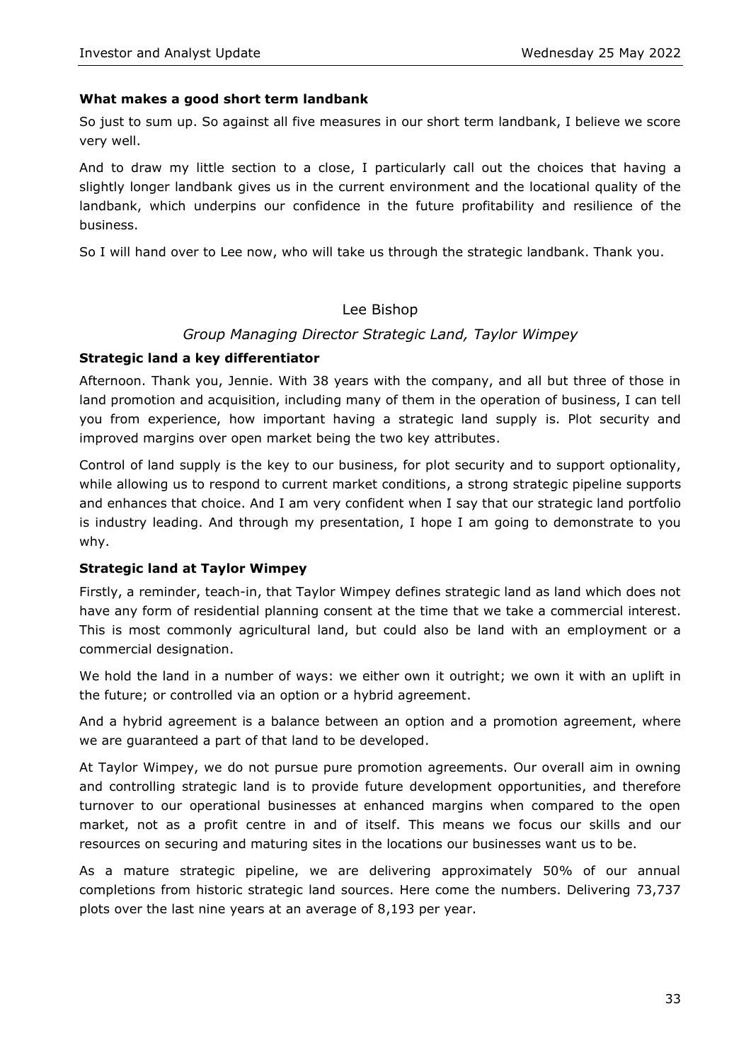### What makes a good short term landbank

So just to sum up. So against all five measures in our short term landbank, I believe we score very well.

And to draw my little section to a close, I particularly call out the choices that having a slightly longer landbank gives us in the current environment and the locational quality of the landbank, which underpins our confidence in the future profitability and resilience of the business.

So I will hand over to Lee now, who will take us through the strategic landbank. Thank you.

## Lee Bishop

*Group Managing Director Strategic Land, Taylor Wimpey*

### Strategic land a key differentiator

Afternoon. Thank you, Jennie. With 38 years with the company, and all but three of those in land promotion and acquisition, including many of them in the operation of business, I can tell you from experience, how important having a strategic land supply is. Plot security and improved margins over open market being the two key attributes.

Control of land supply is the key to our business, for plot security and to support optionality, while allowing us to respond to current market conditions, a strong strategic pipeline supports and enhances that choice. And I am very confident when I say that our strategic land portfolio is industry leading. And through my presentation, I hope I am going to demonstrate to you why.

### Strategic land at Taylor Wimpey

Firstly, a reminder, teach-in, that Taylor Wimpey defines strategic land as land which does not have any form of residential planning consent at the time that we take a commercial interest. This is most commonly agricultural land, but could also be land with an employment or a commercial designation.

We hold the land in a number of ways: we either own it outright; we own it with an uplift in the future; or controlled via an option or a hybrid agreement.

And a hybrid agreement is a balance between an option and a promotion agreement, where we are guaranteed a part of that land to be developed.

At Taylor Wimpey, we do not pursue pure promotion agreements. Our overall aim in owning and controlling strategic land is to provide future development opportunities, and therefore turnover to our operational businesses at enhanced margins when compared to the open market, not as a profit centre in and of itself. This means we focus our skills and our resources on securing and maturing sites in the locations our businesses want us to be.

As a mature strategic pipeline, we are delivering approximately 50% of our annual completions from historic strategic land sources. Here come the numbers. Delivering 73,737 plots over the last nine years at an average of 8,193 per year.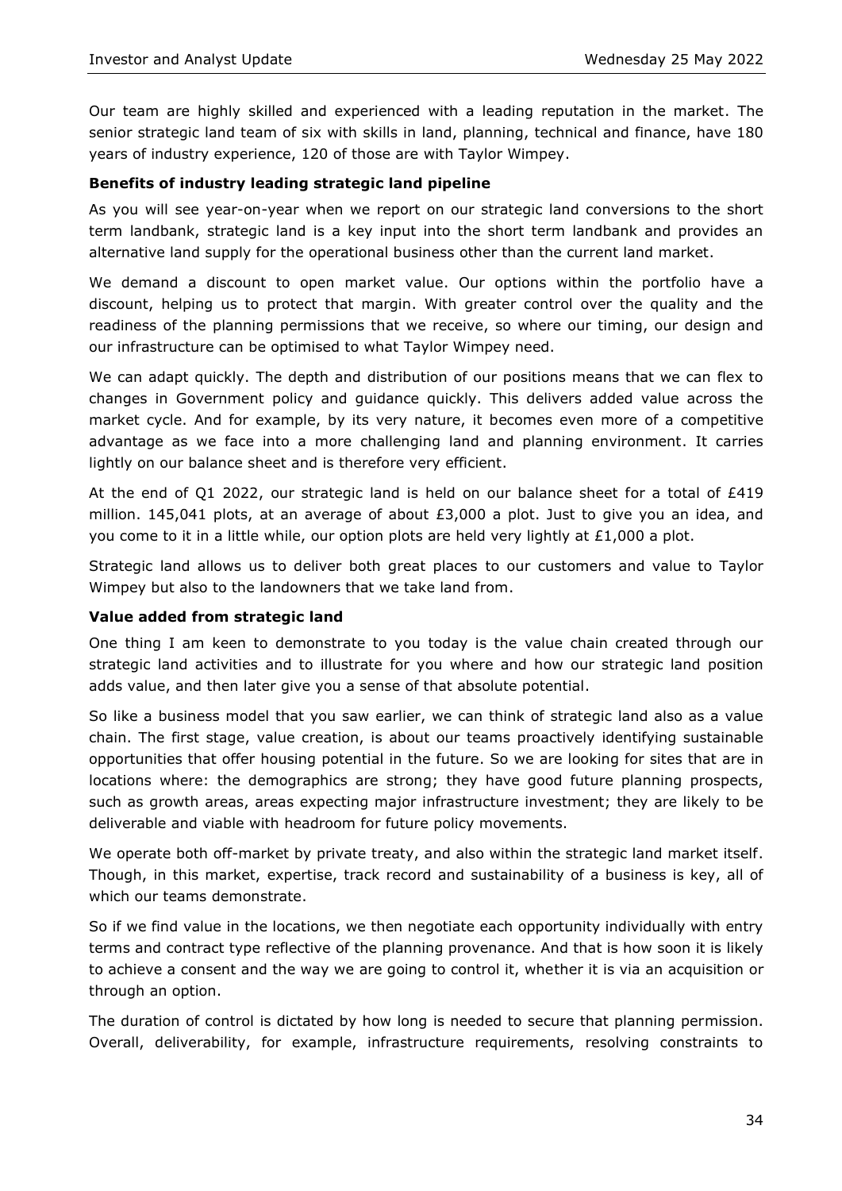Our team are highly skilled and experienced with a leading reputation in the market. The senior strategic land team of six with skills in land, planning, technical and finance, have 180 years of industry experience, 120 of those are with Taylor Wimpey.

**Benefits of industry leading strategic land pipeline**

As you will see year-on-year when we report on our strategic land conversions to the short term landbank, strategic land is a key input into the short term landbank and provides an alternative land supply for the operational business other than the current land market.

We demand a discount to open market value. Our options within the portfolio have a discount, helping us to protect that margin. With greater control over the quality and the readiness of the planning permissions that we receive, so where our timing, our design and our infrastructure can be optimised to what Taylor Wimpey need.

We can adapt quickly. The depth and distribution of our positions means that we can flex to changes in Government policy and guidance quickly. This delivers added value across the market cycle. And for example, by its very nature, it becomes even more of a competitive advantage as we face into a more challenging land and planning environment. It carries lightly on our balance sheet and is therefore very efficient.

At the end of Q1 2022, our strategic land is held on our balance sheet for a total of £419 million. 145,041 plots, at an average of about £3,000 a plot. Just to give you an idea, and you come to it in a little while, our option plots are held very lightly at £1,000 a plot.

Strategic land allows us to deliver both great places to our customers and value to Taylor Wimpey but also to the landowners that we take land from.

**Value added from strategic land**

One thing I am keen to demonstrate to you today is the value chain created through our strategic land activities and to illustrate for you where and how our strategic land position adds value, and then later give you a sense of that absolute potential.

So like a business model that you saw earlier, we can think of strategic land also as a value chain. The first stage, value creation, is about our teams proactively identifying sustainable opportunities that offer housing potential in the future. So we are looking for sites that are in locations where: the demographics are strong; they have good future planning prospects, such as growth areas, areas expecting major infrastructure investment; they are likely to be deliverable and viable with headroom for future policy movements.

We operate both off-market by private treaty, and also within the strategic land market itself. Though, in this market, expertise, track record and sustainability of a business is key, all of which our teams demonstrate.

So if we find value in the locations, we then negotiate each opportunity individually with entry terms and contract type reflective of the planning provenance. And that is how soon it is likely to achieve a consent and the way we are going to control it, whether it is via an acquisition or through an option.

The duration of control is dictated by how long is needed to secure that planning permission. Overall, deliverability, for example, infrastructure requirements, resolving constraints to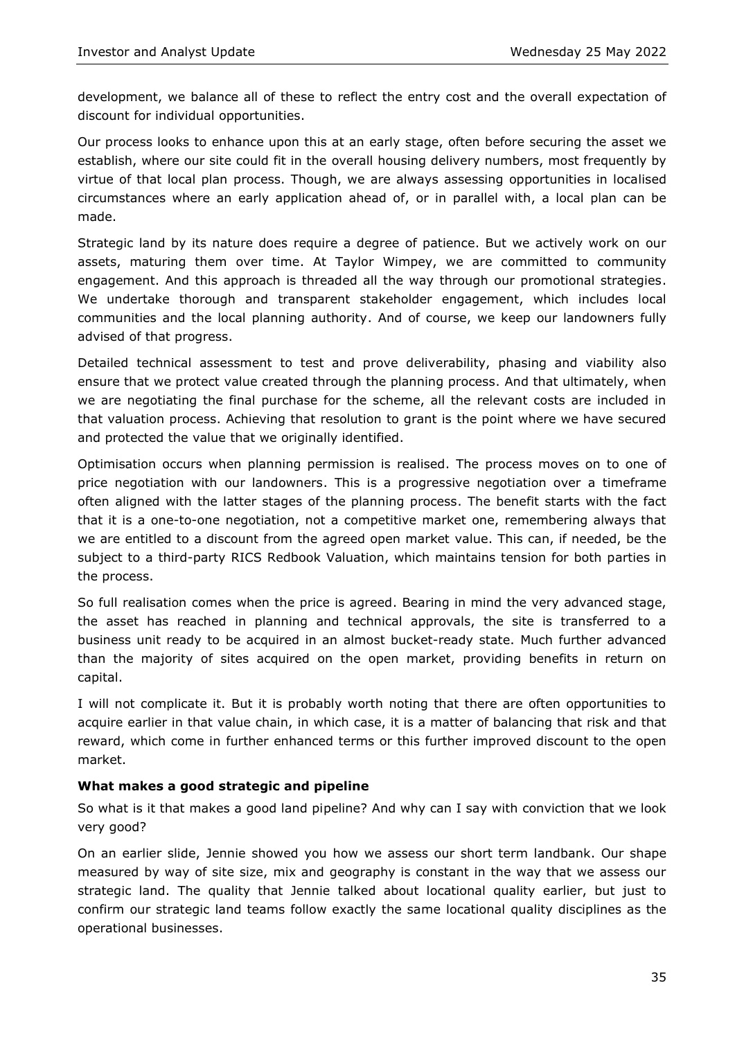development, we balance all of these to reflect the entry cost and the overall expectation of discount for individual opportunities.

Our process looks to enhance upon this at an early stage, often before securing the asset we establish, where our site could fit in the overall housing delivery numbers, most frequently by virtue of that local plan process. Though, we are always assessing opportunities in localised circumstances where an early application ahead of, or in parallel with, a local plan can be made.

Strategic land by its nature does require a degree of patience. But we actively work on our assets, maturing them over time. At Taylor Wimpey, we are committed to community engagement. And this approach is threaded all the way through our promotional strategies. We undertake thorough and transparent stakeholder engagement, which includes local communities and the local planning authority. And of course, we keep our landowners fully advised of that progress.

Detailed technical assessment to test and prove deliverability, phasing and viability also ensure that we protect value created through the planning process. And that ultimately, when we are negotiating the final purchase for the scheme, all the relevant costs are included in that valuation process. Achieving that resolution to grant is the point where we have secured and protected the value that we originally identified.

Optimisation occurs when planning permission is realised. The process moves on to one of price negotiation with our landowners. This is a progressive negotiation over a timeframe often aligned with the latter stages of the planning process. The benefit starts with the fact that it is a one-to-one negotiation, not a competitive market one, remembering always that we are entitled to a discount from the agreed open market value. This can, if needed, be the subject to a third-party RICS Redbook Valuation, which maintains tension for both parties in the process.

So full realisation comes when the price is agreed. Bearing in mind the very advanced stage, the asset has reached in planning and technical approvals, the site is transferred to a business unit ready to be acquired in an almost bucket-ready state. Much further advanced than the majority of sites acquired on the open market, providing benefits in return on capital.

I will not complicate it. But it is probably worth noting that there are often opportunities to acquire earlier in that value chain, in which case, it is a matter of balancing that risk and that reward, which come in further enhanced terms or this further improved discount to the open market.

**What makes a good strategic and pipeline**

So what is it that makes a good land pipeline? And why can I say with conviction that we look very good?

On an earlier slide, Jennie showed you how we assess our short term landbank. Our shape measured by way of site size, mix and geography is constant in the way that we assess our strategic land. The quality that Jennie talked about locational quality earlier, but just to confirm our strategic land teams follow exactly the same locational quality disciplines as the operational businesses.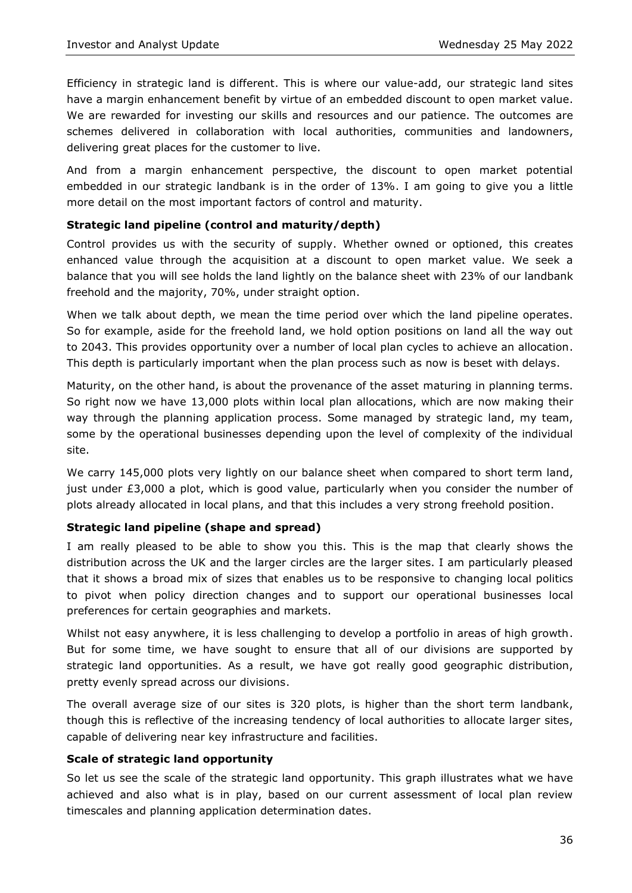Efficiency in strategic land is different. This is where our value-add, our strategic land sites have a margin enhancement benefit by virtue of an embedded discount to open market value. We are rewarded for investing our skills and resources and our patience. The outcomes are schemes delivered in collaboration with local authorities, communities and landowners, delivering great places for the customer to live.

And from a margin enhancement perspective, the discount to open market potential embedded in our strategic landbank is in the order of 13%. I am going to give you a little more detail on the most important factors of control and maturity.

**Strategic land pipeline (control and maturity/depth)**

Control provides us with the security of supply. Whether owned or optioned, this creates enhanced value through the acquisition at a discount to open market value. We seek a balance that you will see holds the land lightly on the balance sheet with 23% of our landbank freehold and the majority, 70%, under straight option.

When we talk about depth, we mean the time period over which the land pipeline operates. So for example, aside for the freehold land, we hold option positions on land all the way out to 2043. This provides opportunity over a number of local plan cycles to achieve an allocation. This depth is particularly important when the plan process such as now is beset with delays.

Maturity, on the other hand, is about the provenance of the asset maturing in planning terms. So right now we have 13,000 plots within local plan allocations, which are now making their way through the planning application process. Some managed by strategic land, my team, some by the operational businesses depending upon the level of complexity of the individual site.

We carry 145,000 plots very lightly on our balance sheet when compared to short term land, just under £3,000 a plot, which is good value, particularly when you consider the number of plots already allocated in local plans, and that this includes a very strong freehold position.

**Strategic land pipeline (shape and spread)**

I am really pleased to be able to show you this. This is the map that clearly shows the distribution across the UK and the larger circles are the larger sites. I am particularly pleased that it shows a broad mix of sizes that enables us to be responsive to changing local politics to pivot when policy direction changes and to support our operational businesses local preferences for certain geographies and markets.

Whilst not easy anywhere, it is less challenging to develop a portfolio in areas of high growth. But for some time, we have sought to ensure that all of our divisions are supported by strategic land opportunities. As a result, we have got really good geographic distribution, pretty evenly spread across our divisions.

The overall average size of our sites is 320 plots, is higher than the short term landbank, though this is reflective of the increasing tendency of local authorities to allocate larger sites, capable of delivering near key infrastructure and facilities.

**Scale of strategic land opportunity**

So let us see the scale of the strategic land opportunity. This graph illustrates what we have achieved and also what is in play, based on our current assessment of local plan review timescales and planning application determination dates.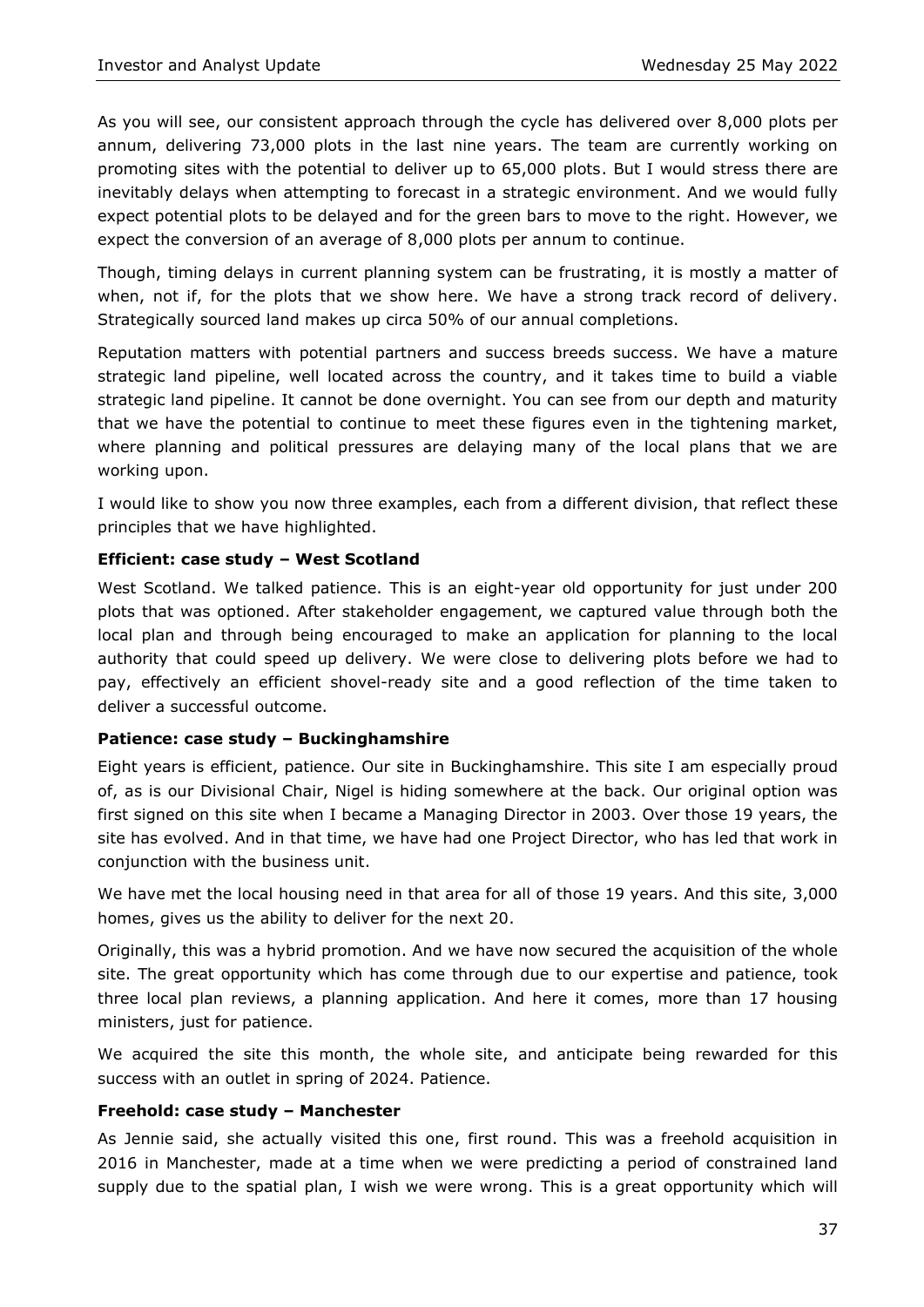As you will see, our consistent approach through the cycle has delivered over 8,000 plots per annum, delivering 73,000 plots in the last nine years. The team are currently working on promoting sites with the potential to deliver up to 65,000 plots. But I would stress there are inevitably delays when attempting to forecast in a strategic environment. And we would fully expect potential plots to be delayed and for the green bars to move to the right. However, we expect the conversion of an average of 8,000 plots per annum to continue.

Though, timing delays in current planning system can be frustrating, it is mostly a matter of when, not if, for the plots that we show here. We have a strong track record of delivery. Strategically sourced land makes up circa 50% of our annual completions.

Reputation matters with potential partners and success breeds success. We have a mature strategic land pipeline, well located across the country, and it takes time to build a viable strategic land pipeline. It cannot be done overnight. You can see from our depth and maturity that we have the potential to continue to meet these figures even in the tightening market, where planning and political pressures are delaying many of the local plans that we are working upon.

I would like to show you now three examples, each from a different division, that reflect these principles that we have highlighted.

**Efficient: case study – West Scotland**

West Scotland. We talked patience. This is an eight-year old opportunity for just under 200 plots that was optioned. After stakeholder engagement, we captured value through both the local plan and through being encouraged to make an application for planning to the local authority that could speed up delivery. We were close to delivering plots before we had to pay, effectively an efficient shovel-ready site and a good reflection of the time taken to deliver a successful outcome.

**Patience: case study – Buckinghamshire**

Eight years is efficient, patience. Our site in Buckinghamshire. This site I am especially proud of, as is our Divisional Chair, Nigel is hiding somewhere at the back. Our original option was first signed on this site when I became a Managing Director in 2003. Over those 19 years, the site has evolved. And in that time, we have had one Project Director, who has led that work in conjunction with the business unit.

We have met the local housing need in that area for all of those 19 years. And this site, 3,000 homes, gives us the ability to deliver for the next 20.

Originally, this was a hybrid promotion. And we have now secured the acquisition of the whole site. The great opportunity which has come through due to our expertise and patience, took three local plan reviews, a planning application. And here it comes, more than 17 housing ministers, just for patience.

We acquired the site this month, the whole site, and anticipate being rewarded for this success with an outlet in spring of 2024. Patience.

**Freehold: case study – Manchester**

As Jennie said, she actually visited this one, first round. This was a freehold acquisition in 2016 in Manchester, made at a time when we were predicting a period of constrained land supply due to the spatial plan, I wish we were wrong. This is a great opportunity which will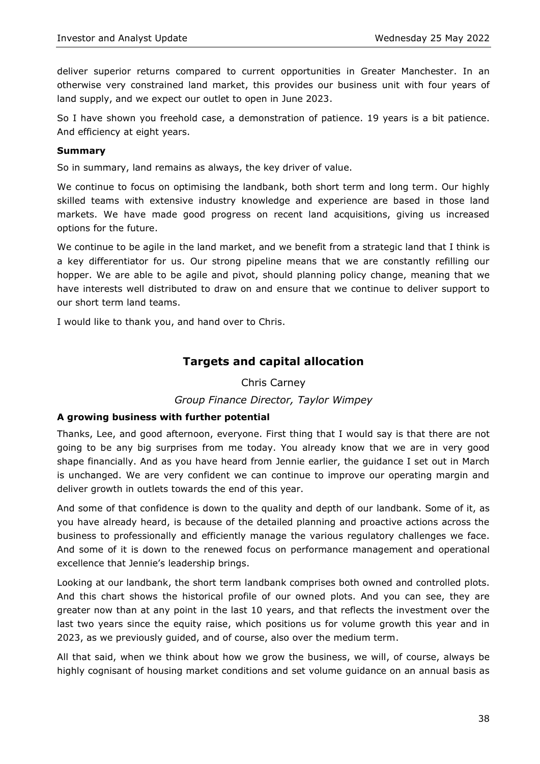deliver superior returns compared to current opportunities in Greater Manchester. In an otherwise very constrained land market, this provides our business unit with four years of land supply, and we expect our outlet to open in June 2023.

So I have shown you freehold case, a demonstration of patience. 19 years is a bit patience. And efficiency at eight years.

**Summary**

So in summary, land remains as always, the key driver of value.

We continue to focus on optimising the landbank, both short term and long term. Our highly skilled teams with extensive industry knowledge and experience are based in those land markets. We have made good progress on recent land acquisitions, giving us increased options for the future.

We continue to be agile in the land market, and we benefit from a strategic land that I think is a key differentiator for us. Our strong pipeline means that we are constantly refilling our hopper. We are able to be agile and pivot, should planning policy change, meaning that we have interests well distributed to draw on and ensure that we continue to deliver support to our short term land teams.

I would like to thank you, and hand over to Chris.

## Targets and capital allocation

Chris Carney

*Group Finance Director, Taylor Wimpey*

**A growing business with further potential**

Thanks, Lee, and good afternoon, everyone. First thing that I would say is that there are not going to be any big surprises from me today. You already know that we are in very good shape financially. And as you have heard from Jennie earlier, the guidance I set out in March is unchanged. We are very confident we can continue to improve our operating margin and deliver growth in outlets towards the end of this year.

And some of that confidence is down to the quality and depth of our landbank. Some of it, as you have already heard, is because of the detailed planning and proactive actions across the business to professionally and efficiently manage the various regulatory challenges we face. And some of it is down to the renewed focus on performance management and operational excellence that Jennie's leadership brings.

Looking at our landbank, the short term landbank comprises both owned and controlled plots. And this chart shows the historical profile of our owned plots. And you can see, they are greater now than at any point in the last 10 years, and that reflects the investment over the last two years since the equity raise, which positions us for volume growth this year and in 2023, as we previously guided, and of course, also over the medium term.

All that said, when we think about how we grow the business, we will, of course, always be highly cognisant of housing market conditions and set volume guidance on an annual basis as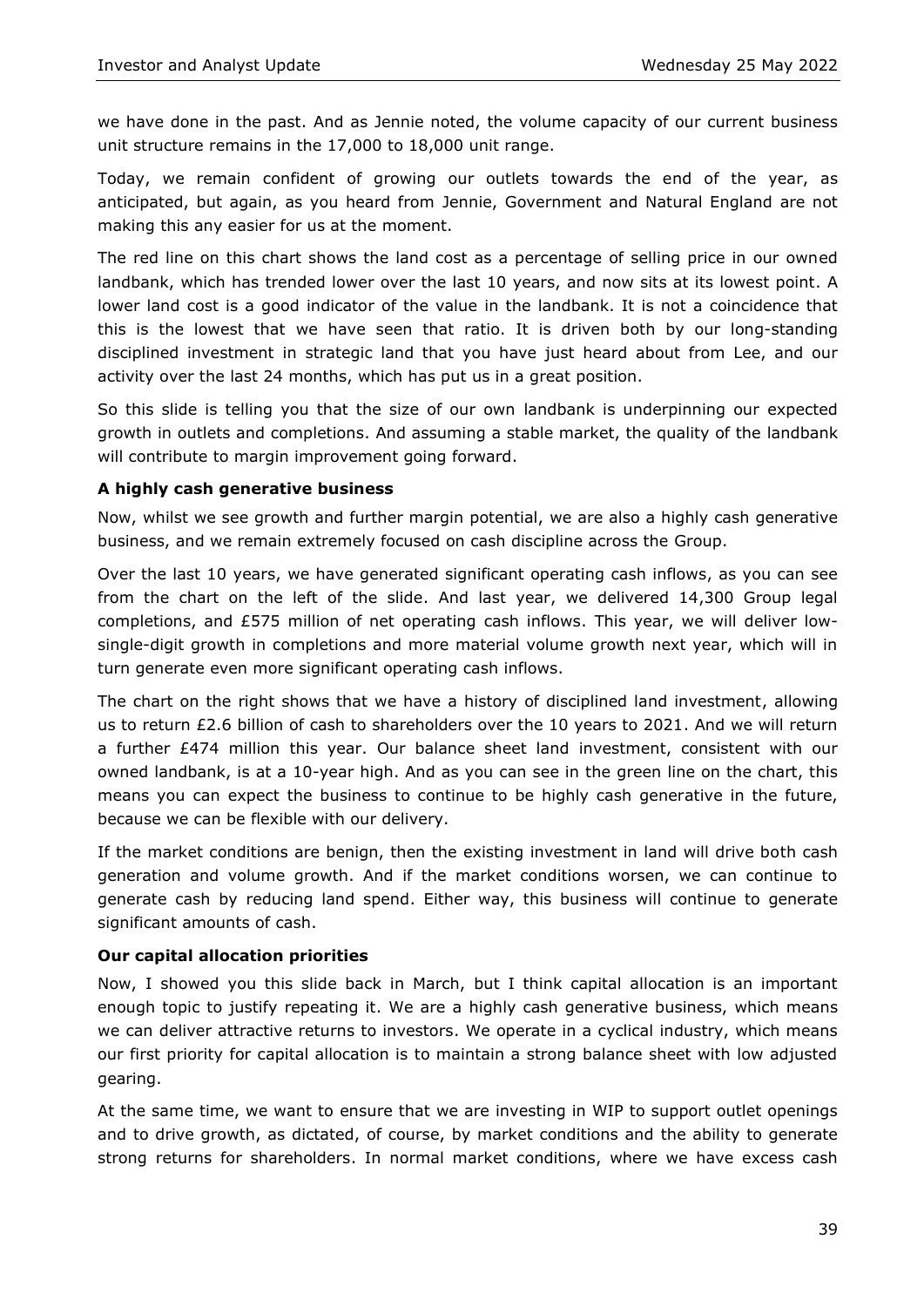we have done in the past. And as Jennie noted, the volume capacity of our current business unit structure remains in the 17,000 to 18,000 unit range.

Today, we remain confident of growing our outlets towards the end of the year, as anticipated, but again, as you heard from Jennie, Government and Natural England are not making this any easier for us at the moment.

The red line on this chart shows the land cost as a percentage of selling price in our owned landbank, which has trended lower over the last 10 years, and now sits at its lowest point. A lower land cost is a good indicator of the value in the landbank. It is not a coincidence that this is the lowest that we have seen that ratio. It is driven both by our long-standing disciplined investment in strategic land that you have just heard about from Lee, and our activity over the last 24 months, which has put us in a great position.

So this slide is telling you that the size of our own landbank is underpinning our expected growth in outlets and completions. And assuming a stable market, the quality of the landbank will contribute to margin improvement going forward.

### A highly cash generative business

Now, whilst we see growth and further margin potential, we are also a highly cash generative business, and we remain extremely focused on cash discipline across the Group.

Over the last 10 years, we have generated significant operating cash inflows, as you can see from the chart on the left of the slide. And last year, we delivered 14,300 Group legal completions, and £575 million of net operating cash inflows. This year, we will deliver low-single-digit growth in completions and more material volume growth next year, which will in turn generate even more significant operating cash inflows.

The chart on the right shows that we have a history of disciplined land investment, allowing us to return £2.6 billion of cash to shareholders over the 10 years to 2021. And we will return a further £474 million this year. Our balance sheet land investment, consistent with our owned landbank, is at a 10-year high. And as you can see in the green line on the chart, this means you can expect the business to continue to be highly cash generative in the future, because we can be flexible with our delivery.

If the market conditions are benign, then the existing investment in land will drive both cash generation and volume growth. And if the market conditions worsen, we can continue to generate cash by reducing land spend. Either way, this business will continue to generate significant amounts of cash.

### Our capital allocation priorities

Now, I showed you this slide back in March, but I think capital allocation is an important enough topic to justify repeating it. We are a highly cash generative business, which means we can deliver attractive returns to investors. We operate in a cyclical industry, which means our first priority for capital allocation is to maintain a strong balance sheet with low adjusted gearing.

At the same time, we want to ensure that we are investing in WIP to support outlet openings and to drive growth, as dictated, of course, by market conditions and the ability to generate strong returns for shareholders. In normal market conditions, where we have excess cash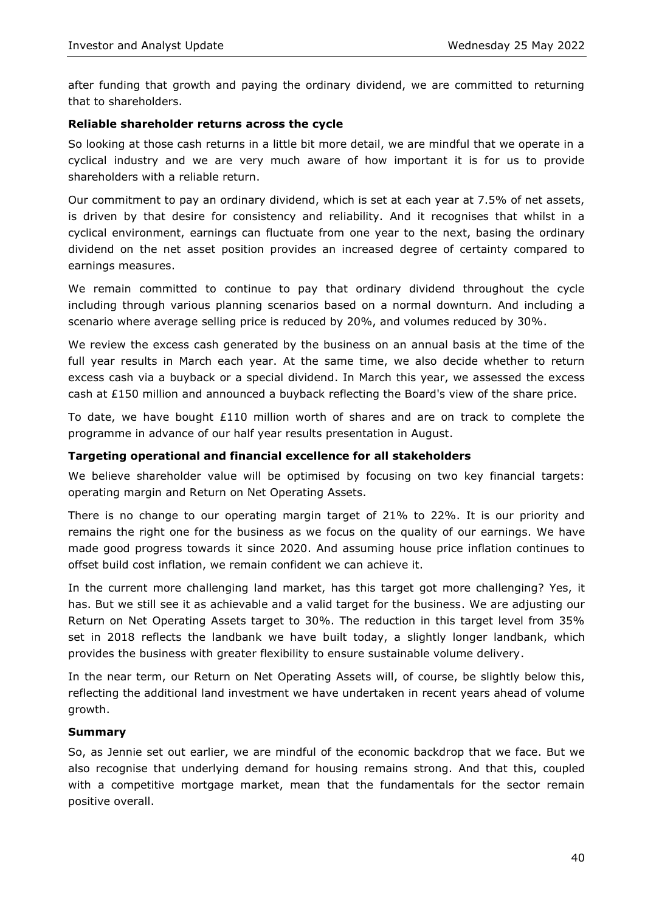after funding that growth and paying the ordinary dividend, we are committed to returning that to shareholders.

### Reliable shareholder returns across the cycle

So looking at those cash returns in a little bit more detail, we are mindful that we operate in a cyclical industry and we are very much aware of how important it is for us to provide shareholders with a reliable return.

Our commitment to pay an ordinary dividend, which is set at each year at 7.5% of net assets, is driven by that desire for consistency and reliability. And it recognises that whilst in a cyclical environment, earnings can fluctuate from one year to the next, basing the ordinary dividend on the net asset position provides an increased degree of certainty compared to earnings measures.

We remain committed to continue to pay that ordinary dividend throughout the cycle including through various planning scenarios based on a normal downturn. And including a scenario where average selling price is reduced by 20%, and volumes reduced by 30%.

We review the excess cash generated by the business on an annual basis at the time of the full year results in March each year. At the same time, we also decide whether to return excess cash via a buyback or a special dividend. In March this year, we assessed the excess cash at £150 million and announced a buyback reflecting the Board's view of the share price.

To date, we have bought £110 million worth of shares and are on track to complete the programme in advance of our half year results presentation in August.

### Targeting operational and financial excellence for all stakeholders

We believe shareholder value will be optimised by focusing on two key financial targets: operating margin and Return on Net Operating Assets.

There is no change to our operating margin target of 21% to 22%. It is our priority and remains the right one for the business as we focus on the quality of our earnings. We have made good progress towards it since 2020. And assuming house price inflation continues to offset build cost inflation, we remain confident we can achieve it.

In the current more challenging land market, has this target got more challenging? Yes, it has. But we still see it as achievable and a valid target for the business. We are adjusting our Return on Net Operating Assets target to 30%. The reduction in this target level from 35% set in 2018 reflects the landbank we have built today, a slightly longer landbank, which provides the business with greater flexibility to ensure sustainable volume delivery.

In the near term, our Return on Net Operating Assets will, of course, be slightly below this, reflecting the additional land investment we have undertaken in recent years ahead of volume growth.

### Summary

So, as Jennie set out earlier, we are mindful of the economic backdrop that we face. But we also recognise that underlying demand for housing remains strong. And that this, coupled with a competitive mortgage market, mean that the fundamentals for the sector remain positive overall.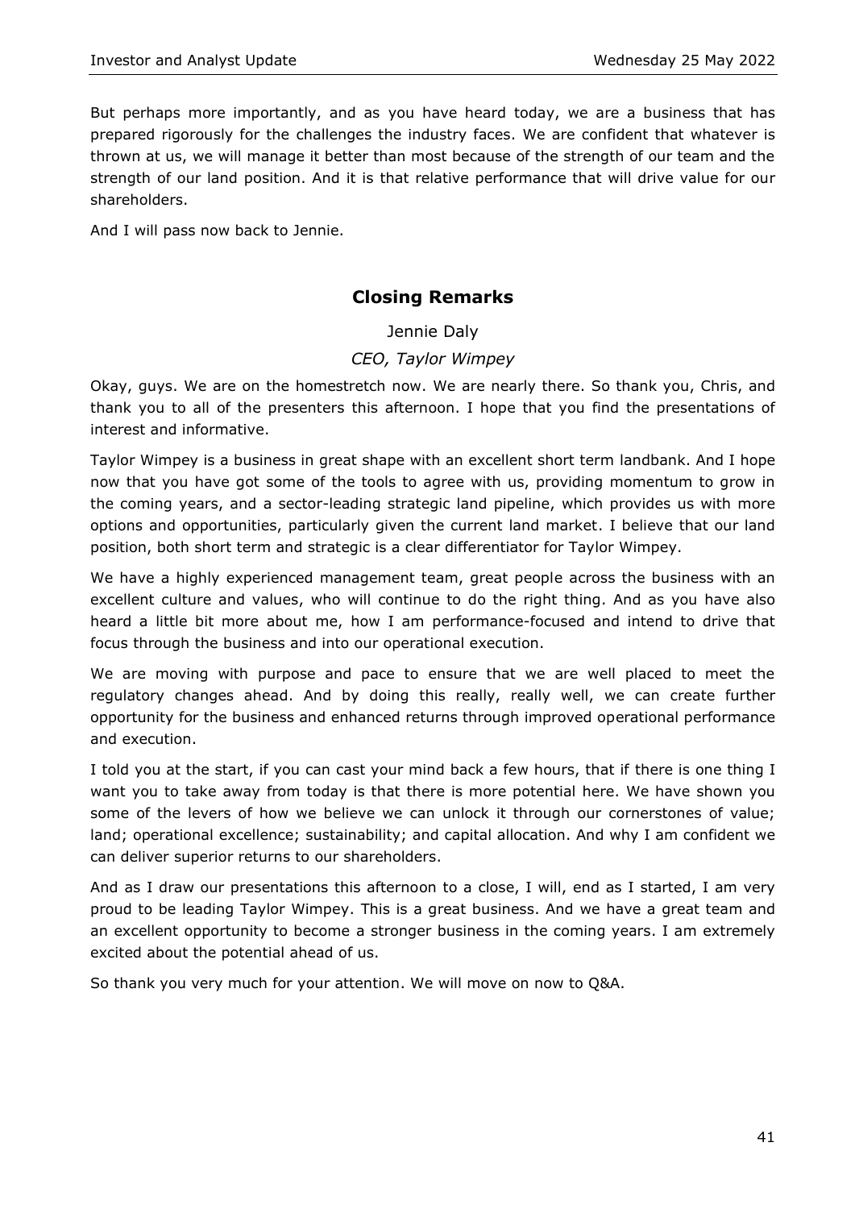But perhaps more importantly, and as you have heard today, we are a business that has prepared rigorously for the challenges the industry faces. We are confident that whatever is thrown at us, we will manage it better than most because of the strength of our team and the strength of our land position. And it is that relative performance that will drive value for our shareholders.

And I will pass now back to Jennie.

## Closing Remarks

Jennie Daly

*CEO, Taylor Wimpey*

Okay, guys. We are on the homestretch now. We are nearly there. So thank you, Chris, and thank you to all of the presenters this afternoon. I hope that you find the presentations of interest and informative.

Taylor Wimpey is a business in great shape with an excellent short term landbank. And I hope now that you have got some of the tools to agree with us, providing momentum to grow in the coming years, and a sector-leading strategic land pipeline, which provides us with more options and opportunities, particularly given the current land market. I believe that our land position, both short term and strategic is a clear differentiator for Taylor Wimpey.

We have a highly experienced management team, great people across the business with an excellent culture and values, who will continue to do the right thing. And as you have also heard a little bit more about me, how I am performance-focused and intend to drive that focus through the business and into our operational execution.

We are moving with purpose and pace to ensure that we are well placed to meet the regulatory changes ahead. And by doing this really, really well, we can create further opportunity for the business and enhanced returns through improved operational performance and execution.

I told you at the start, if you can cast your mind back a few hours, that if there is one thing I want you to take away from today is that there is more potential here. We have shown you some of the levers of how we believe we can unlock it through our cornerstones of value; land; operational excellence; sustainability; and capital allocation. And why I am confident we can deliver superior returns to our shareholders.

And as I draw our presentations this afternoon to a close, I will, end as I started, I am very proud to be leading Taylor Wimpey. This is a great business. And we have a great team and an excellent opportunity to become a stronger business in the coming years. I am extremely excited about the potential ahead of us.

So thank you very much for your attention. We will move on now to Q&A.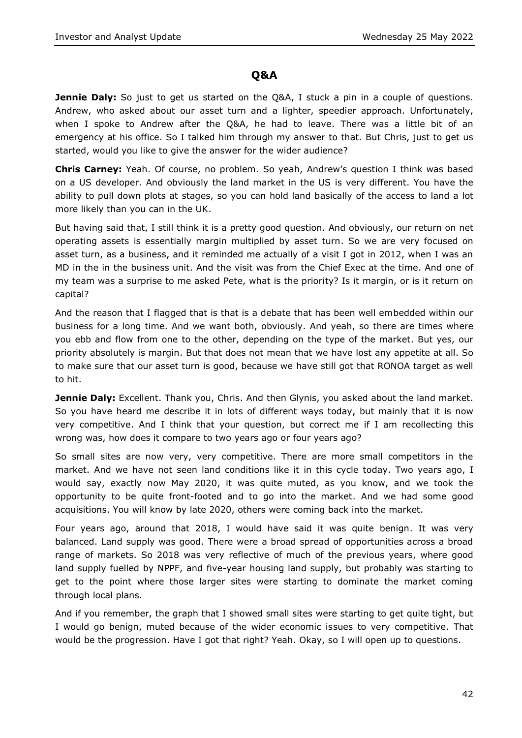## Q&A

**Jennie Daly:** So just to get us started on the Q&A, I stuck a pin in a couple of questions. Andrew, who asked about our asset turn and a lighter, speedier approach. Unfortunately, when I spoke to Andrew after the Q&A, he had to leave. There was a little bit of an emergency at his office. So I talked him through my answer to that. But Chris, just to get us started, would you like to give the answer for the wider audience?

**Chris Carney:** Yeah. Of course, no problem. So yeah, Andrew's question I think was based on a US developer. And obviously the land market in the US is very different. You have the ability to pull down plots at stages, so you can hold land basically of the access to land a lot more likely than you can in the UK.

But having said that, I still think it is a pretty good question. And obviously, our return on net operating assets is essentially margin multiplied by asset turn. So we are very focused on asset turn, as a business, and it reminded me actually of a visit I got in 2012, when I was an MD in the in the business unit. And the visit was from the Chief Exec at the time. And one of my team was a surprise to me asked Pete, what is the priority? Is it margin, or is it return on capital?

And the reason that I flagged that is that is a debate that has been well embedded within our business for a long time. And we want both, obviously. And yeah, so there are times where you ebb and flow from one to the other, depending on the type of the market. But yes, our priority absolutely is margin. But that does not mean that we have lost any appetite at all. So to make sure that our asset turn is good, because we have still got that RONOA target as well to hit.

**Jennie Daly:** Excellent. Thank you, Chris. And then Glynis, you asked about the land market. So you have heard me describe it in lots of different ways today, but mainly that it is now very competitive. And I think that your question, but correct me if I am recollecting this wrong was, how does it compare to two years ago or four years ago?

So small sites are now very, very competitive. There are more small competitors in the market. And we have not seen land conditions like it in this cycle today. Two years ago, I would say, exactly now May 2020, it was quite muted, as you know, and we took the opportunity to be quite front-footed and to go into the market. And we had some good acquisitions. You will know by late 2020, others were coming back into the market.

Four years ago, around that 2018, I would have said it was quite benign. It was very balanced. Land supply was good. There were a broad spread of opportunities across a broad range of markets. So 2018 was very reflective of much of the previous years, where good land supply fuelled by NPPF, and five-year housing land supply, but probably was starting to get to the point where those larger sites were starting to dominate the market coming through local plans.

And if you remember, the graph that I showed small sites were starting to get quite tight, but I would go benign, muted because of the wider economic issues to very competitive. That would be the progression. Have I got that right? Yeah. Okay, so I will open up to questions.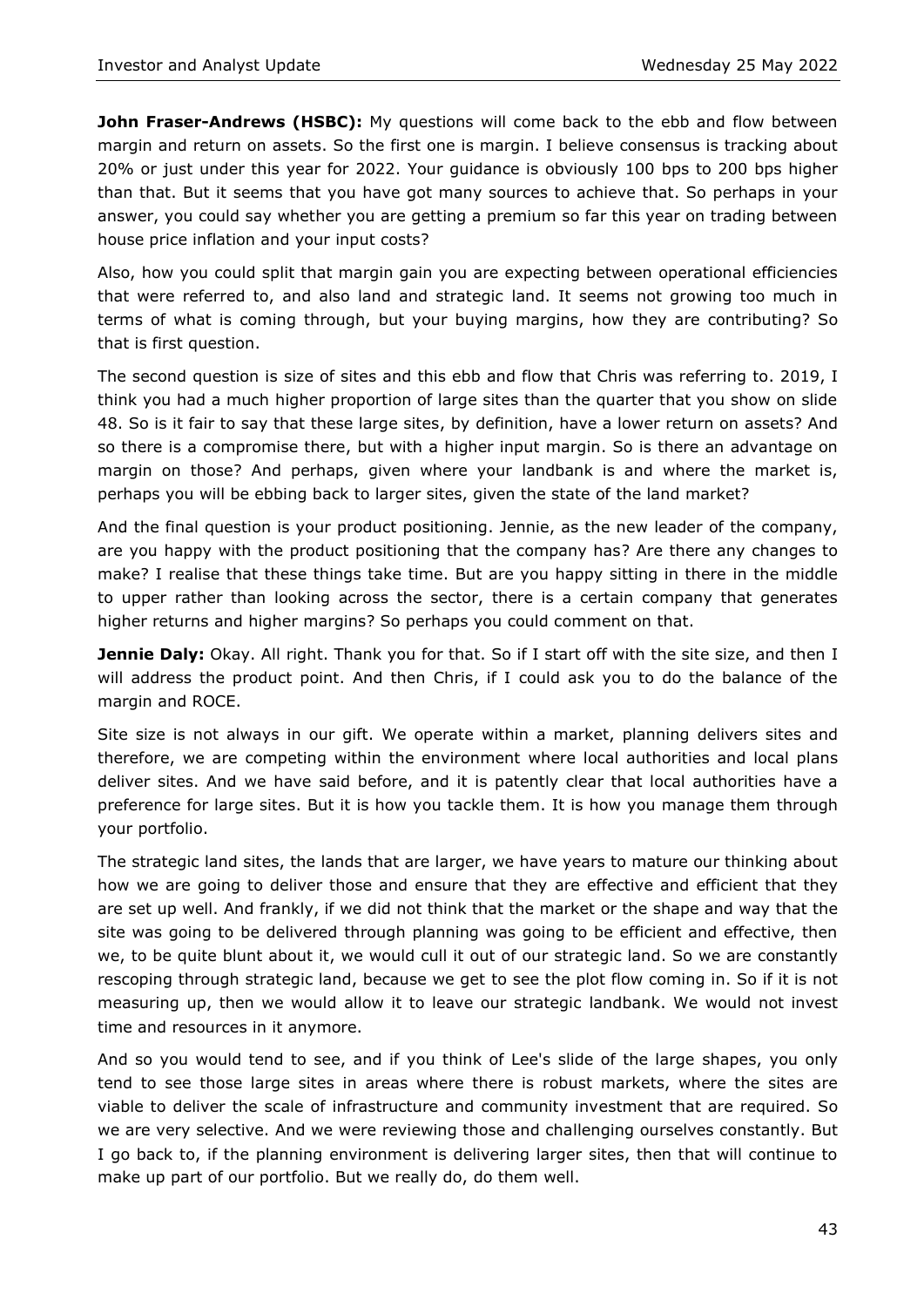**John Fraser-Andrews (HSBC):** My questions will come back to the ebb and flow between margin and return on assets. So the first one is margin. I believe consensus is tracking about 20% or just under this year for 2022. Your guidance is obviously 100 bps to 200 bps higher than that. But it seems that you have got many sources to achieve that. So perhaps in your answer, you could say whether you are getting a premium so far this year on trading between house price inflation and your input costs?

Also, how you could split that margin gain you are expecting between operational efficiencies that were referred to, and also land and strategic land. It seems not growing too much in terms of what is coming through, but your buying margins, how they are contributing? So that is first question.

The second question is size of sites and this ebb and flow that Chris was referring to. 2019, I think you had a much higher proportion of large sites than the quarter that you show on slide 48. So is it fair to say that these large sites, by definition, have a lower return on assets? And so there is a compromise there, but with a higher input margin. So is there an advantage on margin on those? And perhaps, given where your landbank is and where the market is, perhaps you will be ebbing back to larger sites, given the state of the land market?

And the final question is your product positioning. Jennie, as the new leader of the company, are you happy with the product positioning that the company has? Are there any changes to make? I realise that these things take time. But are you happy sitting in there in the middle to upper rather than looking across the sector, there is a certain company that generates higher returns and higher margins? So perhaps you could comment on that.

**Jennie Daly:** Okay. All right. Thank you for that. So if I start off with the site size, and then I will address the product point. And then Chris, if I could ask you to do the balance of the margin and ROCE.

Site size is not always in our gift. We operate within a market, planning delivers sites and therefore, we are competing within the environment where local authorities and local plans deliver sites. And we have said before, and it is patently clear that local authorities have a preference for large sites. But it is how you tackle them. It is how you manage them through your portfolio.

The strategic land sites, the lands that are larger, we have years to mature our thinking about how we are going to deliver those and ensure that they are effective and efficient that they are set up well. And frankly, if we did not think that the market or the shape and way that the site was going to be delivered through planning was going to be efficient and effective, then we, to be quite blunt about it, we would cull it out of our strategic land. So we are constantly rescoping through strategic land, because we get to see the plot flow coming in. So if it is not measuring up, then we would allow it to leave our strategic landbank. We would not invest time and resources in it anymore.

And so you would tend to see, and if you think of Lee's slide of the large shapes, you only tend to see those large sites in areas where there is robust markets, where the sites are viable to deliver the scale of infrastructure and community investment that are required. So we are very selective. And we were reviewing those and challenging ourselves constantly. But I go back to, if the planning environment is delivering larger sites, then that will continue to make up part of our portfolio. But we really do, do them well.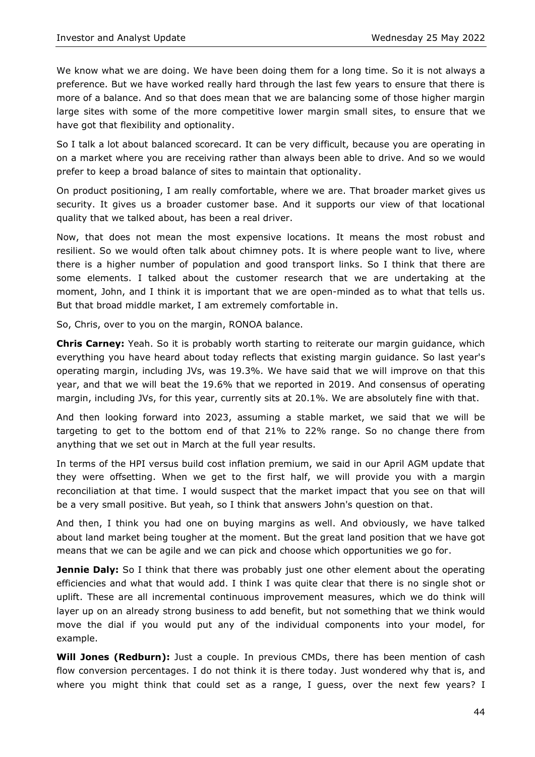We know what we are doing. We have been doing them for a long time. So it is not always a preference. But we have worked really hard through the last few years to ensure that there is more of a balance. And so that does mean that we are balancing some of those higher margin large sites with some of the more competitive lower margin small sites, to ensure that we have got that flexibility and optionality.

So I talk a lot about balanced scorecard. It can be very difficult, because you are operating in on a market where you are receiving rather than always been able to drive. And so we would prefer to keep a broad balance of sites to maintain that optionality.

On product positioning, I am really comfortable, where we are. That broader market gives us security. It gives us a broader customer base. And it supports our view of that locational quality that we talked about, has been a real driver.

Now, that does not mean the most expensive locations. It means the most robust and resilient. So we would often talk about chimney pots. It is where people want to live, where there is a higher number of population and good transport links. So I think that there are some elements. I talked about the customer research that we are undertaking at the moment, John, and I think it is important that we are open-minded as to what that tells us. But that broad middle market, I am extremely comfortable in.

So, Chris, over to you on the margin, RONOA balance.

**Chris Carney:** Yeah. So it is probably worth starting to reiterate our margin guidance, which everything you have heard about today reflects that existing margin guidance. So last year's operating margin, including JVs, was 19.3%. We have said that we will improve on that this year, and that we will beat the 19.6% that we reported in 2019. And consensus of operating margin, including JVs, for this year, currently sits at 20.1%. We are absolutely fine with that.

And then looking forward into 2023, assuming a stable market, we said that we will be targeting to get to the bottom end of that 21% to 22% range. So no change there from anything that we set out in March at the full year results.

In terms of the HPI versus build cost inflation premium, we said in our April AGM update that they were offsetting. When we get to the first half, we will provide you with a margin reconciliation at that time. I would suspect that the market impact that you see on that will be a very small positive. But yeah, so I think that answers John's question on that.

And then, I think you had one on buying margins as well. And obviously, we have talked about land market being tougher at the moment. But the great land position that we have got means that we can be agile and we can pick and choose which opportunities we go for.

**Jennie Daly:** So I think that there was probably just one other element about the operating efficiencies and what that would add. I think I was quite clear that there is no single shot or uplift. These are all incremental continuous improvement measures, which we do think will layer up on an already strong business to add benefit, but not something that we think would move the dial if you would put any of the individual components into your model, for example.

**Will Jones (Redburn):** Just a couple. In previous CMDs, there has been mention of cash flow conversion percentages. I do not think it is there today. Just wondered why that is, and where you might think that could set as a range, I guess, over the next few years? I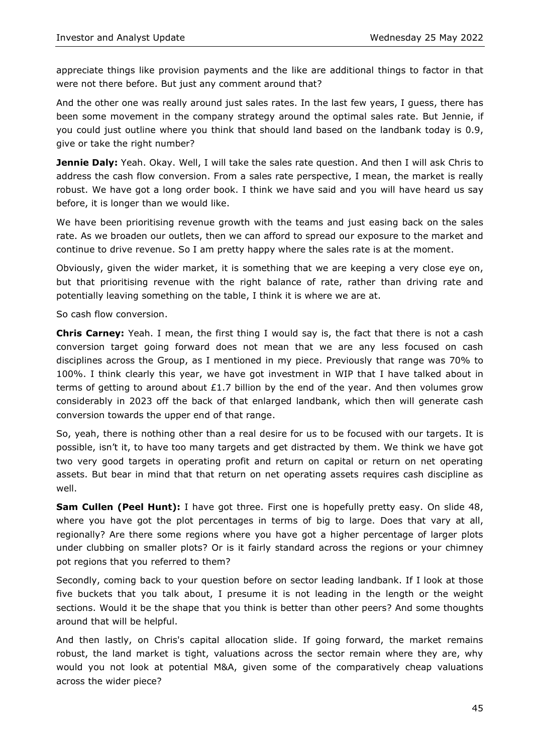appreciate things like provision payments and the like are additional things to factor in that were not there before. But just any comment around that?

And the other one was really around just sales rates. In the last few years, I guess, there has been some movement in the company strategy around the optimal sales rate. But Jennie, if you could just outline where you think that should land based on the landbank today is 0.9, give or take the right number?

**Jennie Daly:** Yeah. Okay. Well, I will take the sales rate question. And then I will ask Chris to address the cash flow conversion. From a sales rate perspective, I mean, the market is really robust. We have got a long order book. I think we have said and you will have heard us say before, it is longer than we would like.

We have been prioritising revenue growth with the teams and just easing back on the sales rate. As we broaden our outlets, then we can afford to spread our exposure to the market and continue to drive revenue. So I am pretty happy where the sales rate is at the moment.

Obviously, given the wider market, it is something that we are keeping a very close eye on, but that prioritising revenue with the right balance of rate, rather than driving rate and potentially leaving something on the table, I think it is where we are at.

So cash flow conversion.

**Chris Carney:** Yeah. I mean, the first thing I would say is, the fact that there is not a cash conversion target going forward does not mean that we are any less focused on cash disciplines across the Group, as I mentioned in my piece. Previously that range was 70% to 100%. I think clearly this year, we have got investment in WIP that I have talked about in terms of getting to around about £1.7 billion by the end of the year. And then volumes grow considerably in 2023 off the back of that enlarged landbank, which then will generate cash conversion towards the upper end of that range.

So, yeah, there is nothing other than a real desire for us to be focused with our targets. It is possible, isn't it, to have too many targets and get distracted by them. We think we have got two very good targets in operating profit and return on capital or return on net operating assets. But bear in mind that that return on net operating assets requires cash discipline as well.

**Sam Cullen (Peel Hunt):** I have got three. First one is hopefully pretty easy. On slide 48, where you have got the plot percentages in terms of big to large. Does that vary at all, regionally? Are there some regions where you have got a higher percentage of larger plots under clubbing on smaller plots? Or is it fairly standard across the regions or your chimney pot regions that you referred to them?

Secondly, coming back to your question before on sector leading landbank. If I look at those five buckets that you talk about, I presume it is not leading in the length or the weight sections. Would it be the shape that you think is better than other peers? And some thoughts around that will be helpful.

And then lastly, on Chris's capital allocation slide. If going forward, the market remains robust, the land market is tight, valuations across the sector remain where they are, why would you not look at potential M&A, given some of the comparatively cheap valuations across the wider piece?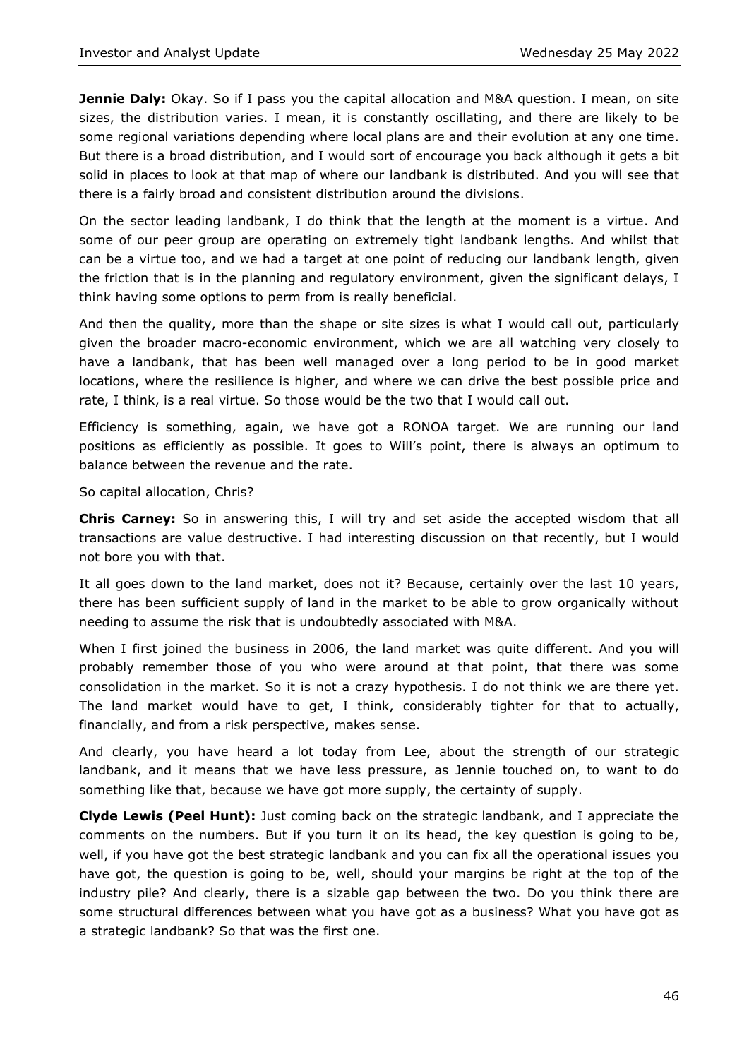**Jennie Daly:** Okay. So if I pass you the capital allocation and M&A question. I mean, on site sizes, the distribution varies. I mean, it is constantly oscillating, and there are likely to be some regional variations depending where local plans are and their evolution at any one time. But there is a broad distribution, and I would sort of encourage you back although it gets a bit solid in places to look at that map of where our landbank is distributed. And you will see that there is a fairly broad and consistent distribution around the divisions.

On the sector leading landbank, I do think that the length at the moment is a virtue. And some of our peer group are operating on extremely tight landbank lengths. And whilst that can be a virtue too, and we had a target at one point of reducing our landbank length, given the friction that is in the planning and regulatory environment, given the significant delays, I think having some options to perm from is really beneficial.

And then the quality, more than the shape or site sizes is what I would call out, particularly given the broader macro-economic environment, which we are all watching very closely to have a landbank, that has been well managed over a long period to be in good market locations, where the resilience is higher, and where we can drive the best possible price and rate, I think, is a real virtue. So those would be the two that I would call out.

Efficiency is something, again, we have got a RONOA target. We are running our land positions as efficiently as possible. It goes to Will's point, there is always an optimum to balance between the revenue and the rate.

So capital allocation, Chris?

**Chris Carney:** So in answering this, I will try and set aside the accepted wisdom that all transactions are value destructive. I had interesting discussion on that recently, but I would not bore you with that.

It all goes down to the land market, does not it? Because, certainly over the last 10 years, there has been sufficient supply of land in the market to be able to grow organically without needing to assume the risk that is undoubtedly associated with M&A.

When I first joined the business in 2006, the land market was quite different. And you will probably remember those of you who were around at that point, that there was some consolidation in the market. So it is not a crazy hypothesis. I do not think we are there yet. The land market would have to get, I think, considerably tighter for that to actually, financially, and from a risk perspective, makes sense.

And clearly, you have heard a lot today from Lee, about the strength of our strategic landbank, and it means that we have less pressure, as Jennie touched on, to want to do something like that, because we have got more supply, the certainty of supply.

**Clyde Lewis (Peel Hunt):** Just coming back on the strategic landbank, and I appreciate the comments on the numbers. But if you turn it on its head, the key question is going to be, well, if you have got the best strategic landbank and you can fix all the operational issues you have got, the question is going to be, well, should your margins be right at the top of the industry pile? And clearly, there is a sizable gap between the two. Do you think there are some structural differences between what you have got as a business? What you have got as a strategic landbank? So that was the first one.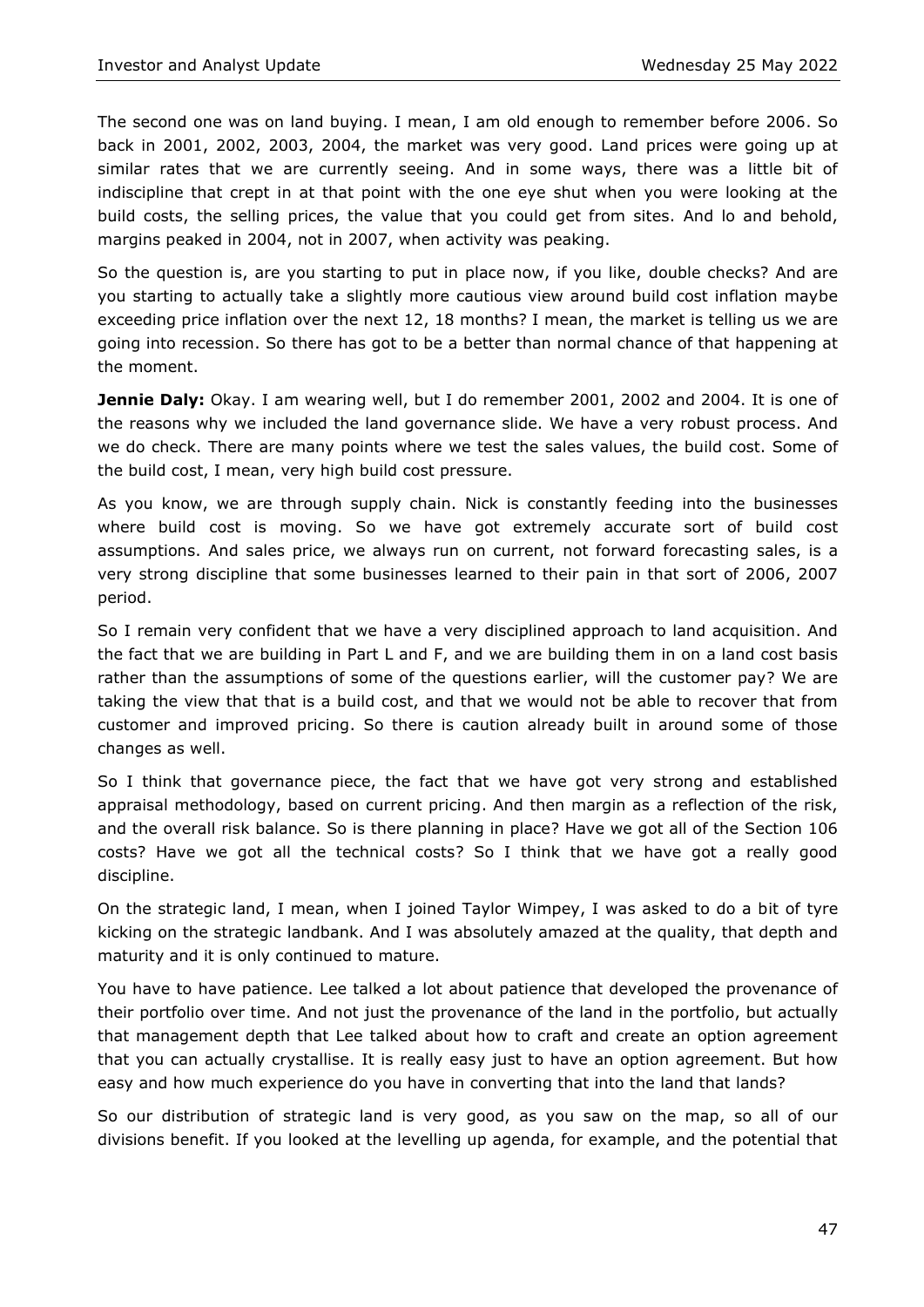The second one was on land buying. I mean, I am old enough to remember before 2006. So back in 2001, 2002, 2003, 2004, the market was very good. Land prices were going up at similar rates that we are currently seeing. And in some ways, there was a little bit of indiscipline that crept in at that point with the one eye shut when you were looking at the build costs, the selling prices, the value that you could get from sites. And lo and behold, margins peaked in 2004, not in 2007, when activity was peaking.

So the question is, are you starting to put in place now, if you like, double checks? And are you starting to actually take a slightly more cautious view around build cost inflation maybe exceeding price inflation over the next 12, 18 months? I mean, the market is telling us we are going into recession. So there has got to be a better than normal chance of that happening at the moment.

**Jennie Daly:** Okay. I am wearing well, but I do remember 2001, 2002 and 2004. It is one of the reasons why we included the land governance slide. We have a very robust process. And we do check. There are many points where we test the sales values, the build cost. Some of the build cost, I mean, very high build cost pressure.

As you know, we are through supply chain. Nick is constantly feeding into the businesses where build cost is moving. So we have got extremely accurate sort of build cost assumptions. And sales price, we always run on current, not forward forecasting sales, is a very strong discipline that some businesses learned to their pain in that sort of 2006, 2007 period.

So I remain very confident that we have a very disciplined approach to land acquisition. And the fact that we are building in Part L and F, and we are building them in on a land cost basis rather than the assumptions of some of the questions earlier, will the customer pay? We are taking the view that that is a build cost, and that we would not be able to recover that from customer and improved pricing. So there is caution already built in around some of those changes as well.

So I think that governance piece, the fact that we have got very strong and established appraisal methodology, based on current pricing. And then margin as a reflection of the risk, and the overall risk balance. So is there planning in place? Have we got all of the Section 106 costs? Have we got all the technical costs? So I think that we have got a really good discipline.

On the strategic land, I mean, when I joined Taylor Wimpey, I was asked to do a bit of tyre kicking on the strategic landbank. And I was absolutely amazed at the quality, that depth and maturity and it is only continued to mature.

You have to have patience. Lee talked a lot about patience that developed the provenance of their portfolio over time. And not just the provenance of the land in the portfolio, but actually that management depth that Lee talked about how to craft and create an option agreement that you can actually crystallise. It is really easy just to have an option agreement. But how easy and how much experience do you have in converting that into the land that lands?

So our distribution of strategic land is very good, as you saw on the map, so all of our divisions benefit. If you looked at the levelling up agenda, for example, and the potential that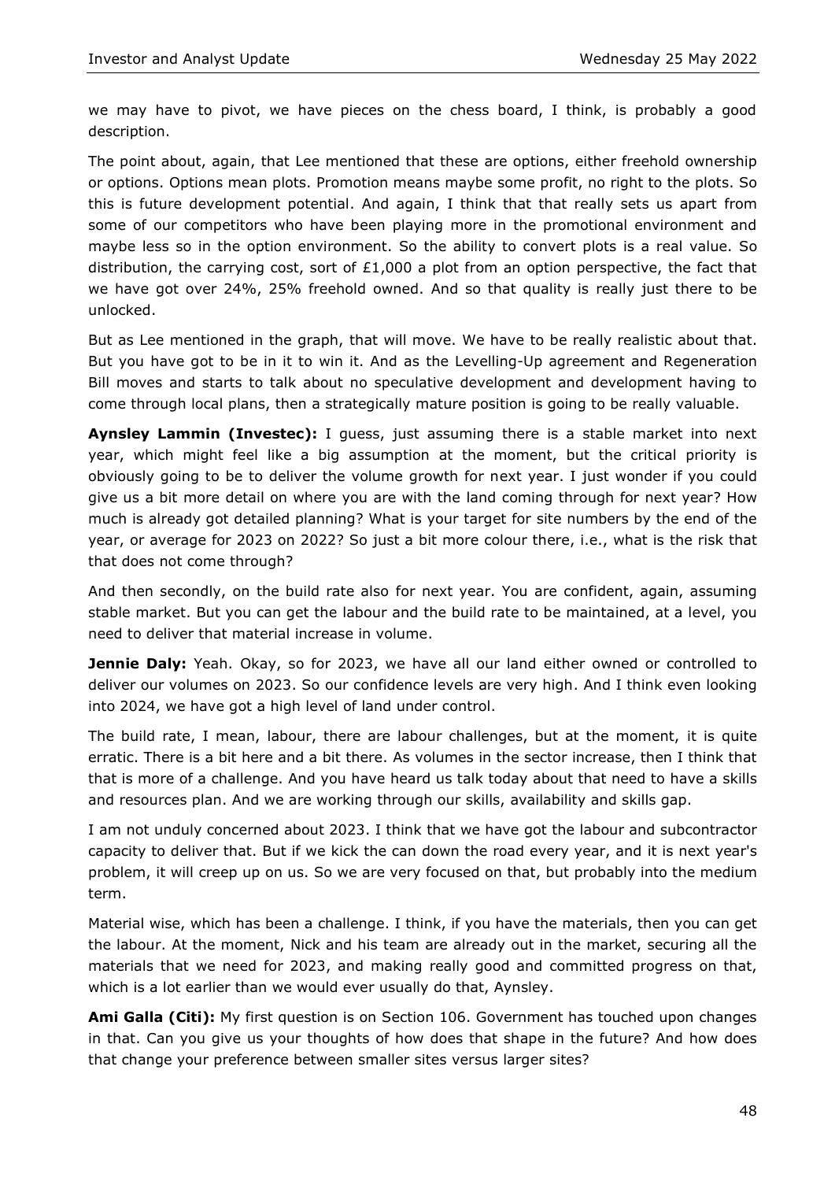we may have to pivot, we have pieces on the chess board, I think, is probably a good description.

The point about, again, that Lee mentioned that these are options, either freehold ownership or options. Options mean plots. Promotion means maybe some profit, no right to the plots. So this is future development potential. And again, I think that that really sets us apart from some of our competitors who have been playing more in the promotional environment and maybe less so in the option environment. So the ability to convert plots is a real value. So distribution, the carrying cost, sort of £1,000 a plot from an option perspective, the fact that we have got over 24%, 25% freehold owned. And so that quality is really just there to be unlocked.

But as Lee mentioned in the graph, that will move. We have to be really realistic about that. But you have got to be in it to win it. And as the Levelling-Up agreement and Regeneration Bill moves and starts to talk about no speculative development and development having to come through local plans, then a strategically mature position is going to be really valuable.

**Aynsley Lammin (Investec):** I guess, just assuming there is a stable market into next year, which might feel like a big assumption at the moment, but the critical priority is obviously going to be to deliver the volume growth for next year. I just wonder if you could give us a bit more detail on where you are with the land coming through for next year? How much is already got detailed planning? What is your target for site numbers by the end of the year, or average for 2023 on 2022? So just a bit more colour there, i.e., what is the risk that that does not come through?

And then secondly, on the build rate also for next year. You are confident, again, assuming stable market. But you can get the labour and the build rate to be maintained, at a level, you need to deliver that material increase in volume.

**Jennie Daly:** Yeah. Okay, so for 2023, we have all our land either owned or controlled to deliver our volumes on 2023. So our confidence levels are very high. And I think even looking into 2024, we have got a high level of land under control.

The build rate, I mean, labour, there are labour challenges, but at the moment, it is quite erratic. There is a bit here and a bit there. As volumes in the sector increase, then I think that that is more of a challenge. And you have heard us talk today about that need to have a skills and resources plan. And we are working through our skills, availability and skills gap.

I am not unduly concerned about 2023. I think that we have got the labour and subcontractor capacity to deliver that. But if we kick the can down the road every year, and it is next year's problem, it will creep up on us. So we are very focused on that, but probably into the medium term.

Material wise, which has been a challenge. I think, if you have the materials, then you can get the labour. At the moment, Nick and his team are already out in the market, securing all the materials that we need for 2023, and making really good and committed progress on that, which is a lot earlier than we would ever usually do that, Aynsley.

**Ami Galla (Citi):** My first question is on Section 106. Government has touched upon changes in that. Can you give us your thoughts of how does that shape in the future? And how does that change your preference between smaller sites versus larger sites?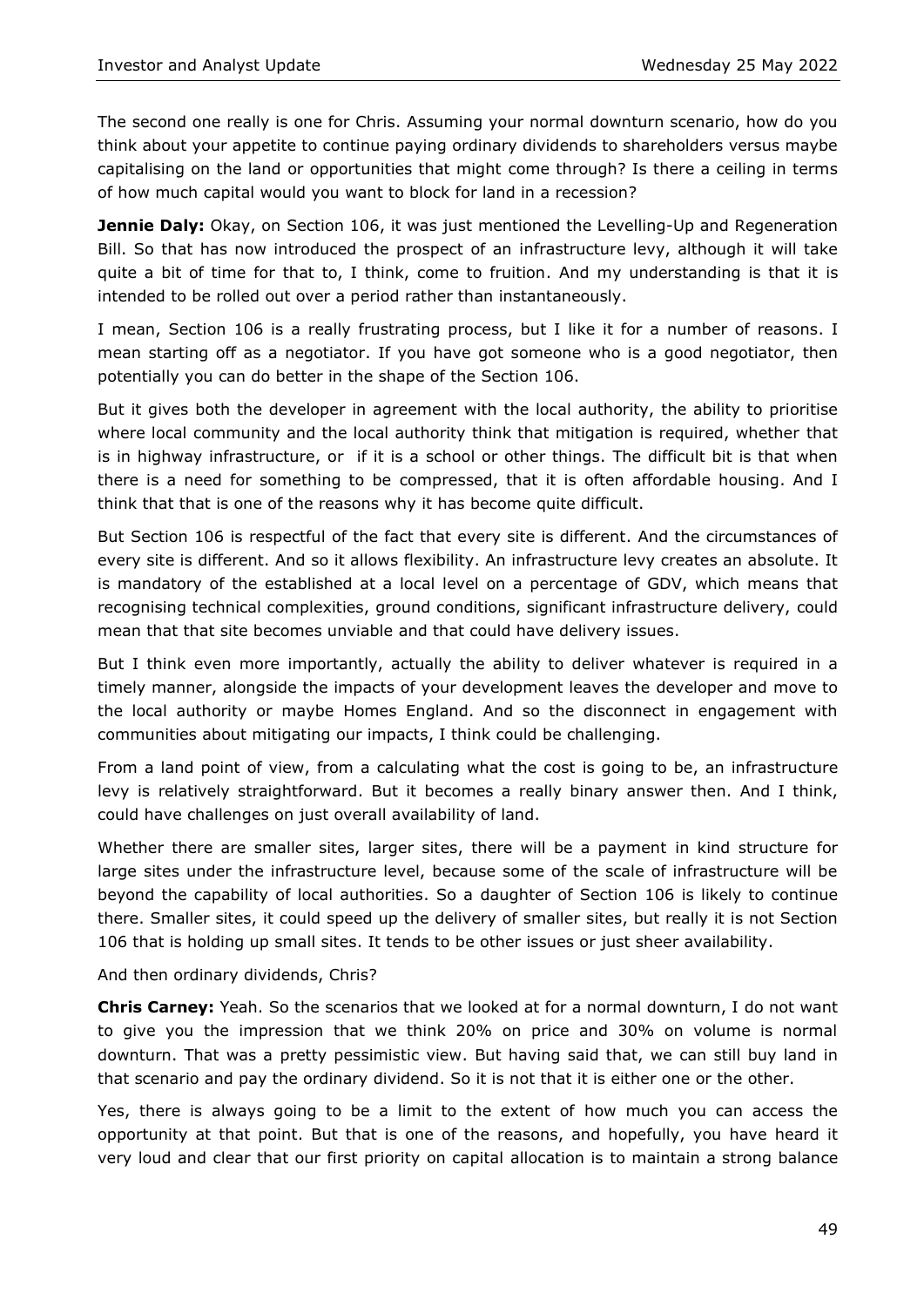The second one really is one for Chris. Assuming your normal downturn scenario, how do you think about your appetite to continue paying ordinary dividends to shareholders versus maybe capitalising on the land or opportunities that might come through? Is there a ceiling in terms of how much capital would you want to block for land in a recession?

**Jennie Daly:** Okay, on Section 106, it was just mentioned the Levelling-Up and Regeneration Bill. So that has now introduced the prospect of an infrastructure levy, although it will take quite a bit of time for that to, I think, come to fruition. And my understanding is that it is intended to be rolled out over a period rather than instantaneously.

I mean, Section 106 is a really frustrating process, but I like it for a number of reasons. I mean starting off as a negotiator. If you have got someone who is a good negotiator, then potentially you can do better in the shape of the Section 106.

But it gives both the developer in agreement with the local authority, the ability to prioritise where local community and the local authority think that mitigation is required, whether that is in highway infrastructure, or if it is a school or other things. The difficult bit is that when there is a need for something to be compressed, that it is often affordable housing. And I think that that is one of the reasons why it has become quite difficult.

But Section 106 is respectful of the fact that every site is different. And the circumstances of every site is different. And so it allows flexibility. An infrastructure levy creates an absolute. It is mandatory of the established at a local level on a percentage of GDV, which means that recognising technical complexities, ground conditions, significant infrastructure delivery, could mean that that site becomes unviable and that could have delivery issues.

But I think even more importantly, actually the ability to deliver whatever is required in a timely manner, alongside the impacts of your development leaves the developer and move to the local authority or maybe Homes England. And so the disconnect in engagement with communities about mitigating our impacts, I think could be challenging.

From a land point of view, from a calculating what the cost is going to be, an infrastructure levy is relatively straightforward. But it becomes a really binary answer then. And I think, could have challenges on just overall availability of land.

Whether there are smaller sites, larger sites, there will be a payment in kind structure for large sites under the infrastructure level, because some of the scale of infrastructure will be beyond the capability of local authorities. So a daughter of Section 106 is likely to continue there. Smaller sites, it could speed up the delivery of smaller sites, but really it is not Section 106 that is holding up small sites. It tends to be other issues or just sheer availability.

And then ordinary dividends, Chris?

**Chris Carney:** Yeah. So the scenarios that we looked at for a normal downturn, I do not want to give you the impression that we think 20% on price and 30% on volume is normal downturn. That was a pretty pessimistic view. But having said that, we can still buy land in that scenario and pay the ordinary dividend. So it is not that it is either one or the other.

Yes, there is always going to be a limit to the extent of how much you can access the opportunity at that point. But that is one of the reasons, and hopefully, you have heard it very loud and clear that our first priority on capital allocation is to maintain a strong balance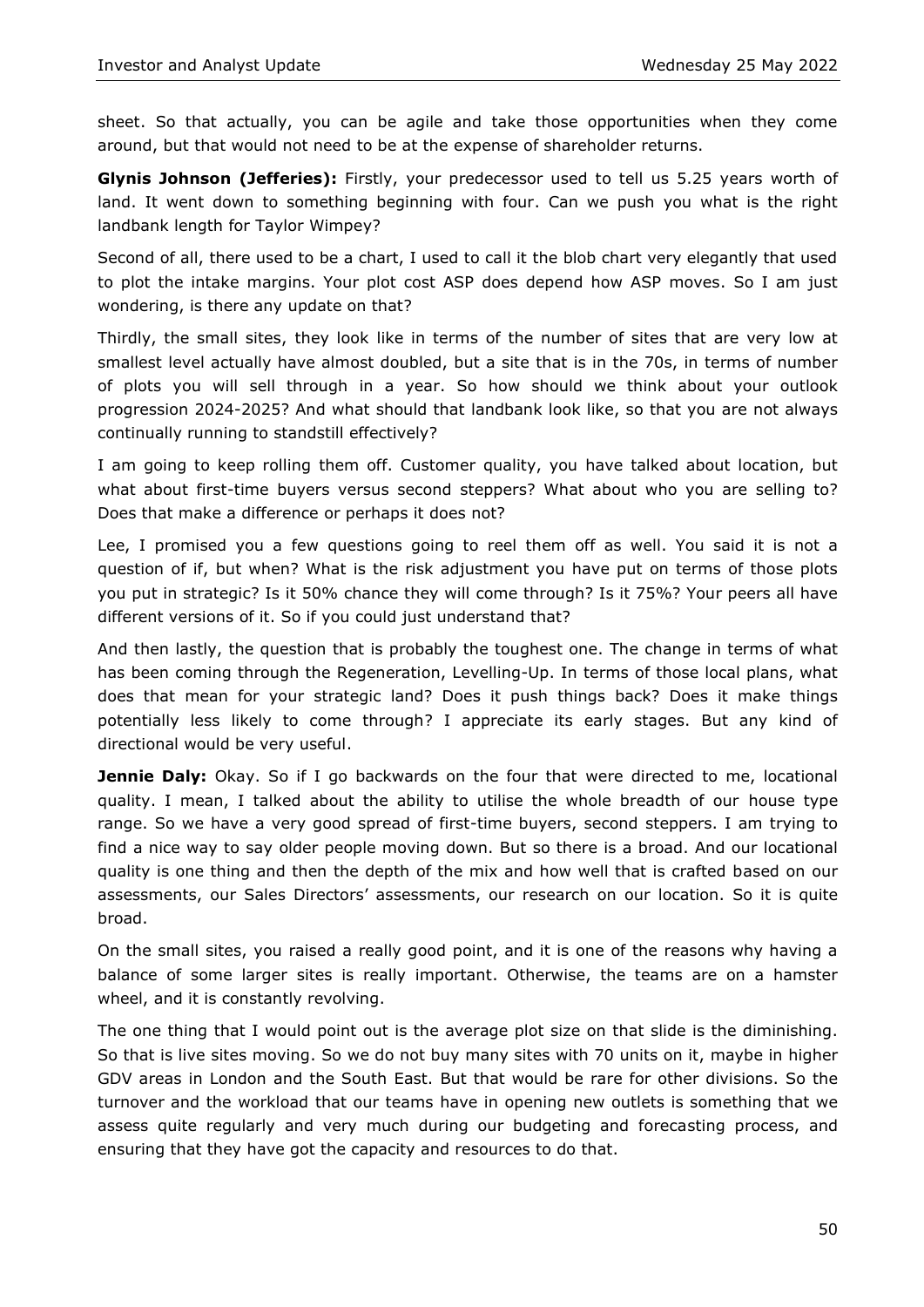sheet. So that actually, you can be agile and take those opportunities when they come around, but that would not need to be at the expense of shareholder returns.

**Glynis Johnson (Jefferies):** Firstly, your predecessor used to tell us 5.25 years worth of land. It went down to something beginning with four. Can we push you what is the right landbank length for Taylor Wimpey?

Second of all, there used to be a chart, I used to call it the blob chart very elegantly that used to plot the intake margins. Your plot cost ASP does depend how ASP moves. So I am just wondering, is there any update on that?

Thirdly, the small sites, they look like in terms of the number of sites that are very low at smallest level actually have almost doubled, but a site that is in the 70s, in terms of number of plots you will sell through in a year. So how should we think about your outlook progression 2024-2025? And what should that landbank look like, so that you are not always continually running to standstill effectively?

I am going to keep rolling them off. Customer quality, you have talked about location, but what about first-time buyers versus second steppers? What about who you are selling to? Does that make a difference or perhaps it does not?

Lee, I promised you a few questions going to reel them off as well. You said it is not a question of if, but when? What is the risk adjustment you have put on terms of those plots you put in strategic? Is it 50% chance they will come through? Is it 75%? Your peers all have different versions of it. So if you could just understand that?

And then lastly, the question that is probably the toughest one. The change in terms of what has been coming through the Regeneration, Levelling-Up. In terms of those local plans, what does that mean for your strategic land? Does it push things back? Does it make things potentially less likely to come through? I appreciate its early stages. But any kind of directional would be very useful.

**Jennie Daly:** Okay. So if I go backwards on the four that were directed to me, locational quality. I mean, I talked about the ability to utilise the whole breadth of our house type range. So we have a very good spread of first-time buyers, second steppers. I am trying to find a nice way to say older people moving down. But so there is a broad. And our locational quality is one thing and then the depth of the mix and how well that is crafted based on our assessments, our Sales Directors' assessments, our research on our location. So it is quite broad.

On the small sites, you raised a really good point, and it is one of the reasons why having a balance of some larger sites is really important. Otherwise, the teams are on a hamster wheel, and it is constantly revolving.

The one thing that I would point out is the average plot size on that slide is the diminishing. So that is live sites moving. So we do not buy many sites with 70 units on it, maybe in higher GDV areas in London and the South East. But that would be rare for other divisions. So the turnover and the workload that our teams have in opening new outlets is something that we assess quite regularly and very much during our budgeting and forecasting process, and ensuring that they have got the capacity and resources to do that.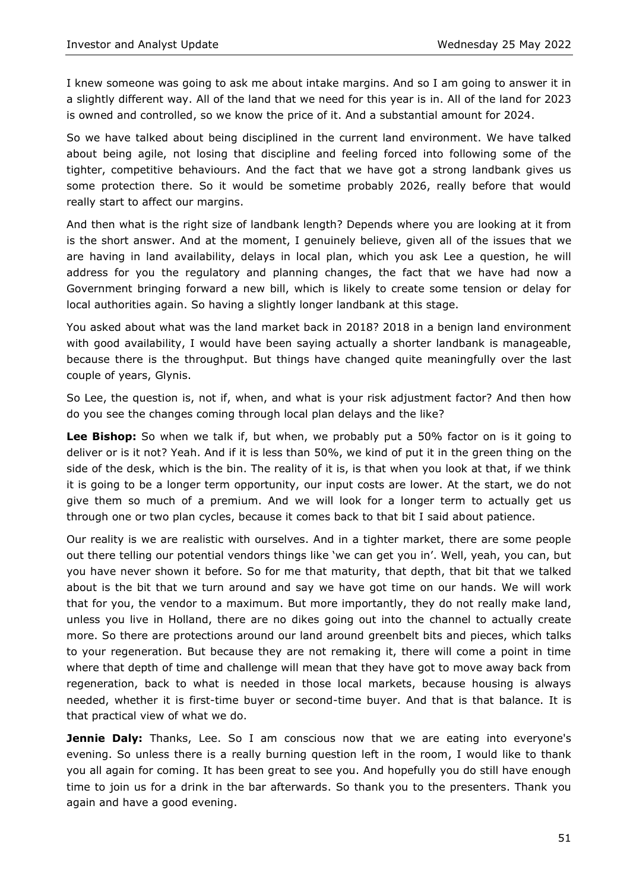I knew someone was going to ask me about intake margins. And so I am going to answer it in a slightly different way. All of the land that we need for this year is in. All of the land for 2023 is owned and controlled, so we know the price of it. And a substantial amount for 2024.

So we have talked about being disciplined in the current land environment. We have talked about being agile, not losing that discipline and feeling forced into following some of the tighter, competitive behaviours. And the fact that we have got a strong landbank gives us some protection there. So it would be sometime probably 2026, really before that would really start to affect our margins.

And then what is the right size of landbank length? Depends where you are looking at it from is the short answer. And at the moment, I genuinely believe, given all of the issues that we are having in land availability, delays in local plan, which you ask Lee a question, he will address for you the regulatory and planning changes, the fact that we have had now a Government bringing forward a new bill, which is likely to create some tension or delay for local authorities again. So having a slightly longer landbank at this stage.

You asked about what was the land market back in 2018? 2018 in a benign land environment with good availability, I would have been saying actually a shorter landbank is manageable, because there is the throughput. But things have changed quite meaningfully over the last couple of years, Glynis.

So Lee, the question is, not if, when, and what is your risk adjustment factor? And then how do you see the changes coming through local plan delays and the like?

**Lee Bishop:** So when we talk if, but when, we probably put a 50% factor on is it going to deliver or is it not? Yeah. And if it is less than 50%, we kind of put it in the green thing on the side of the desk, which is the bin. The reality of it is, is that when you look at that, if we think it is going to be a longer term opportunity, our input costs are lower. At the start, we do not give them so much of a premium. And we will look for a longer term to actually get us through one or two plan cycles, because it comes back to that bit I said about patience.

Our reality is we are realistic with ourselves. And in a tighter market, there are some people out there telling our potential vendors things like 'we can get you in'. Well, yeah, you can, but you have never shown it before. So for me that maturity, that depth, that bit that we talked about is the bit that we turn around and say we have got time on our hands. We will work that for you, the vendor to a maximum. But more importantly, they do not really make land, unless you live in Holland, there are no dikes going out into the channel to actually create more. So there are protections around our land around greenbelt bits and pieces, which talks to your regeneration. But because they are not remaking it, there will come a point in time where that depth of time and challenge will mean that they have got to move away back from regeneration, back to what is needed in those local markets, because housing is always needed, whether it is first-time buyer or second-time buyer. And that is that balance. It is that practical view of what we do.

**Jennie Daly:** Thanks, Lee. So I am conscious now that we are eating into everyone's evening. So unless there is a really burning question left in the room, I would like to thank you all again for coming. It has been great to see you. And hopefully you do still have enough time to join us for a drink in the bar afterwards. So thank you to the presenters. Thank you again and have a good evening.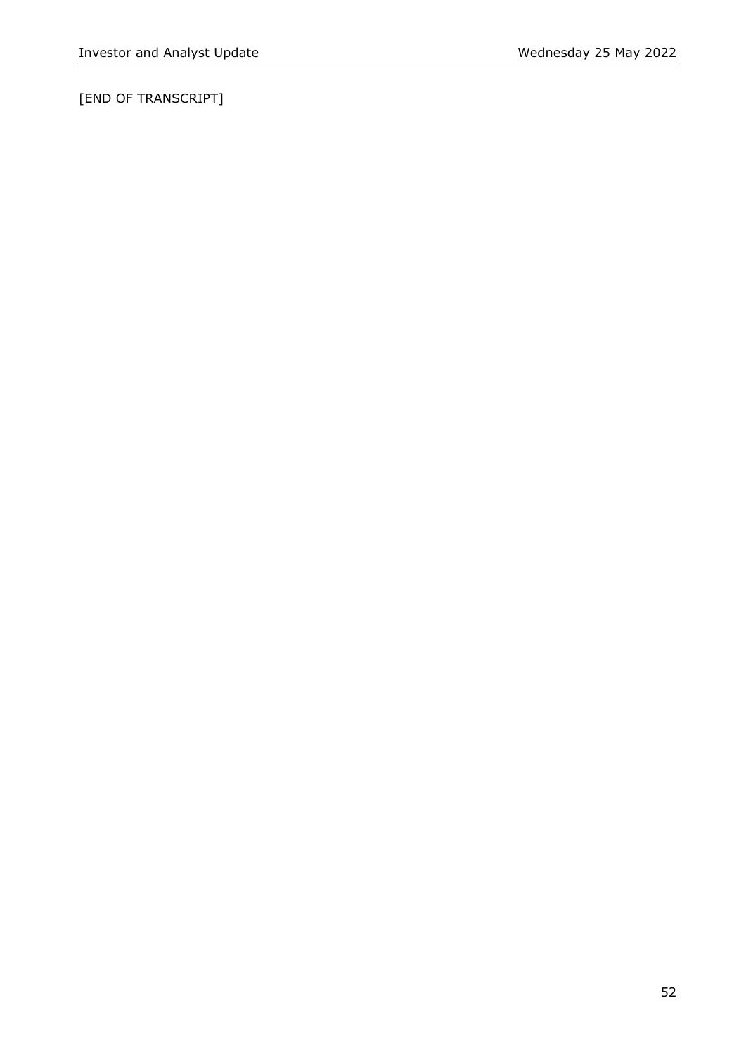[END OF TRANSCRIPT]